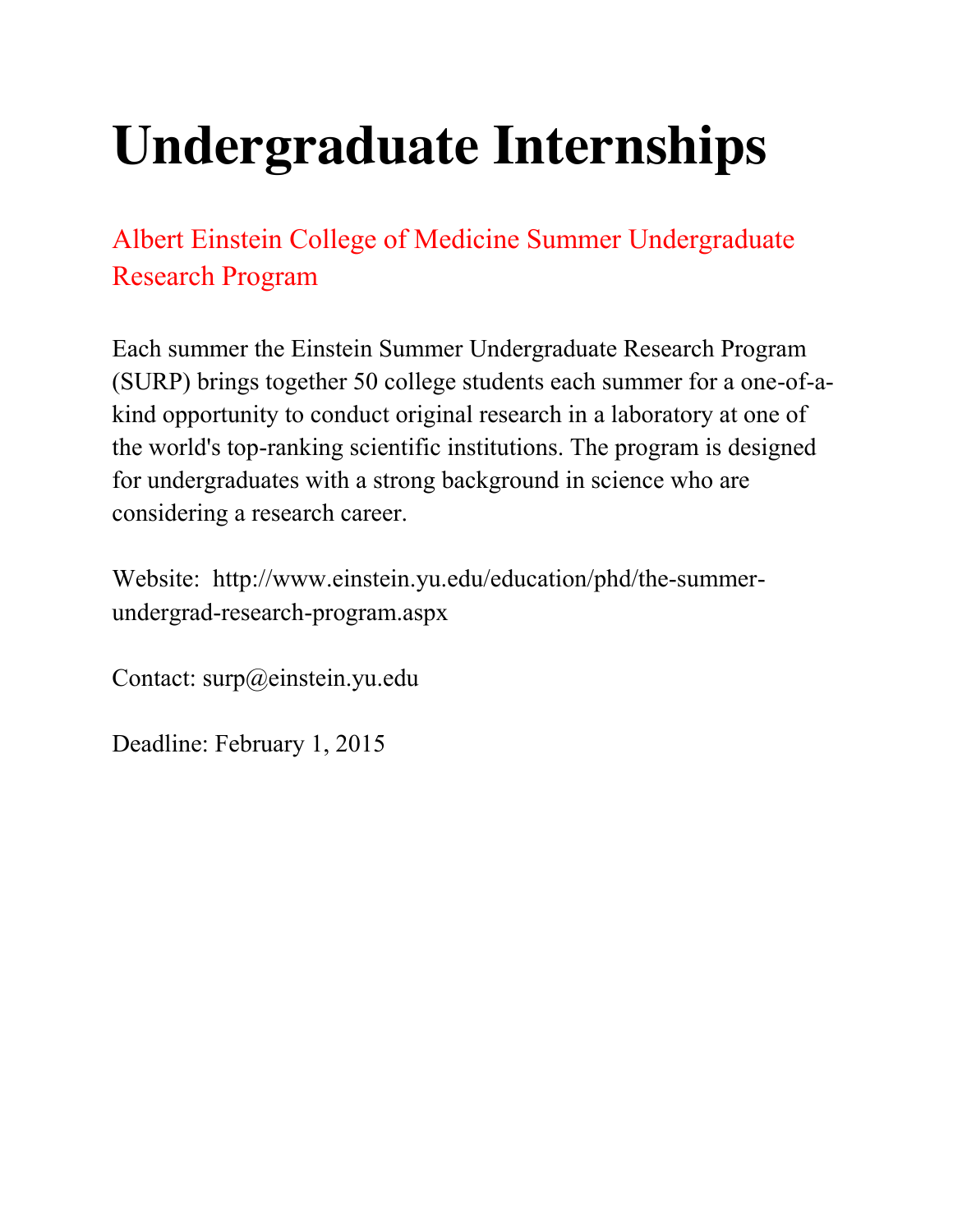# Undergraduate Internships

## Albert Einstein College of Medicine Summer Undergraduate Research Program

Each summer the Einstein Summer Undergraduate Research Program (SURP) brings together 50 college students each summer for a one-of-a-kind opportunity to conduct original research in a laboratory at one of the world's top-ranking scientific institutions. The program is designed for undergraduates with a strong background in science who are considering a research career.

Website: http://www.einstein.yu.edu/education/phd/the-summer-undergrad-research-program.aspx

Contact: surp@einstein.yu.edu

Deadline: February 1, 2015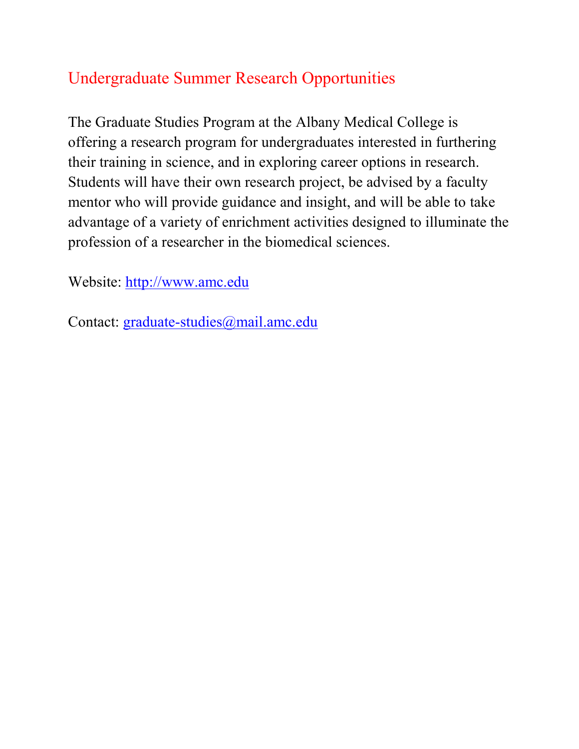## Undergraduate Summer Research Opportunities

The Graduate Studies Program at the Albany Medical College is offering a research program for undergraduates interested in furthering their training in science, and in exploring career options in research. Students will have their own research project, be advised by a faculty mentor who will provide guidance and insight, and will be able to take advantage of a variety of enrichment activities designed to illuminate the profession of a researcher in the biomedical sciences.

Website: [http://www.amc.edu](http://www.amc.edu)

Contact: [graduate-studies@mail.amc.edu](mailto:graduate-studies@mail.amc.edu)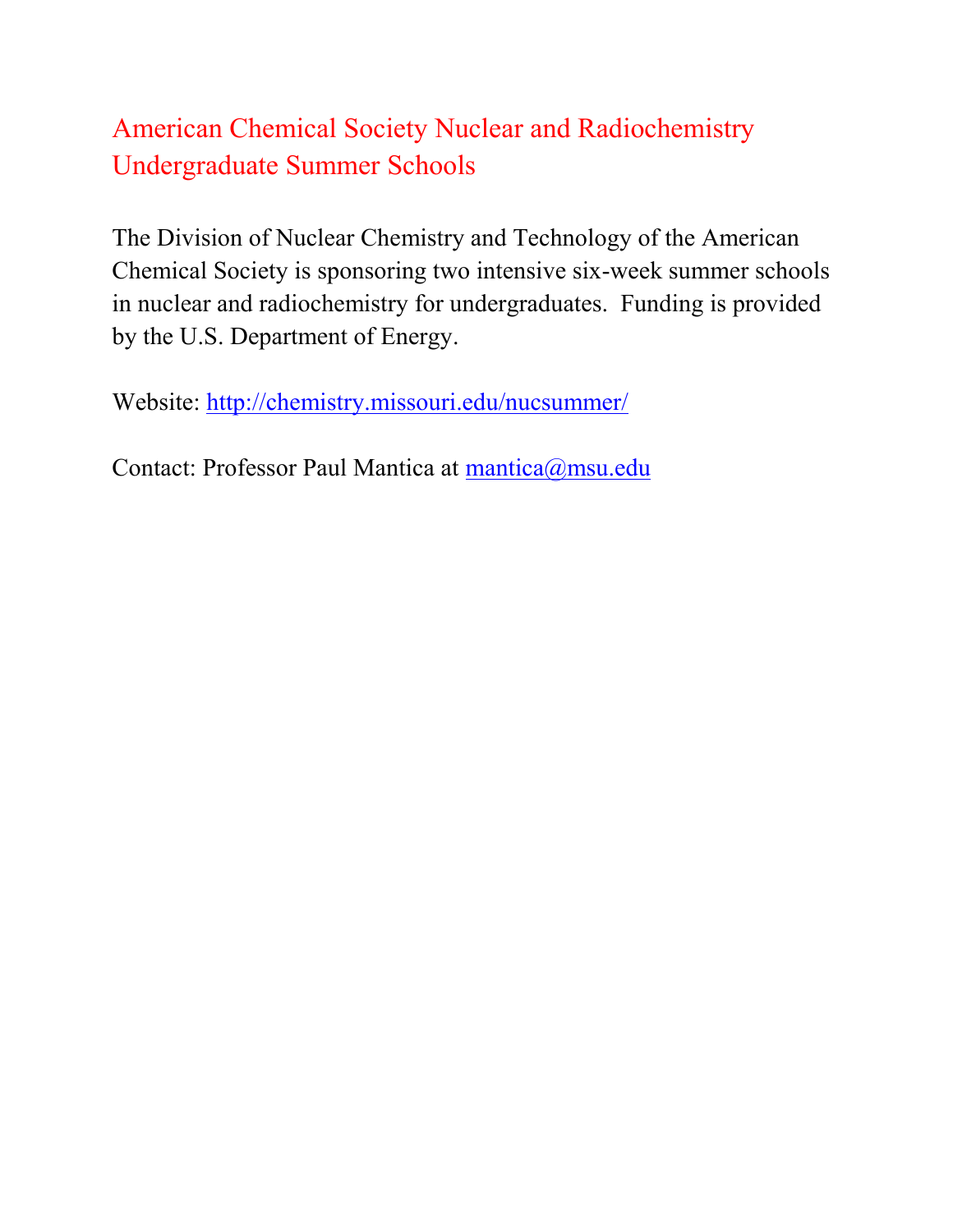## American Chemical Society Nuclear and Radiochemistry Undergraduate Summer Schools

The Division of Nuclear Chemistry and Technology of the American Chemical Society is sponsoring two intensive six-week summer schools in nuclear and radiochemistry for undergraduates. Funding is provided by the U.S. Department of Energy.

Website: http://chemistry.missouri.edu/nucsummer/

Contact: Professor Paul Mantica at mantica@msu.edu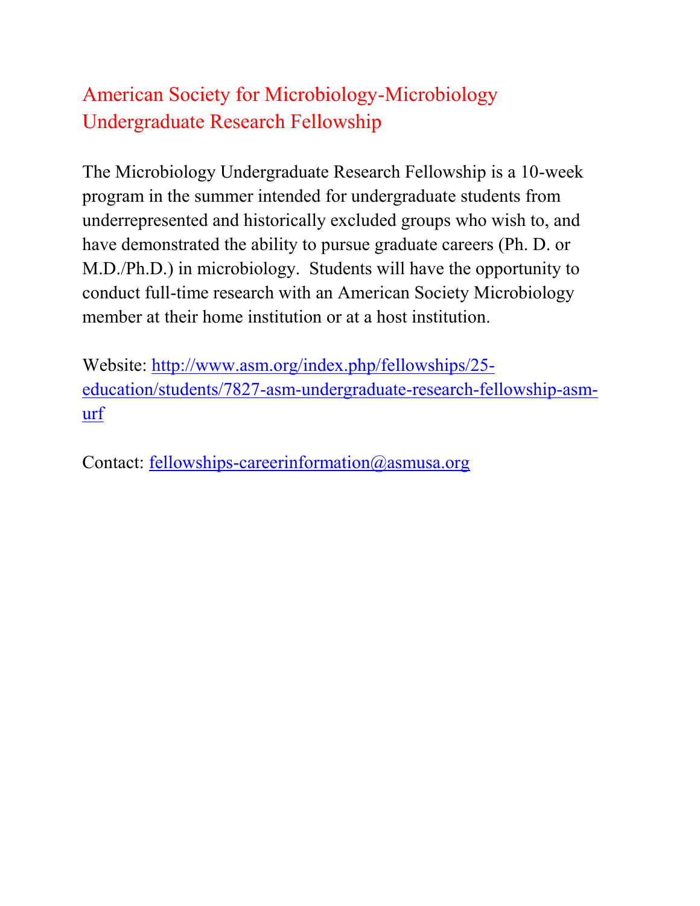# American Society for Microbiology-Microbiology Undergraduate Research Fellowship

The Microbiology Undergraduate Research Fellowship is a 10-week program in the summer intended for undergraduate students from underrepresented and historically excluded groups who wish to, and have demonstrated the ability to pursue graduate careers (Ph. D. or M.D./Ph.D.) in microbiology. Students will have the opportunity to conduct full-time research with an American Society Microbiology member at their home institution or at a host institution.

Website: [http://www.asm.org/index.php/fellowships/25-education/students/7827-asm-undergraduate-research-fellowship-asm-urf](http://www.asm.org/index.php/fellowships/25-education/students/7827-asm-undergraduate-research-fellowship-asm-urf)

Contact: [fellowships-careerinformation@asmusa.org](mailto:fellowships-careerinformation@asmusa.org)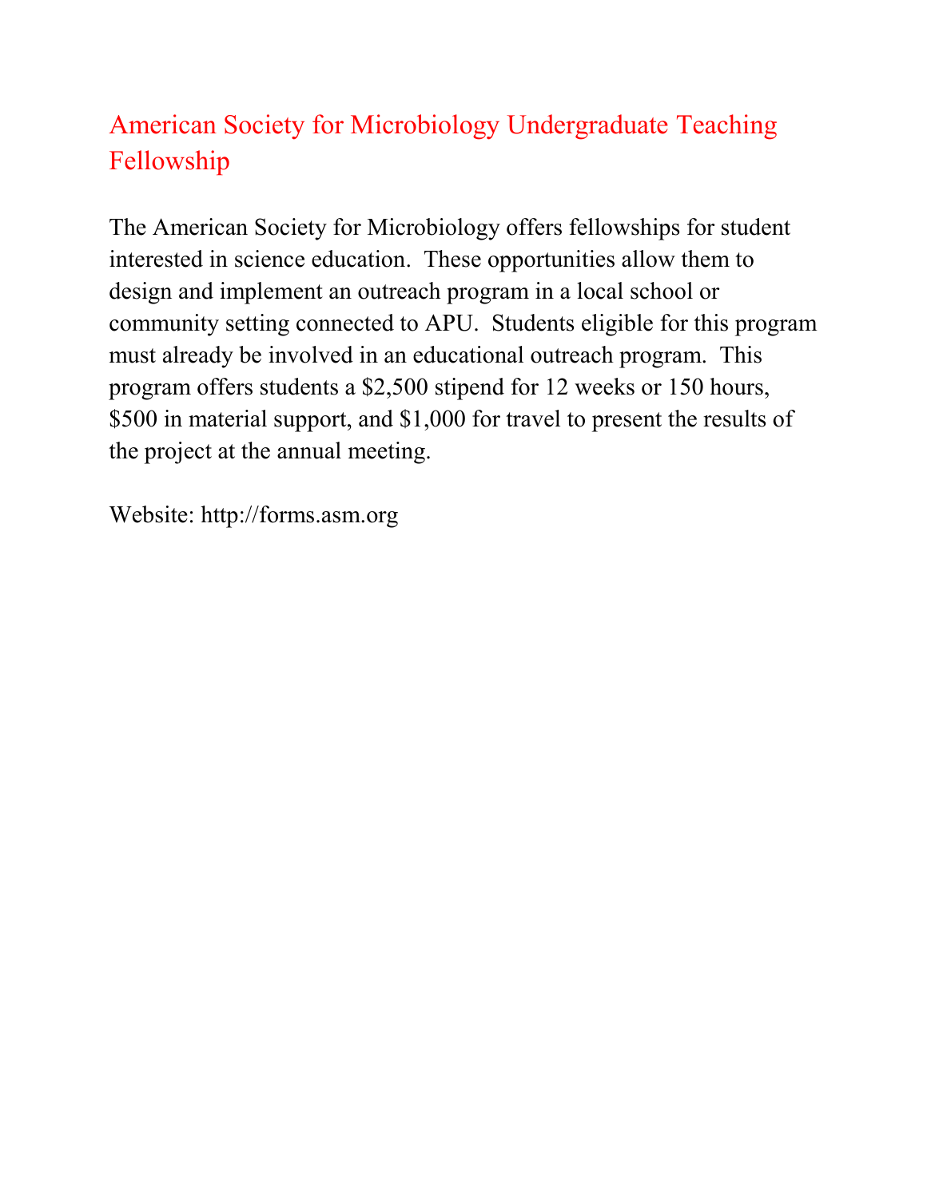## American Society for Microbiology Undergraduate Teaching Fellowship

The American Society for Microbiology offers fellowships for student interested in science education. These opportunities allow them to design and implement an outreach program in a local school or community setting connected to APU. Students eligible for this program must already be involved in an educational outreach program. This program offers students a $2,500 stipend for 12 weeks or 150 hours, $500 in material support, and $1,000 for travel to present the results of the project at the annual meeting.

Website: http://forms.asm.org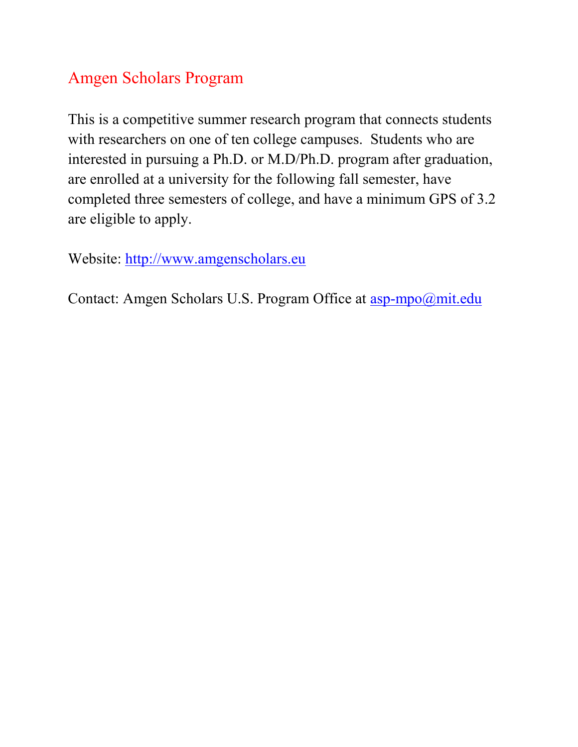## Amgen Scholars Program

This is a competitive summer research program that connects students with researchers on one of ten college campuses. Students who are interested in pursuing a Ph.D. or M.D/Ph.D. program after graduation, are enrolled at a university for the following fall semester, have completed three semesters of college, and have a minimum GPS of 3.2 are eligible to apply.

Website: http://www.amgenscholars.eu

Contact: Amgen Scholars U.S. Program Office at asp-mpo@mit.edu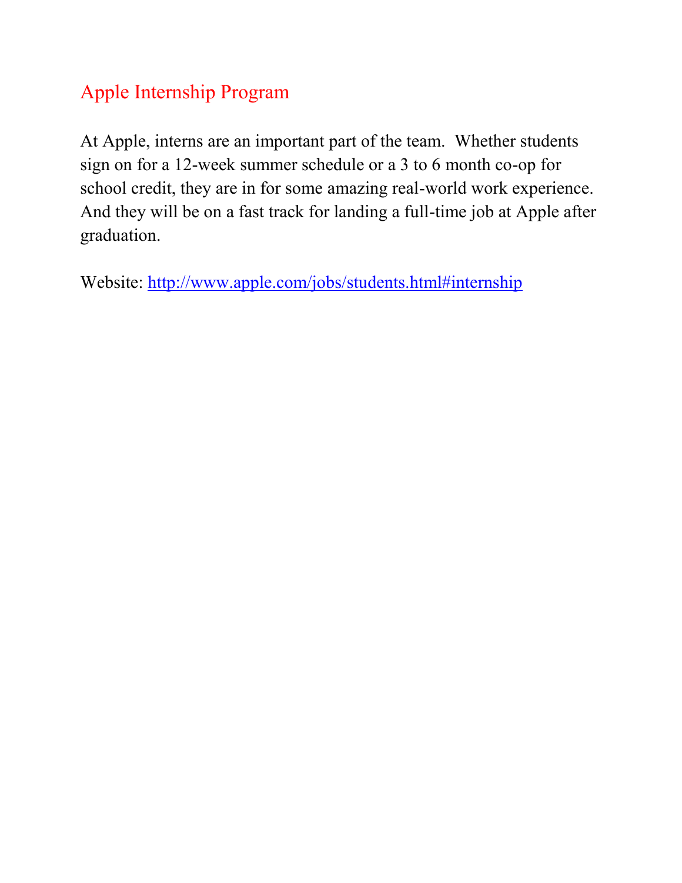## Apple Internship Program

At Apple, interns are an important part of the team. Whether students sign on for a 12-week summer schedule or a 3 to 6 month co-op for school credit, they are in for some amazing real-world work experience. And they will be on a fast track for landing a full-time job at Apple after graduation.

Website: http://www.apple.com/jobs/students.html#internship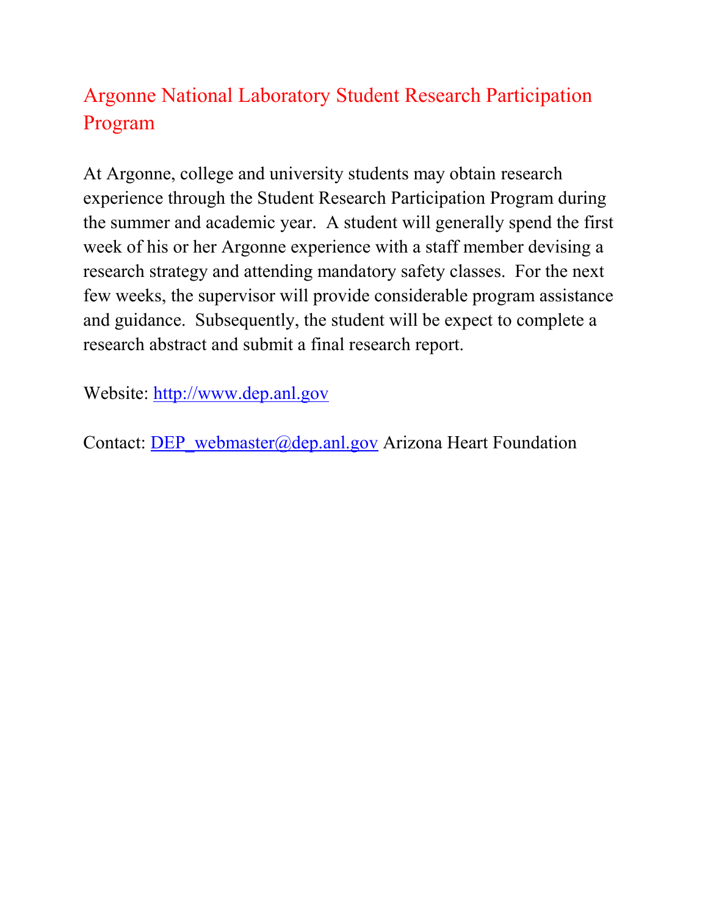## Argonne National Laboratory Student Research Participation Program

At Argonne, college and university students may obtain research experience through the Student Research Participation Program during the summer and academic year. A student will generally spend the first week of his or her Argonne experience with a staff member devising a research strategy and attending mandatory safety classes. For the next few weeks, the supervisor will provide considerable program assistance and guidance. Subsequently, the student will be expect to complete a research abstract and submit a final research report.

Website: http://www.dep.anl.gov

Contact: DEP_webmaster@dep.anl.gov Arizona Heart Foundation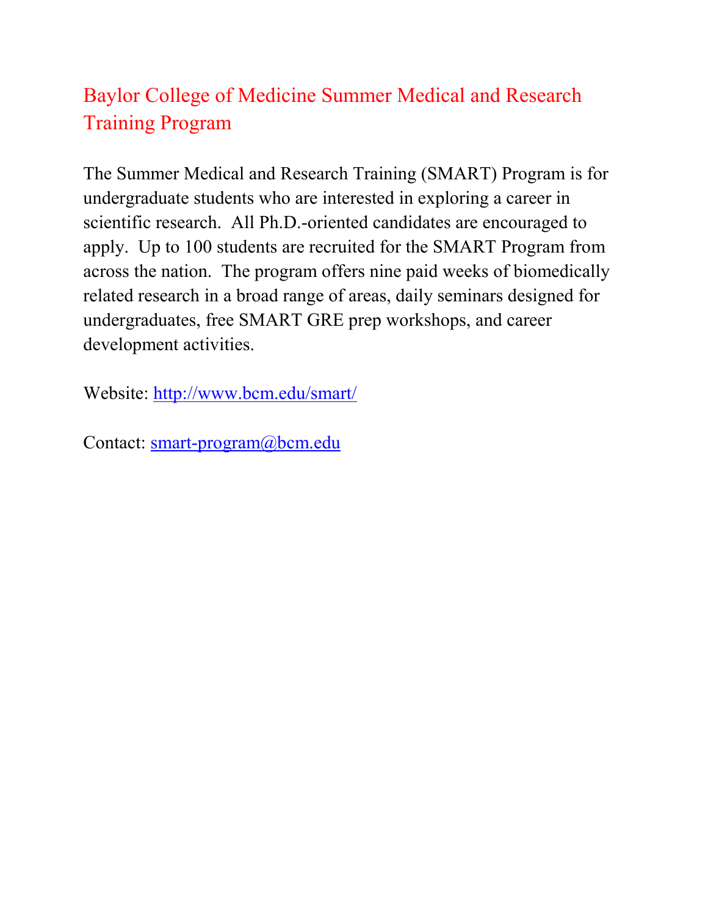## Baylor College of Medicine Summer Medical and Research Training Program

The Summer Medical and Research Training (SMART) Program is for undergraduate students who are interested in exploring a career in scientific research. All Ph.D.-oriented candidates are encouraged to apply. Up to 100 students are recruited for the SMART Program from across the nation. The program offers nine paid weeks of biomedically related research in a broad range of areas, daily seminars designed for undergraduates, free SMART GRE prep workshops, and career development activities.

Website: http://www.bcm.edu/smart/

Contact: smart-program@bcm.edu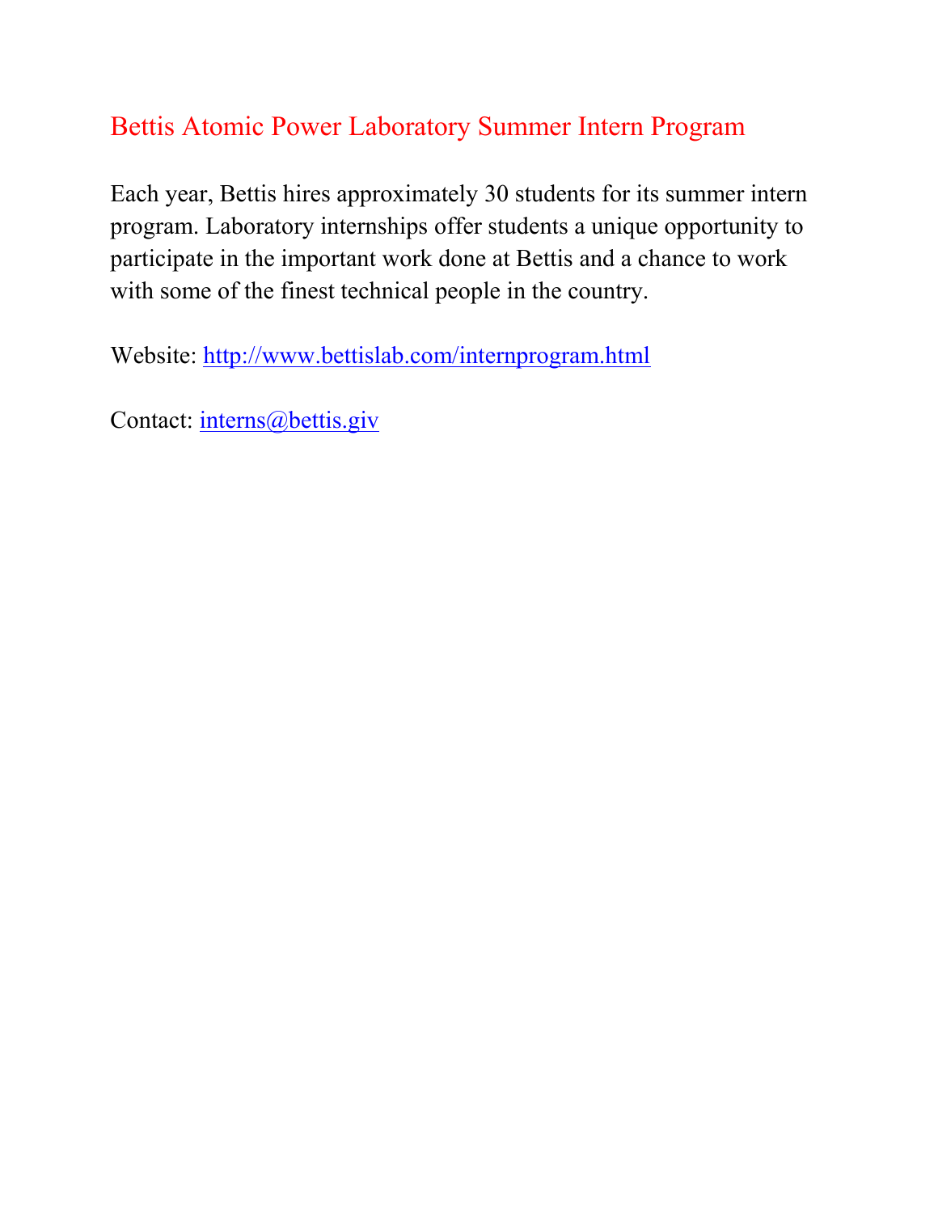# Bettis Atomic Power Laboratory Summer Intern Program

Each year, Bettis hires approximately 30 students for its summer intern program. Laboratory internships offer students a unique opportunity to participate in the important work done at Bettis and a chance to work with some of the finest technical people in the country.

Website: http://www.bettislab.com/internprogram.html

Contact: interns@bettis.giv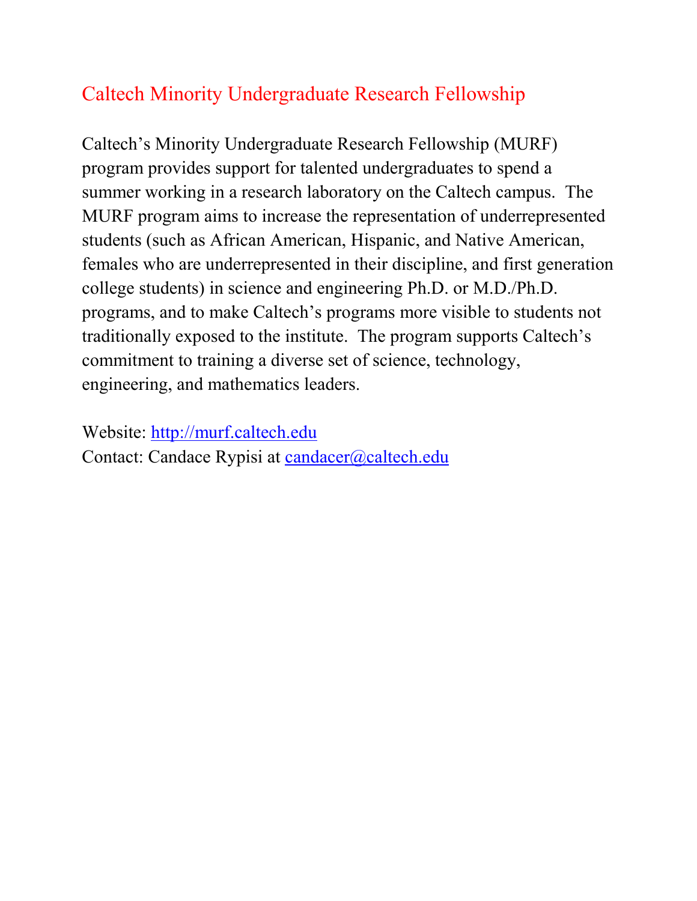## Caltech Minority Undergraduate Research Fellowship

Caltech's Minority Undergraduate Research Fellowship (MURF) program provides support for talented undergraduates to spend a summer working in a research laboratory on the Caltech campus. The MURF program aims to increase the representation of underrepresented students (such as African American, Hispanic, and Native American, females who are underrepresented in their discipline, and first generation college students) in science and engineering Ph.D. or M.D./Ph.D. programs, and to make Caltech's programs more visible to students not traditionally exposed to the institute. The program supports Caltech's commitment to training a diverse set of science, technology, engineering, and mathematics leaders.

Website: http://murf.caltech.edu
Contact: Candace Rypisi at candacer@caltech.edu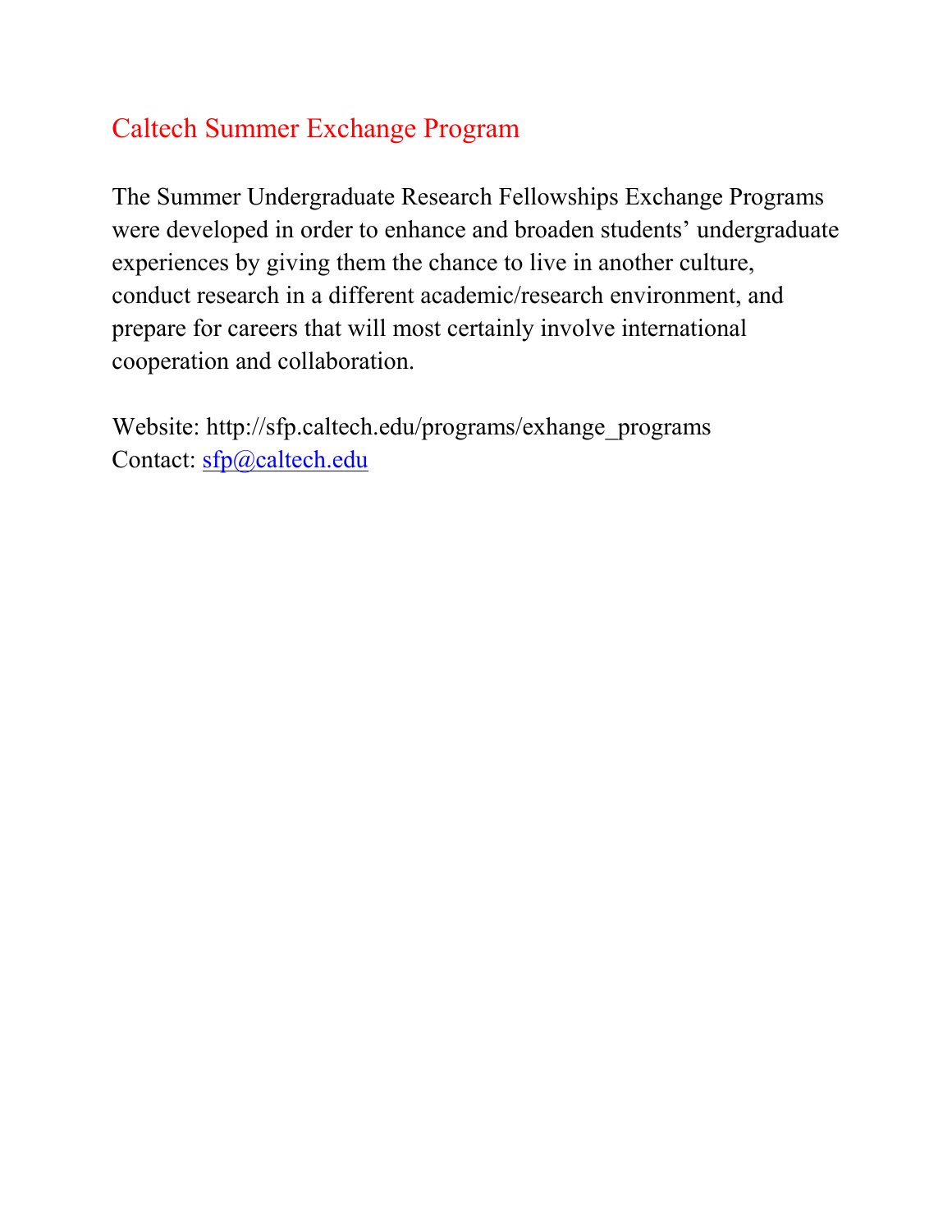# Caltech Summer Exchange Program

The Summer Undergraduate Research Fellowships Exchange Programs were developed in order to enhance and broaden students' undergraduate experiences by giving them the chance to live in another culture, conduct research in a different academic/research environment, and prepare for careers that will most certainly involve international cooperation and collaboration.

Website: http://sfp.caltech.edu/programs/exhange_programs
Contact: [sfp@caltech.edu](mailto:sfp@caltech.edu)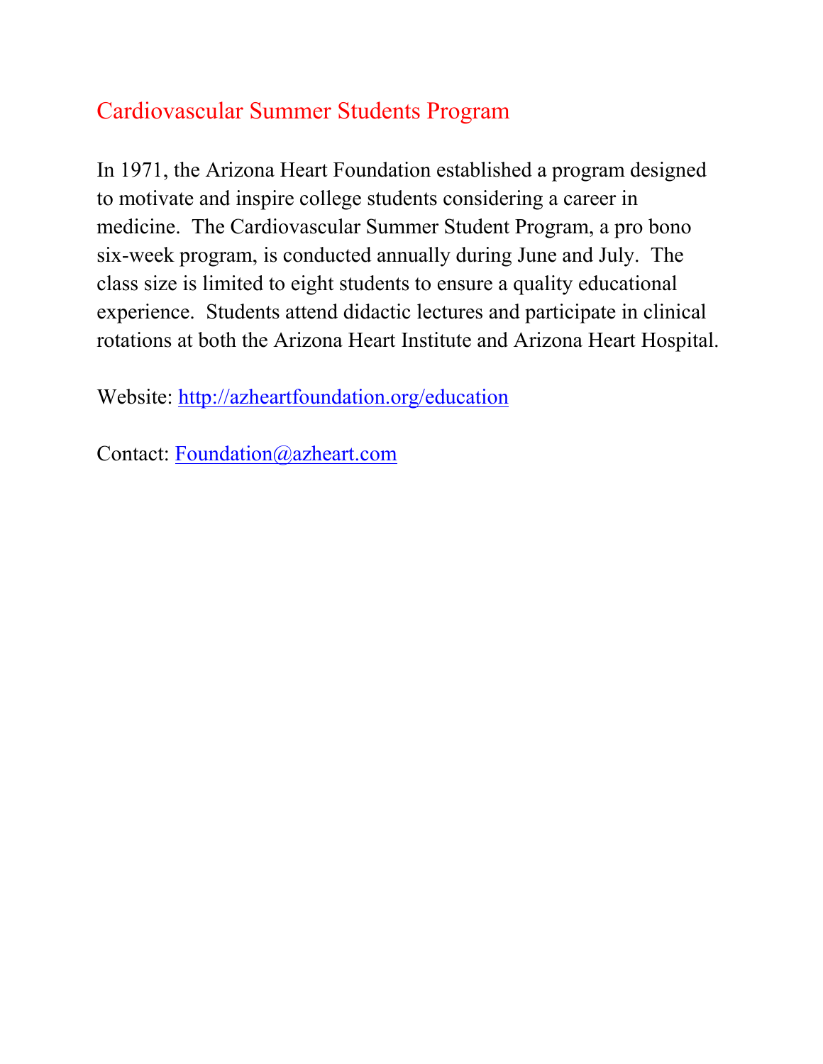## Cardiovascular Summer Students Program

In 1971, the Arizona Heart Foundation established a program designed to motivate and inspire college students considering a career in medicine. The Cardiovascular Summer Student Program, a pro bono six-week program, is conducted annually during June and July. The class size is limited to eight students to ensure a quality educational experience. Students attend didactic lectures and participate in clinical rotations at both the Arizona Heart Institute and Arizona Heart Hospital.

Website: http://azheartfoundation.org/education

Contact: Foundation@azheart.com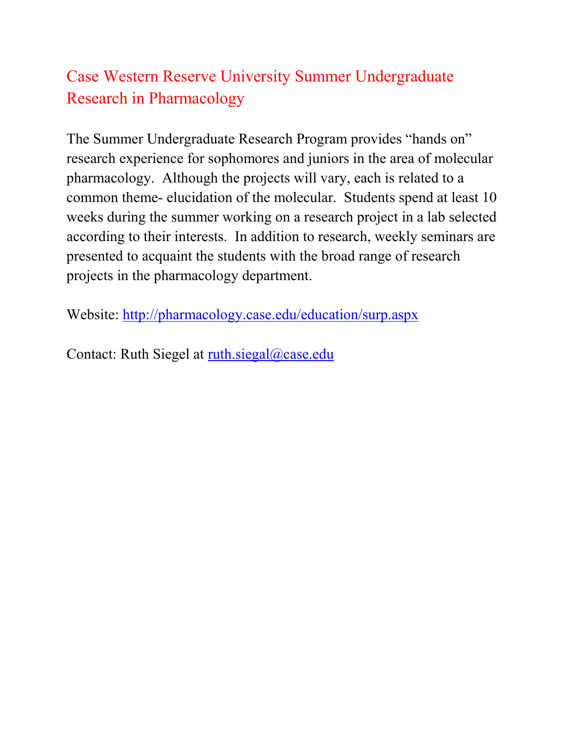# Case Western Reserve University Summer Undergraduate Research in Pharmacology

The Summer Undergraduate Research Program provides "hands on" research experience for sophomores and juniors in the area of molecular pharmacology. Although the projects will vary, each is related to a common theme- elucidation of the molecular. Students spend at least 10 weeks during the summer working on a research project in a lab selected according to their interests. In addition to research, weekly seminars are presented to acquaint the students with the broad range of research projects in the pharmacology department.

Website: http://pharmacology.case.edu/education/surp.aspx

Contact: Ruth Siegel at ruth.siegal@case.edu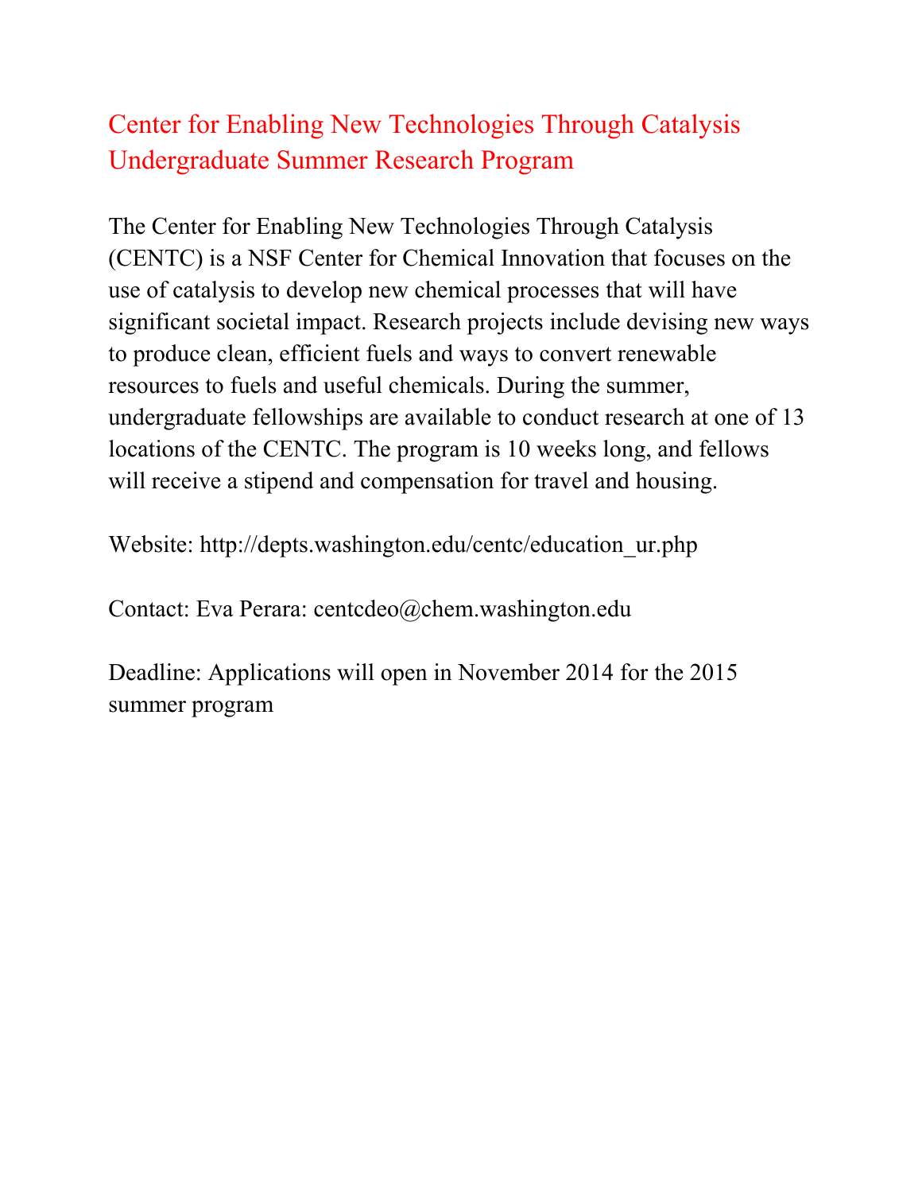# Center for Enabling New Technologies Through Catalysis Undergraduate Summer Research Program

The Center for Enabling New Technologies Through Catalysis (CENTC) is a NSF Center for Chemical Innovation that focuses on the use of catalysis to develop new chemical processes that will have significant societal impact. Research projects include devising new ways to produce clean, efficient fuels and ways to convert renewable resources to fuels and useful chemicals. During the summer, undergraduate fellowships are available to conduct research at one of 13 locations of the CENTC. The program is 10 weeks long, and fellows will receive a stipend and compensation for travel and housing.

Website: http://depts.washington.edu/centc/education_ur.php

Contact: Eva Perara: centcdeo@chem.washington.edu

Deadline: Applications will open in November 2014 for the 2015 summer program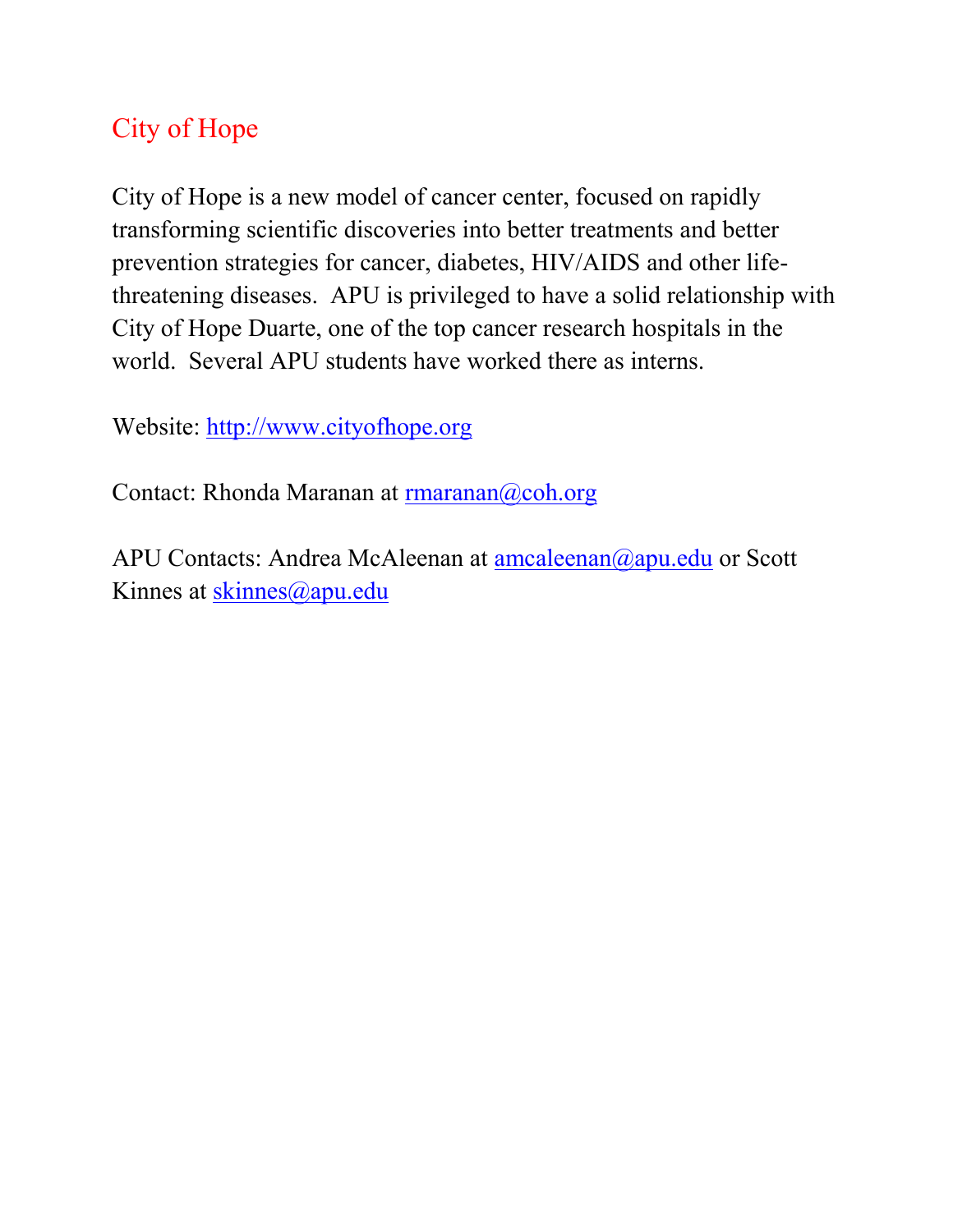## City of Hope

City of Hope is a new model of cancer center, focused on rapidly transforming scientific discoveries into better treatments and better prevention strategies for cancer, diabetes, HIV/AIDS and other life-threatening diseases. APU is privileged to have a solid relationship with City of Hope Duarte, one of the top cancer research hospitals in the world. Several APU students have worked there as interns.

Website: http://www.cityofhope.org

Contact: Rhonda Maranan at rmaranan@coh.org

APU Contacts: Andrea McAleenan at amcaleenan@apu.edu or Scott Kinnes at skinnes@apu.edu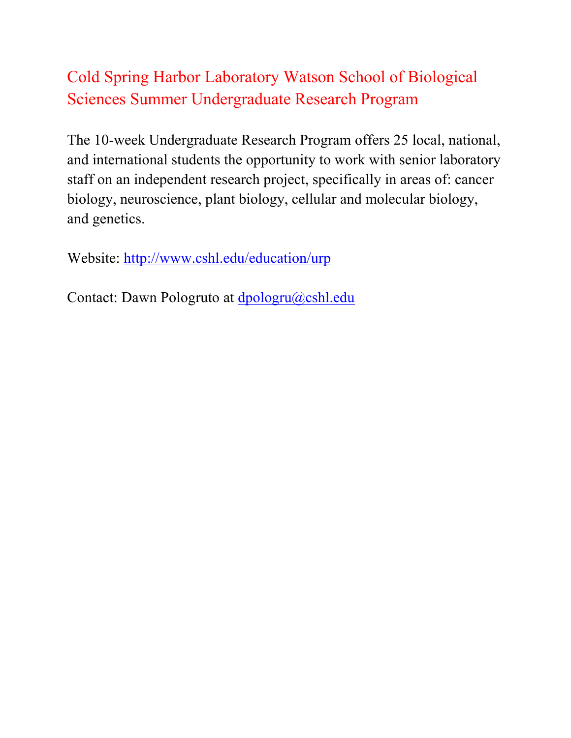## Cold Spring Harbor Laboratory Watson School of Biological Sciences Summer Undergraduate Research Program

The 10-week Undergraduate Research Program offers 25 local, national, and international students the opportunity to work with senior laboratory staff on an independent research project, specifically in areas of: cancer biology, neuroscience, plant biology, cellular and molecular biology, and genetics.

Website: http://www.cshl.edu/education/urp

Contact: Dawn Pologruto at dpologru@cshl.edu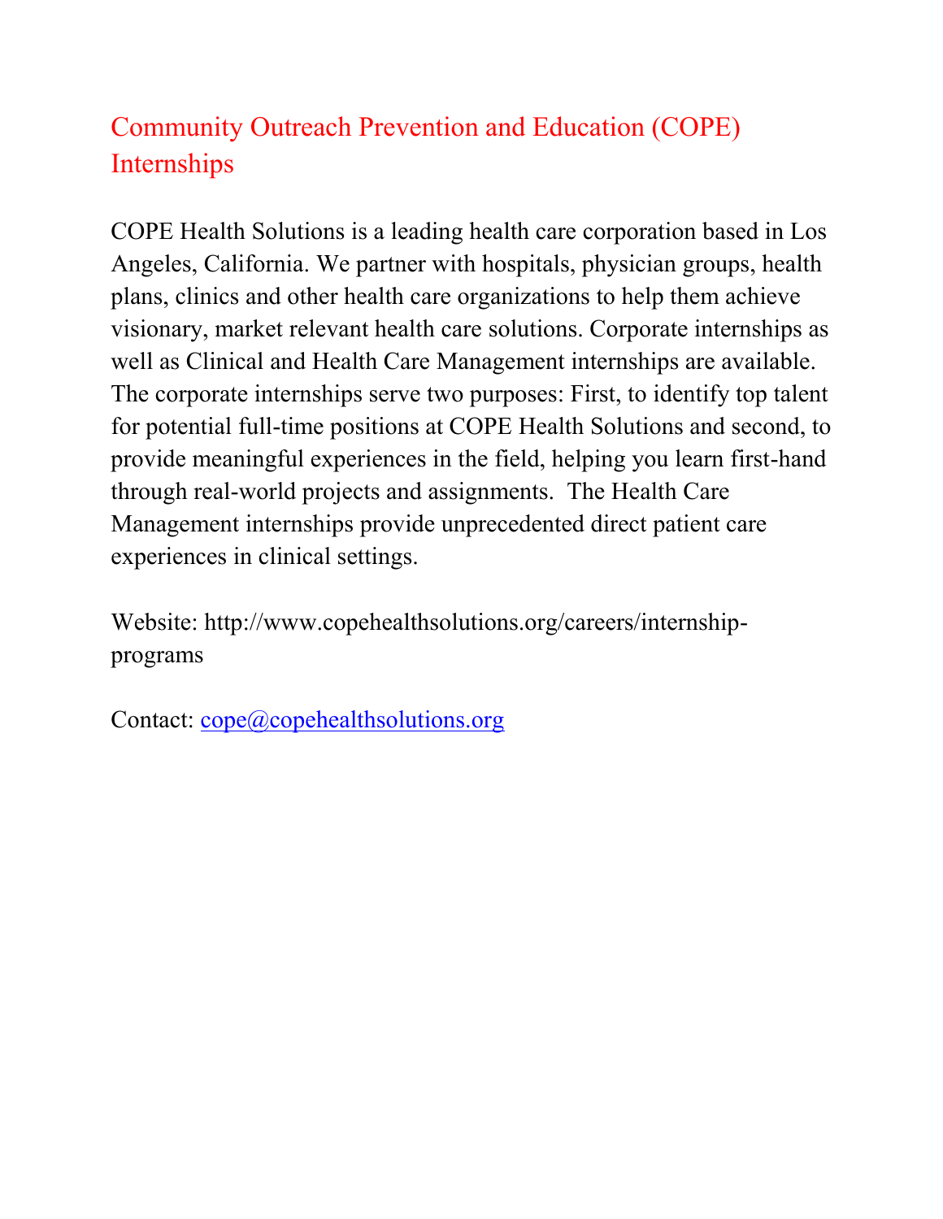## Community Outreach Prevention and Education (COPE) Internships

COPE Health Solutions is a leading health care corporation based in Los Angeles, California. We partner with hospitals, physician groups, health plans, clinics and other health care organizations to help them achieve visionary, market relevant health care solutions. Corporate internships as well as Clinical and Health Care Management internships are available. The corporate internships serve two purposes: First, to identify top talent for potential full-time positions at COPE Health Solutions and second, to provide meaningful experiences in the field, helping you learn first-hand through real-world projects and assignments. The Health Care Management internships provide unprecedented direct patient care experiences in clinical settings.

Website: http://www.copehealthsolutions.org/careers/internship-programs

Contact: cope@copehealthsolutions.org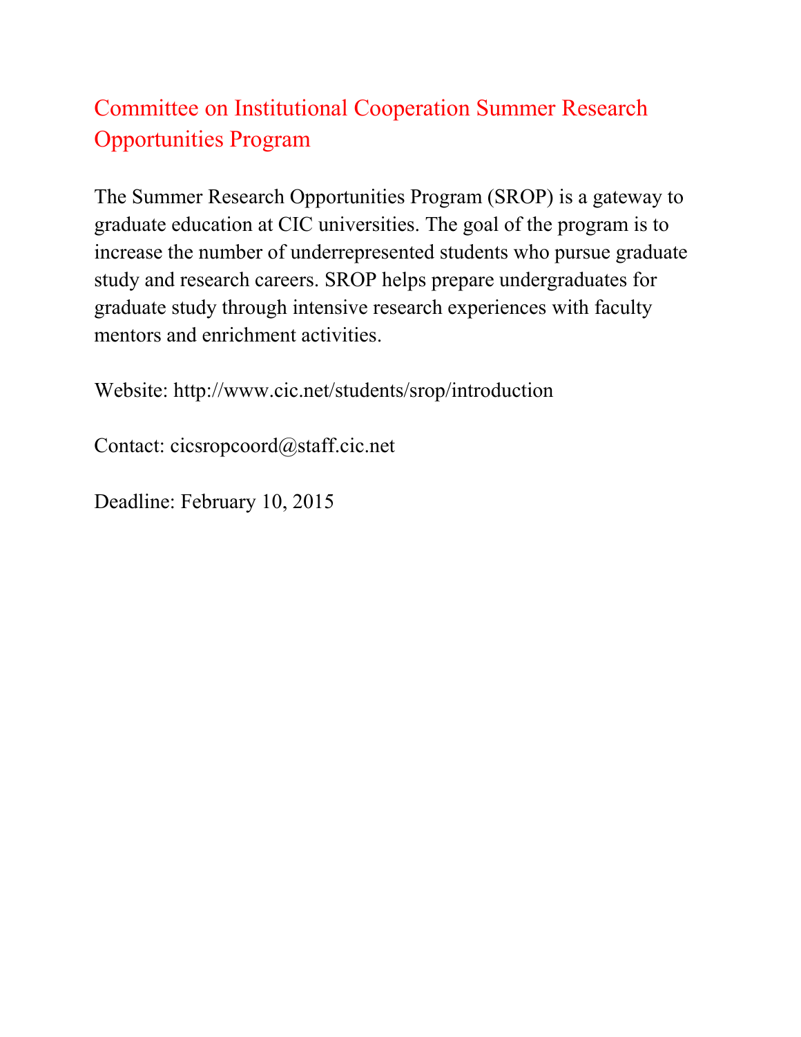## Committee on Institutional Cooperation Summer Research Opportunities Program

The Summer Research Opportunities Program (SROP) is a gateway to graduate education at CIC universities. The goal of the program is to increase the number of underrepresented students who pursue graduate study and research careers. SROP helps prepare undergraduates for graduate study through intensive research experiences with faculty mentors and enrichment activities.

Website: http://www.cic.net/students/srop/introduction

Contact: cicsropcoord@staff.cic.net

Deadline: February 10, 2015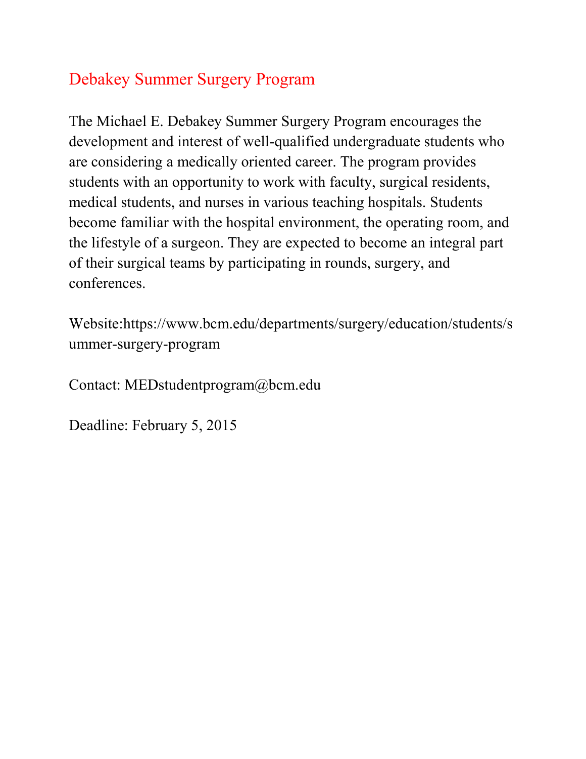## Debakey Summer Surgery Program

The Michael E. Debakey Summer Surgery Program encourages the development and interest of well-qualified undergraduate students who are considering a medically oriented career. The program provides students with an opportunity to work with faculty, surgical residents, medical students, and nurses in various teaching hospitals. Students become familiar with the hospital environment, the operating room, and the lifestyle of a surgeon. They are expected to become an integral part of their surgical teams by participating in rounds, surgery, and conferences.

Website:https://www.bcm.edu/departments/surgery/education/students/summer-surgery-program

Contact: MEDstudentprogram@bcm.edu

Deadline: February 5, 2015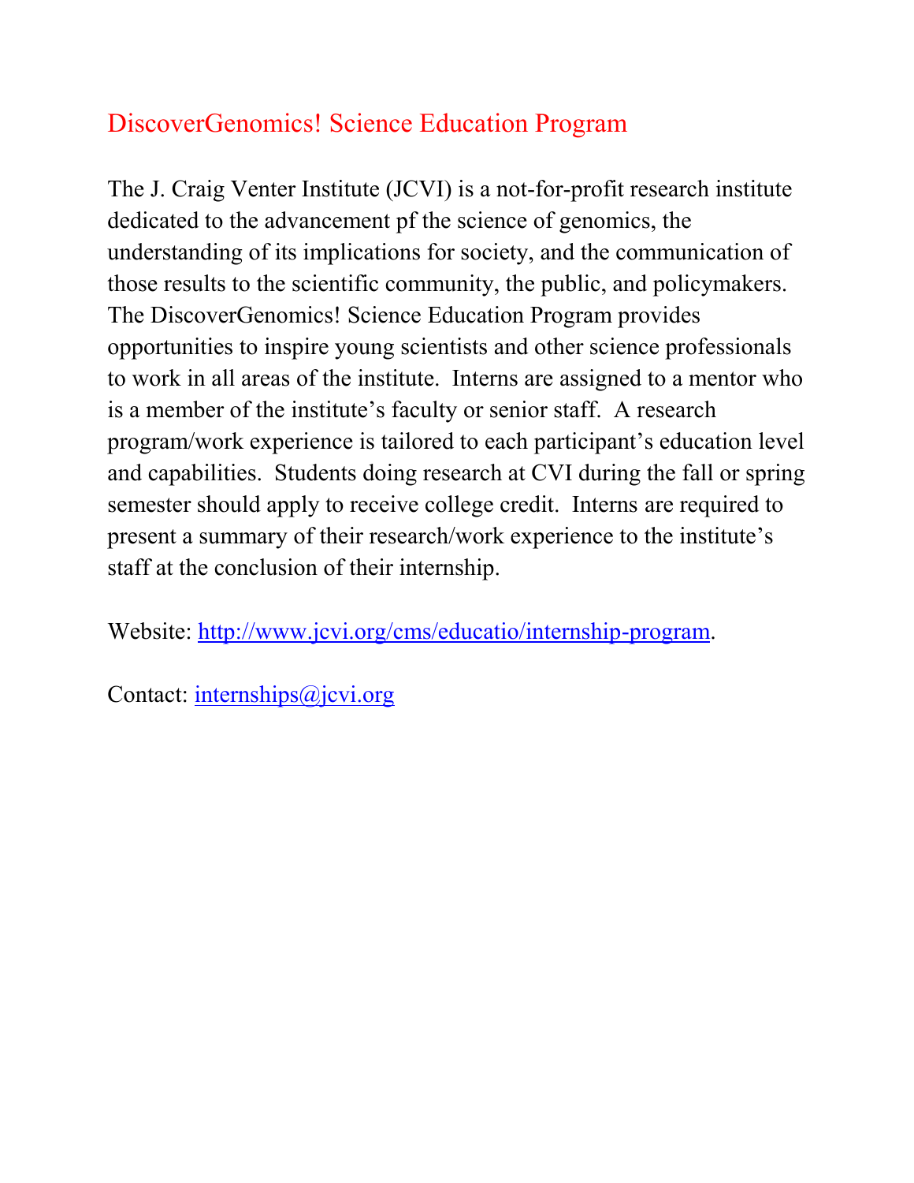## DiscoverGenomics! Science Education Program

The J. Craig Venter Institute (JCVI) is a not-for-profit research institute dedicated to the advancement pf the science of genomics, the understanding of its implications for society, and the communication of those results to the scientific community, the public, and policymakers. The DiscoverGenomics! Science Education Program provides opportunities to inspire young scientists and other science professionals to work in all areas of the institute. Interns are assigned to a mentor who is a member of the institute's faculty or senior staff. A research program/work experience is tailored to each participant's education level and capabilities. Students doing research at CVI during the fall or spring semester should apply to receive college credit. Interns are required to present a summary of their research/work experience to the institute's staff at the conclusion of their internship.

Website: [http://www.jcvi.org/cms/educatio/internship-program](http://www.jcvi.org/cms/educatio/internship-program).

Contact: [internships@jcvi.org](mailto:internships@jcvi.org)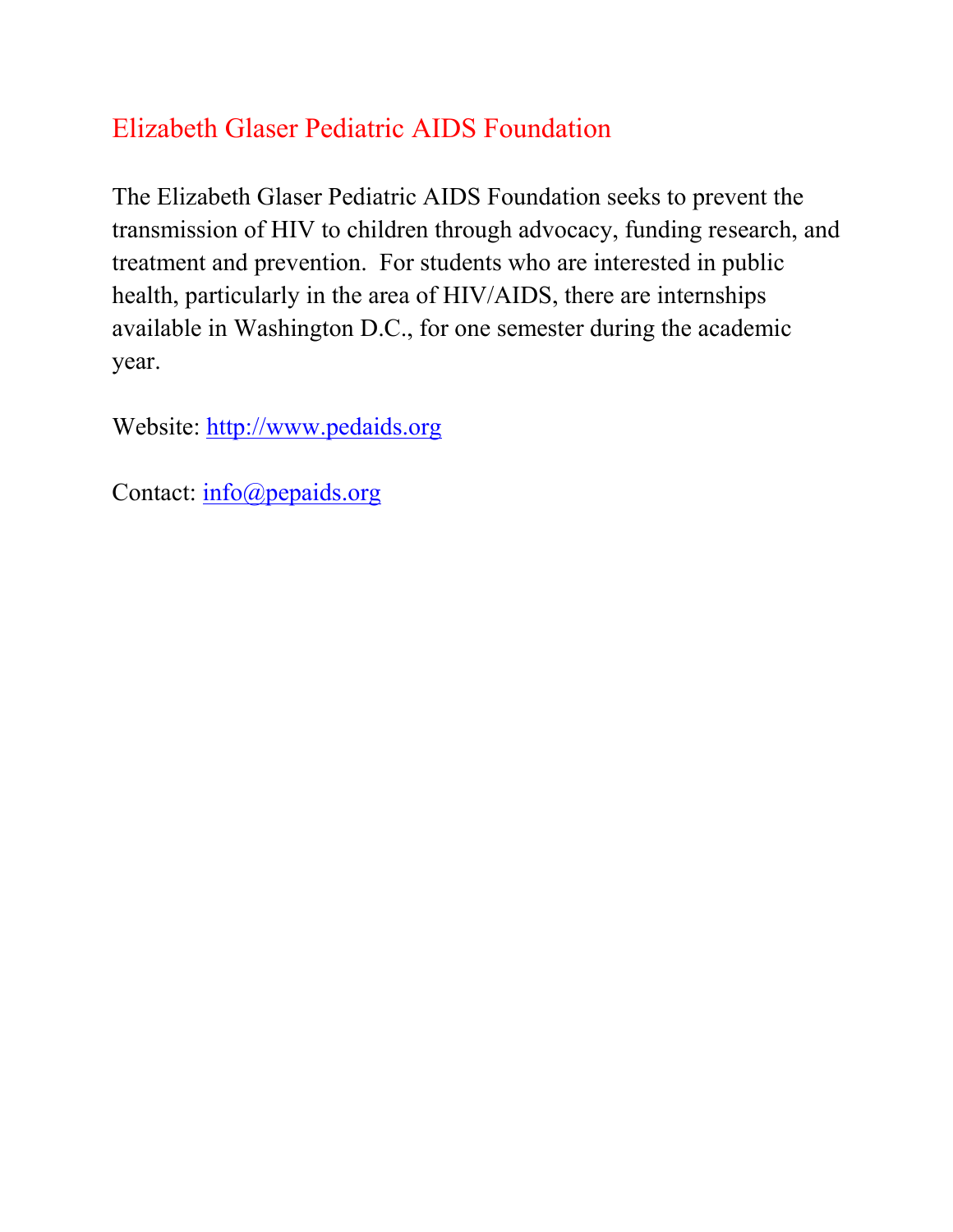## Elizabeth Glaser Pediatric AIDS Foundation

The Elizabeth Glaser Pediatric AIDS Foundation seeks to prevent the transmission of HIV to children through advocacy, funding research, and treatment and prevention. For students who are interested in public health, particularly in the area of HIV/AIDS, there are internships available in Washington D.C., for one semester during the academic year.

Website: http://www.pedaids.org

Contact: info@pepaids.org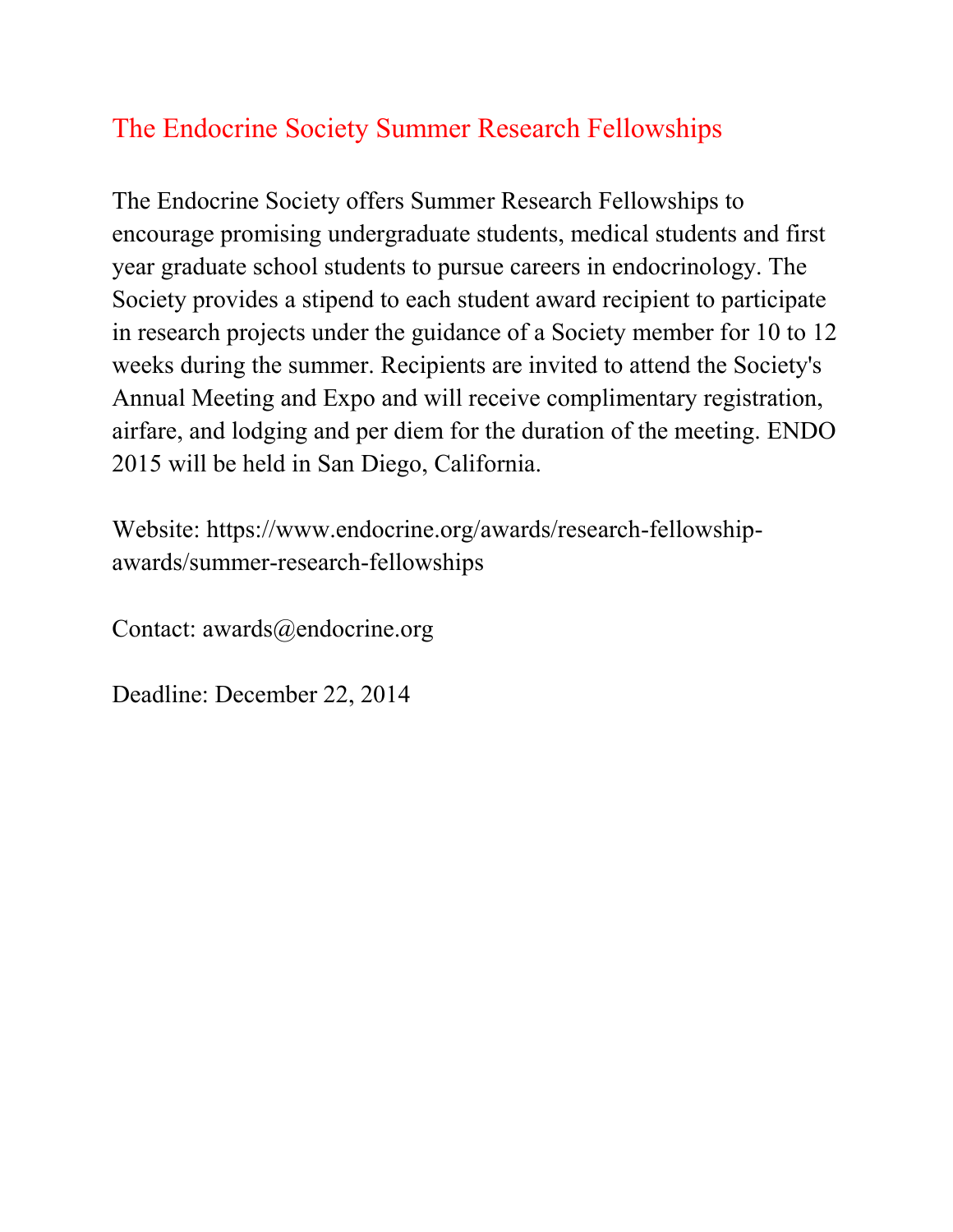## The Endocrine Society Summer Research Fellowships

The Endocrine Society offers Summer Research Fellowships to encourage promising undergraduate students, medical students and first year graduate school students to pursue careers in endocrinology. The Society provides a stipend to each student award recipient to participate in research projects under the guidance of a Society member for 10 to 12 weeks during the summer. Recipients are invited to attend the Society's Annual Meeting and Expo and will receive complimentary registration, airfare, and lodging and per diem for the duration of the meeting. ENDO 2015 will be held in San Diego, California.

Website: https://www.endocrine.org/awards/research-fellowship-awards/summer-research-fellowships

Contact: awards@endocrine.org

Deadline: December 22, 2014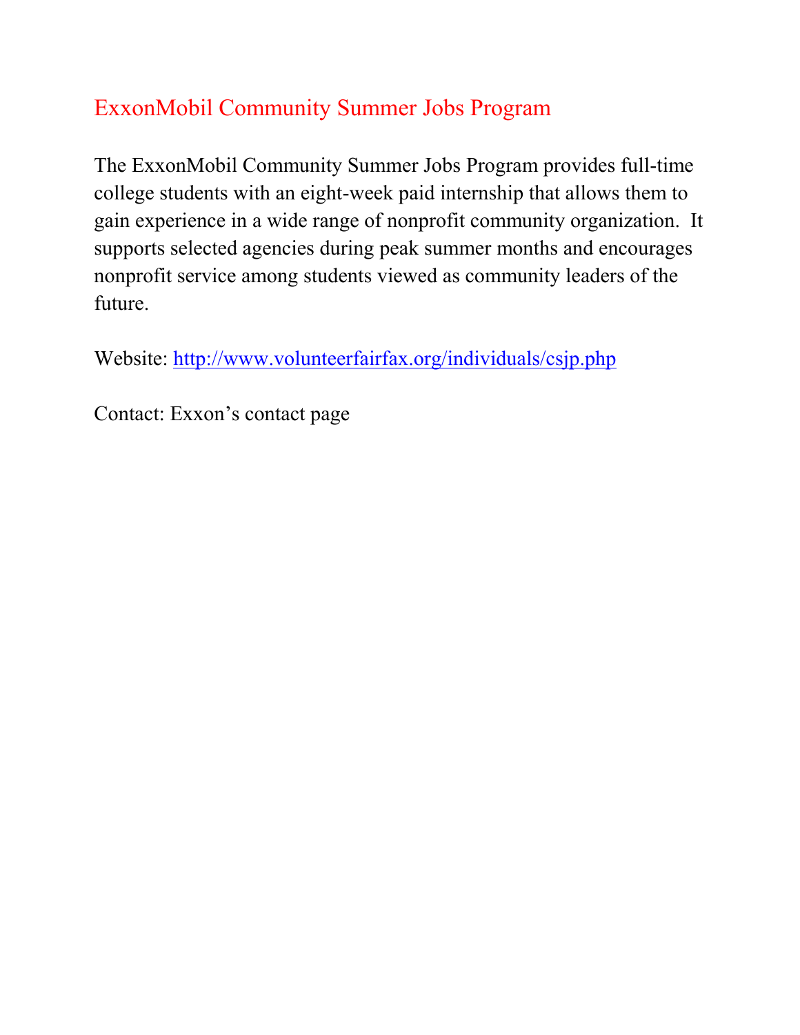## ExxonMobil Community Summer Jobs Program

The ExxonMobil Community Summer Jobs Program provides full-time college students with an eight-week paid internship that allows them to gain experience in a wide range of nonprofit community organization. It supports selected agencies during peak summer months and encourages nonprofit service among students viewed as community leaders of the future.

Website: http://www.volunteerfairfax.org/individuals/csjp.php

Contact: Exxon's contact page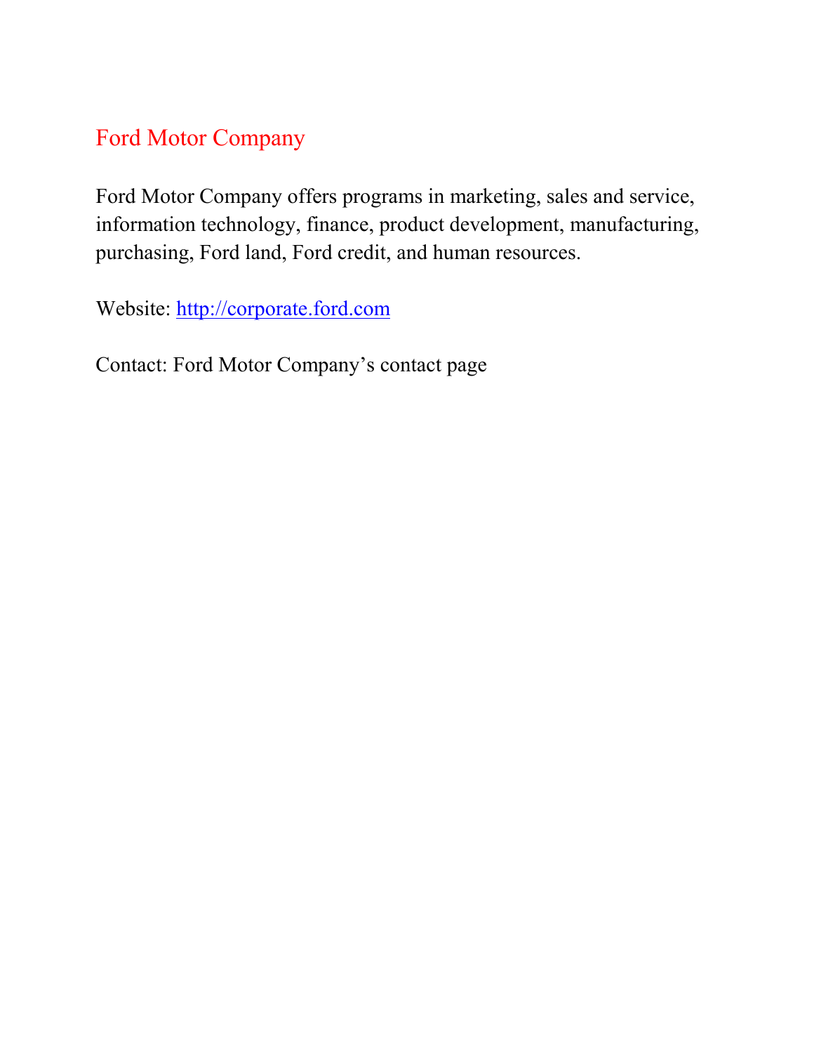## Ford Motor Company

Ford Motor Company offers programs in marketing, sales and service, information technology, finance, product development, manufacturing, purchasing, Ford land, Ford credit, and human resources.

Website: [http://corporate.ford.com](http://corporate.ford.com)

Contact: Ford Motor Company's contact page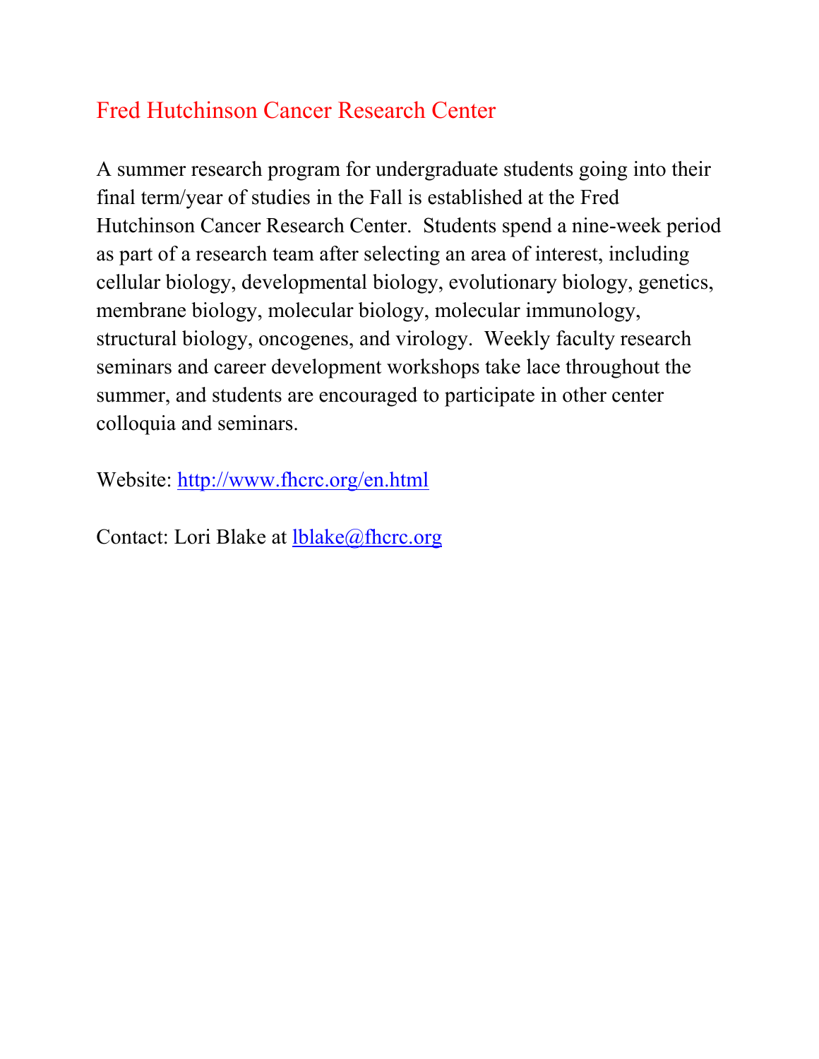## Fred Hutchinson Cancer Research Center

A summer research program for undergraduate students going into their final term/year of studies in the Fall is established at the Fred Hutchinson Cancer Research Center. Students spend a nine-week period as part of a research team after selecting an area of interest, including cellular biology, developmental biology, evolutionary biology, genetics, membrane biology, molecular biology, molecular immunology, structural biology, oncogenes, and virology. Weekly faculty research seminars and career development workshops take lace throughout the summer, and students are encouraged to participate in other center colloquia and seminars.

Website: [http://www.fhcrc.org/en.html](http://www.fhcrc.org/en.html)

Contact: Lori Blake at [lblake@fhcrc.org](mailto:lblake@fhcrc.org)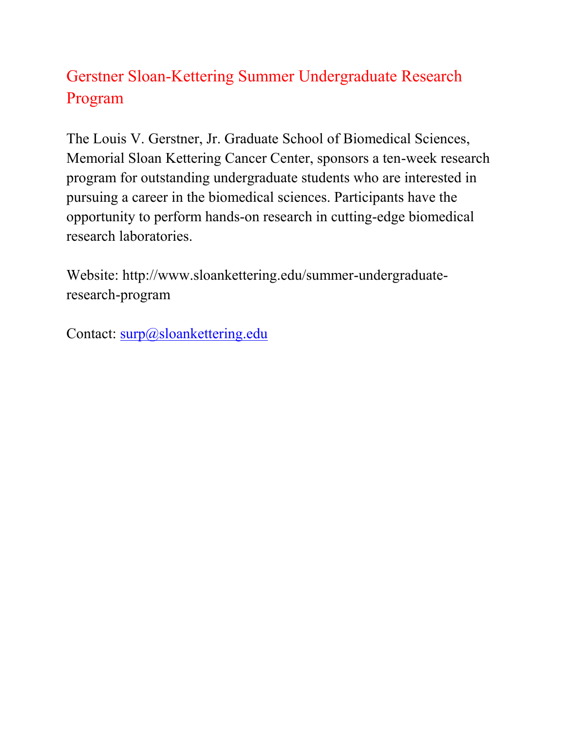## Gerstner Sloan-Kettering Summer Undergraduate Research Program

The Louis V. Gerstner, Jr. Graduate School of Biomedical Sciences, Memorial Sloan Kettering Cancer Center, sponsors a ten-week research program for outstanding undergraduate students who are interested in pursuing a career in the biomedical sciences. Participants have the opportunity to perform hands-on research in cutting-edge biomedical research laboratories.

Website: http://www.sloankettering.edu/summer-undergraduate-research-program

Contact: surp@sloankettering.edu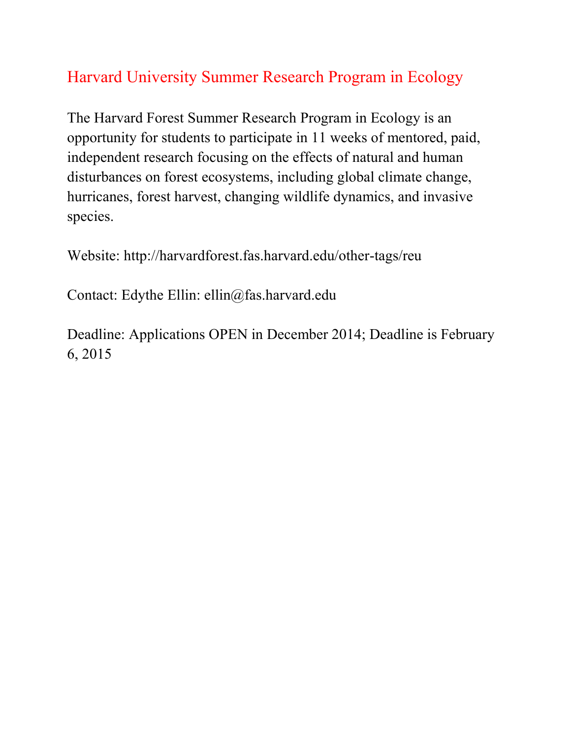## Harvard University Summer Research Program in Ecology

The Harvard Forest Summer Research Program in Ecology is an opportunity for students to participate in 11 weeks of mentored, paid, independent research focusing on the effects of natural and human disturbances on forest ecosystems, including global climate change, hurricanes, forest harvest, changing wildlife dynamics, and invasive species.

Website: http://harvardforest.fas.harvard.edu/other-tags/reu

Contact: Edythe Ellin: ellin@fas.harvard.edu

Deadline: Applications OPEN in December 2014; Deadline is February 6, 2015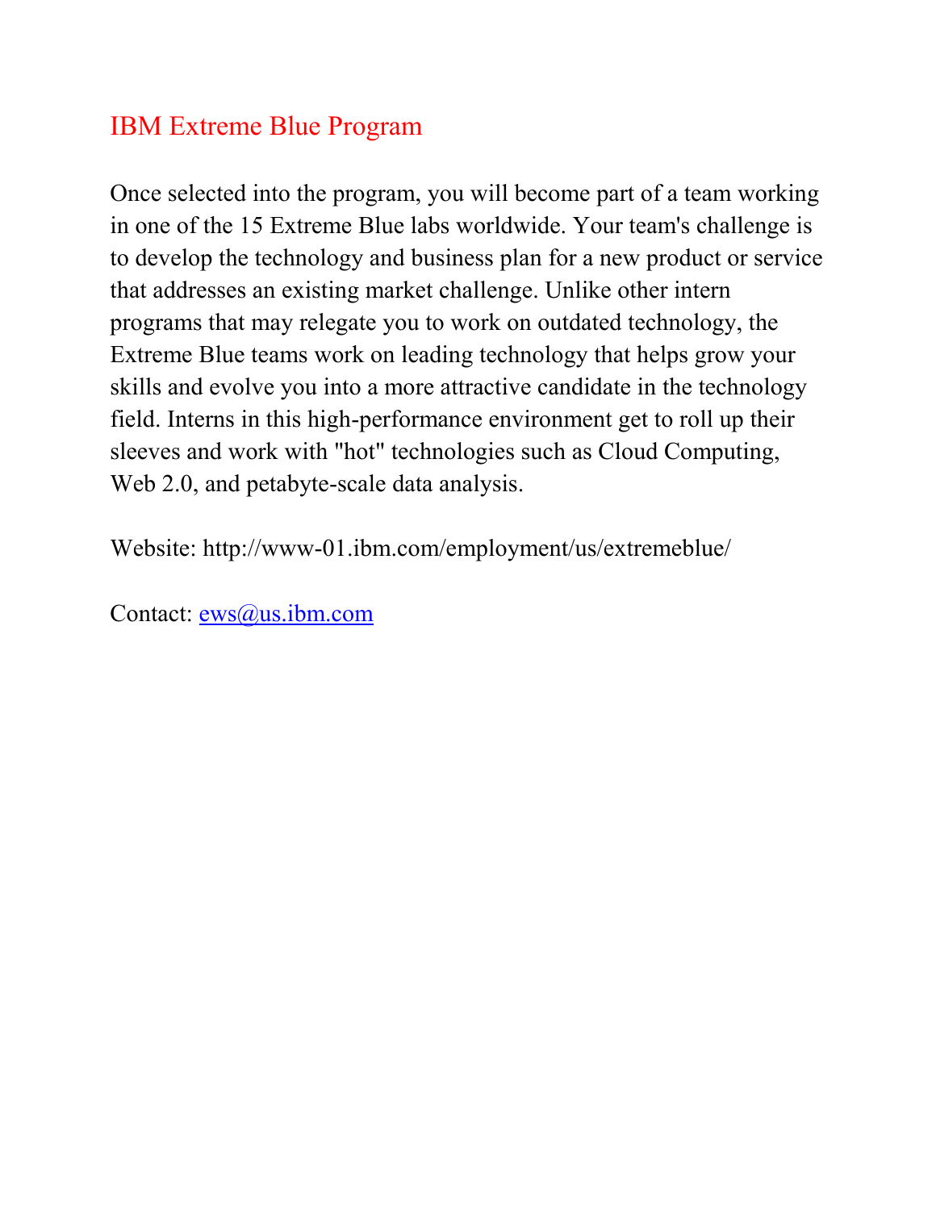## IBM Extreme Blue Program

Once selected into the program, you will become part of a team working in one of the 15 Extreme Blue labs worldwide. Your team's challenge is to develop the technology and business plan for a new product or service that addresses an existing market challenge. Unlike other intern programs that may relegate you to work on outdated technology, the Extreme Blue teams work on leading technology that helps grow your skills and evolve you into a more attractive candidate in the technology field. Interns in this high-performance environment get to roll up their sleeves and work with "hot" technologies such as Cloud Computing, Web 2.0, and petabyte-scale data analysis.

Website: http://www-01.ibm.com/employment/us/extremeblue/

Contact: ews@us.ibm.com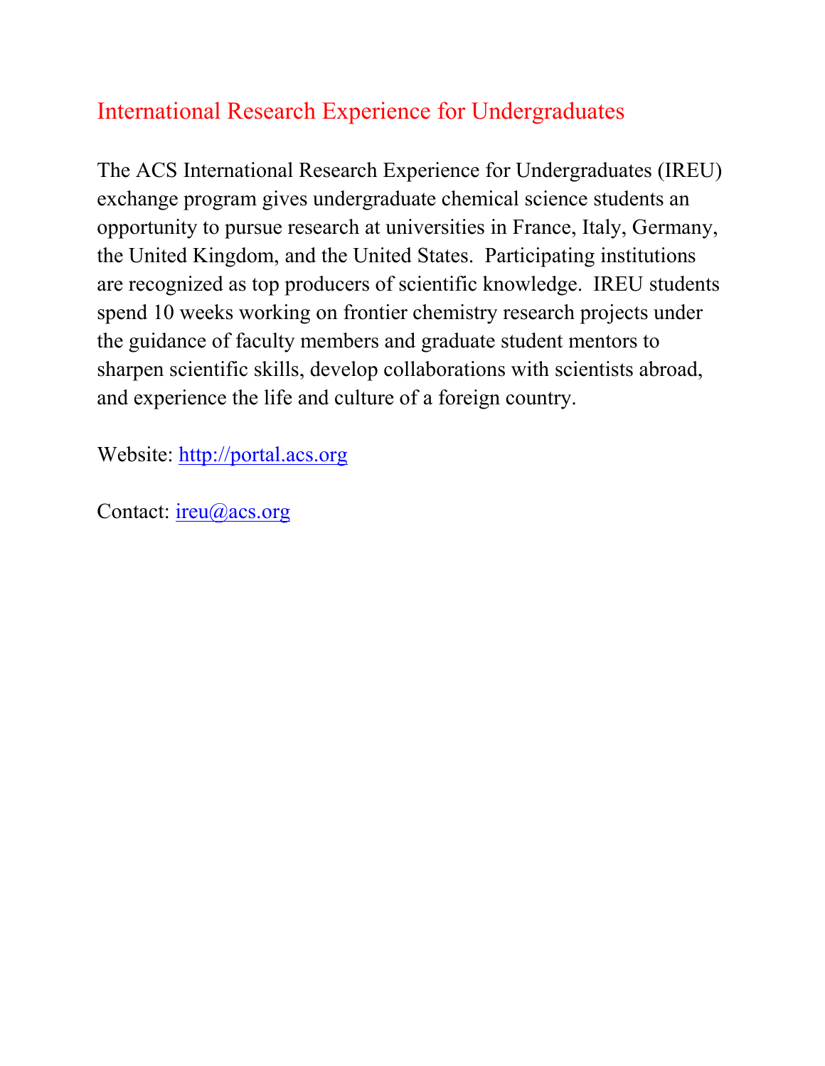## International Research Experience for Undergraduates

The ACS International Research Experience for Undergraduates (IREU) exchange program gives undergraduate chemical science students an opportunity to pursue research at universities in France, Italy, Germany, the United Kingdom, and the United States. Participating institutions are recognized as top producers of scientific knowledge. IREU students spend 10 weeks working on frontier chemistry research projects under the guidance of faculty members and graduate student mentors to sharpen scientific skills, develop collaborations with scientists abroad, and experience the life and culture of a foreign country.

Website: [http://portal.acs.org](http://portal.acs.org)

Contact: [ireu@acs.org](mailto:ireu@acs.org)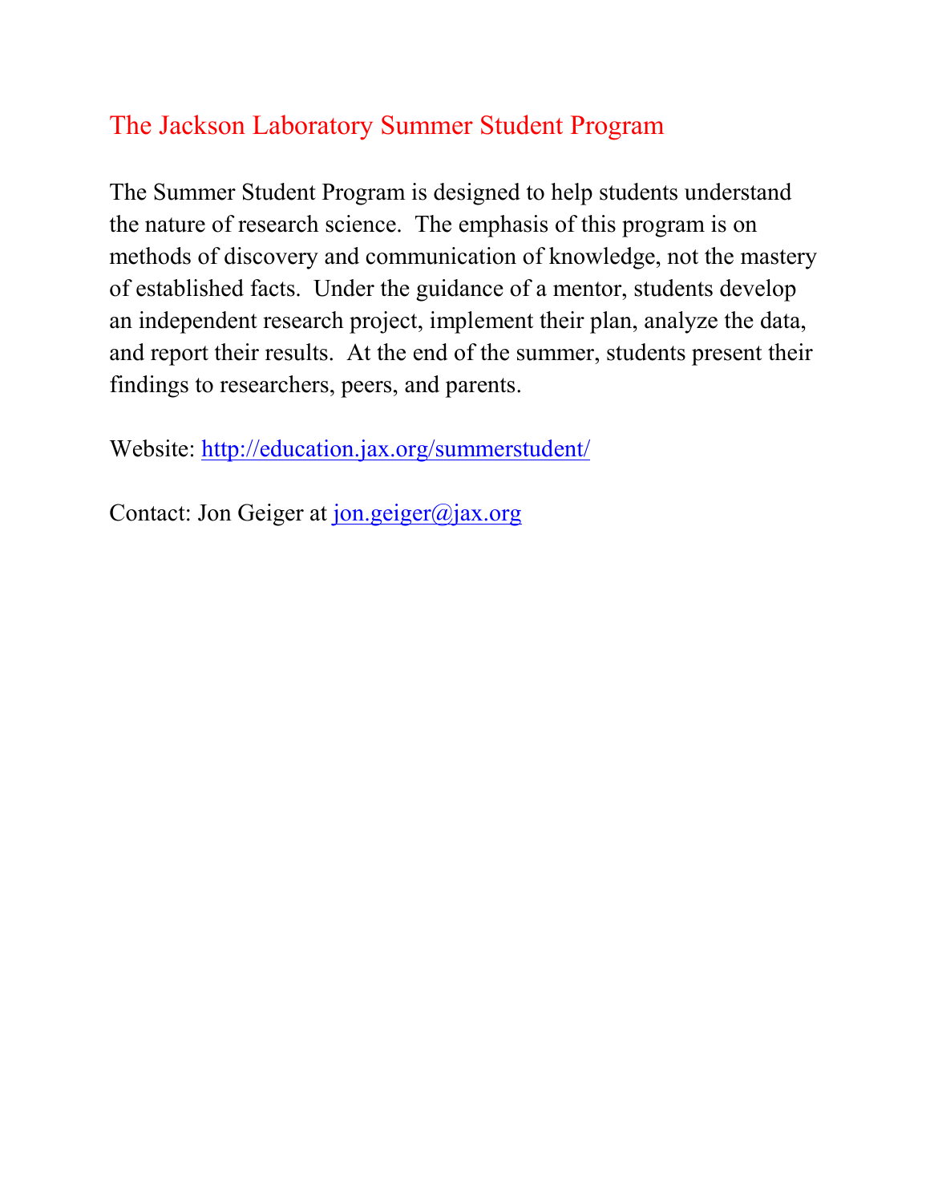## The Jackson Laboratory Summer Student Program

The Summer Student Program is designed to help students understand the nature of research science. The emphasis of this program is on methods of discovery and communication of knowledge, not the mastery of established facts. Under the guidance of a mentor, students develop an independent research project, implement their plan, analyze the data, and report their results. At the end of the summer, students present their findings to researchers, peers, and parents.

Website: http://education.jax.org/summerstudent/

Contact: Jon Geiger at jon.geiger@jax.org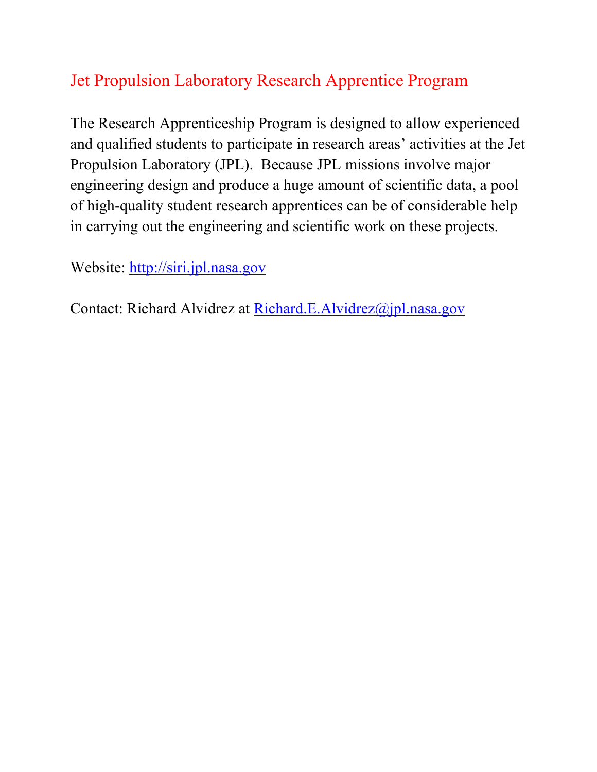# Jet Propulsion Laboratory Research Apprentice Program

The Research Apprenticeship Program is designed to allow experienced and qualified students to participate in research areas' activities at the Jet Propulsion Laboratory (JPL). Because JPL missions involve major engineering design and produce a huge amount of scientific data, a pool of high-quality student research apprentices can be of considerable help in carrying out the engineering and scientific work on these projects.

Website: [http://siri.jpl.nasa.gov](http://siri.jpl.nasa.gov)

Contact: Richard Alvidrez at [Richard.E.Alvidrez@jpl.nasa.gov](mailto:Richard.E.Alvidrez@jpl.nasa.gov)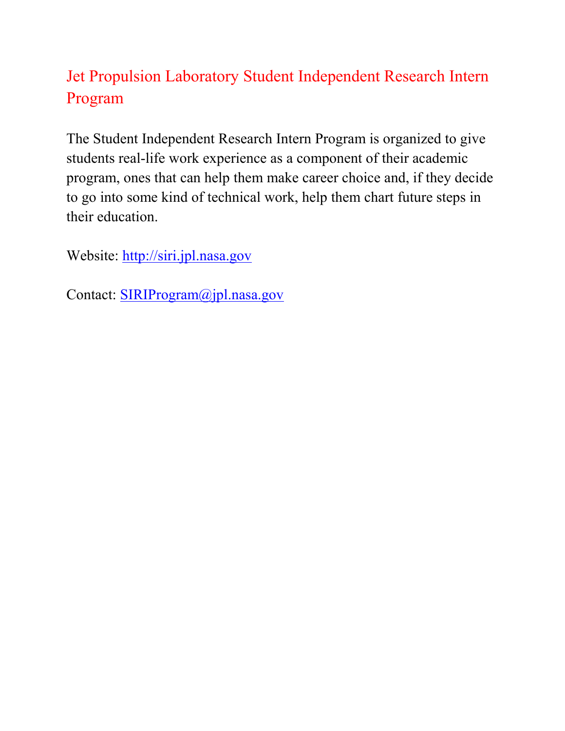## Jet Propulsion Laboratory Student Independent Research Intern Program

The Student Independent Research Intern Program is organized to give students real-life work experience as a component of their academic program, ones that can help them make career choice and, if they decide to go into some kind of technical work, help them chart future steps in their education.

Website: http://siri.jpl.nasa.gov

Contact: SIRIProgram@jpl.nasa.gov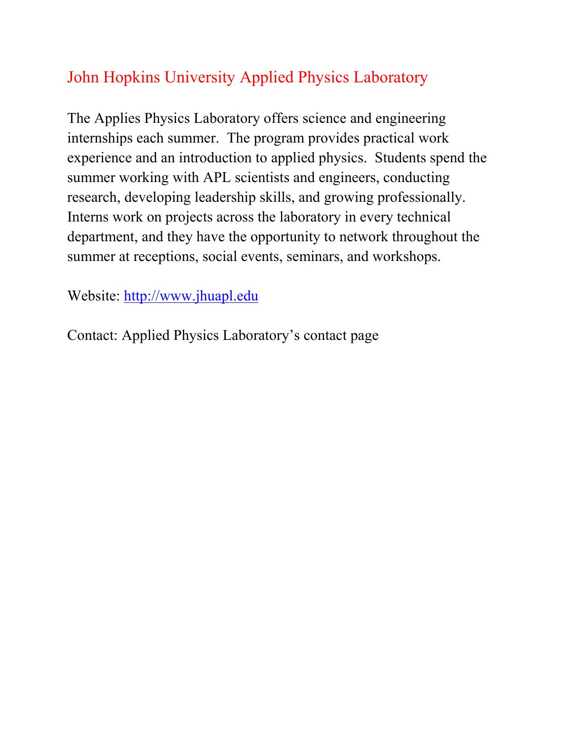## John Hopkins University Applied Physics Laboratory

The Applies Physics Laboratory offers science and engineering internships each summer. The program provides practical work experience and an introduction to applied physics. Students spend the summer working with APL scientists and engineers, conducting research, developing leadership skills, and growing professionally. Interns work on projects across the laboratory in every technical department, and they have the opportunity to network throughout the summer at receptions, social events, seminars, and workshops.

Website: [http://www.jhuapl.edu](http://www.jhuapl.edu)

Contact: Applied Physics Laboratory's contact page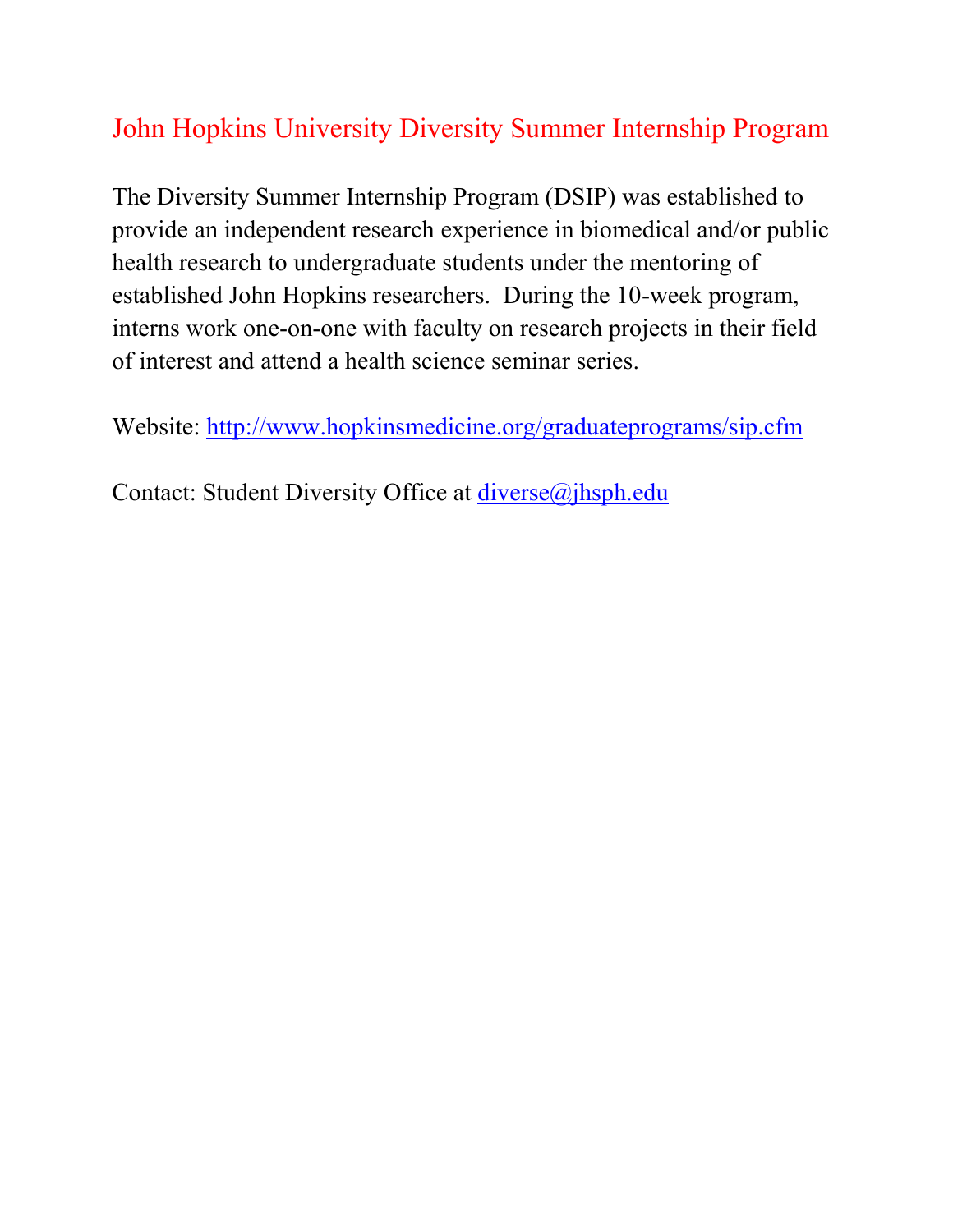## John Hopkins University Diversity Summer Internship Program

The Diversity Summer Internship Program (DSIP) was established to provide an independent research experience in biomedical and/or public health research to undergraduate students under the mentoring of established John Hopkins researchers. During the 10-week program, interns work one-on-one with faculty on research projects in their field of interest and attend a health science seminar series.

Website: http://www.hopkinsmedicine.org/graduateprograms/sip.cfm

Contact: Student Diversity Office at diverse@jhsph.edu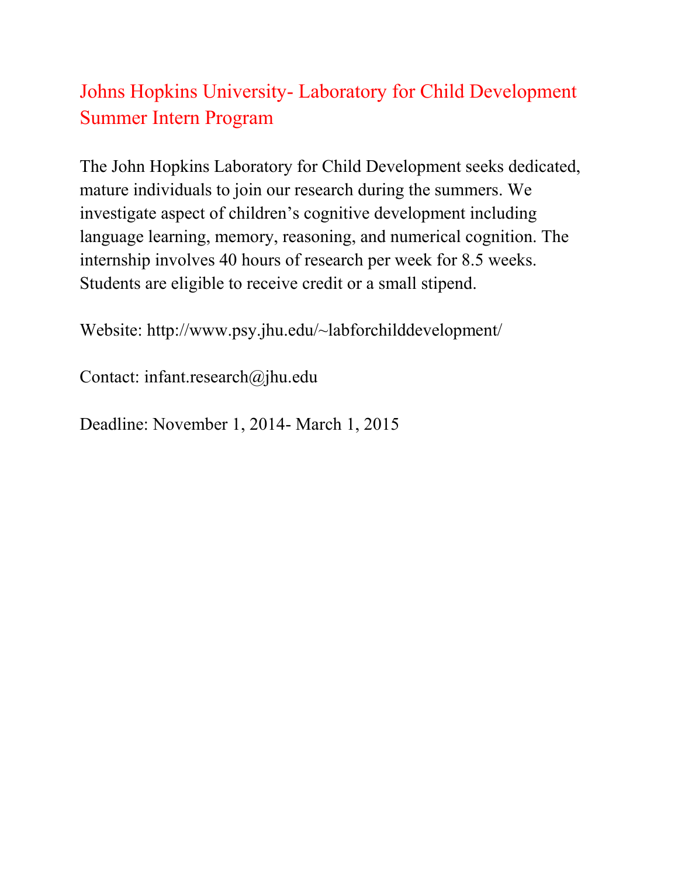## Johns Hopkins University- Laboratory for Child Development Summer Intern Program

The John Hopkins Laboratory for Child Development seeks dedicated, mature individuals to join our research during the summers. We investigate aspect of children's cognitive development including language learning, memory, reasoning, and numerical cognition. The internship involves 40 hours of research per week for 8.5 weeks. Students are eligible to receive credit or a small stipend.

Website: http://www.psy.jhu.edu/~labforchilddevelopment/

Contact: infant.research@jhu.edu

Deadline: November 1, 2014- March 1, 2015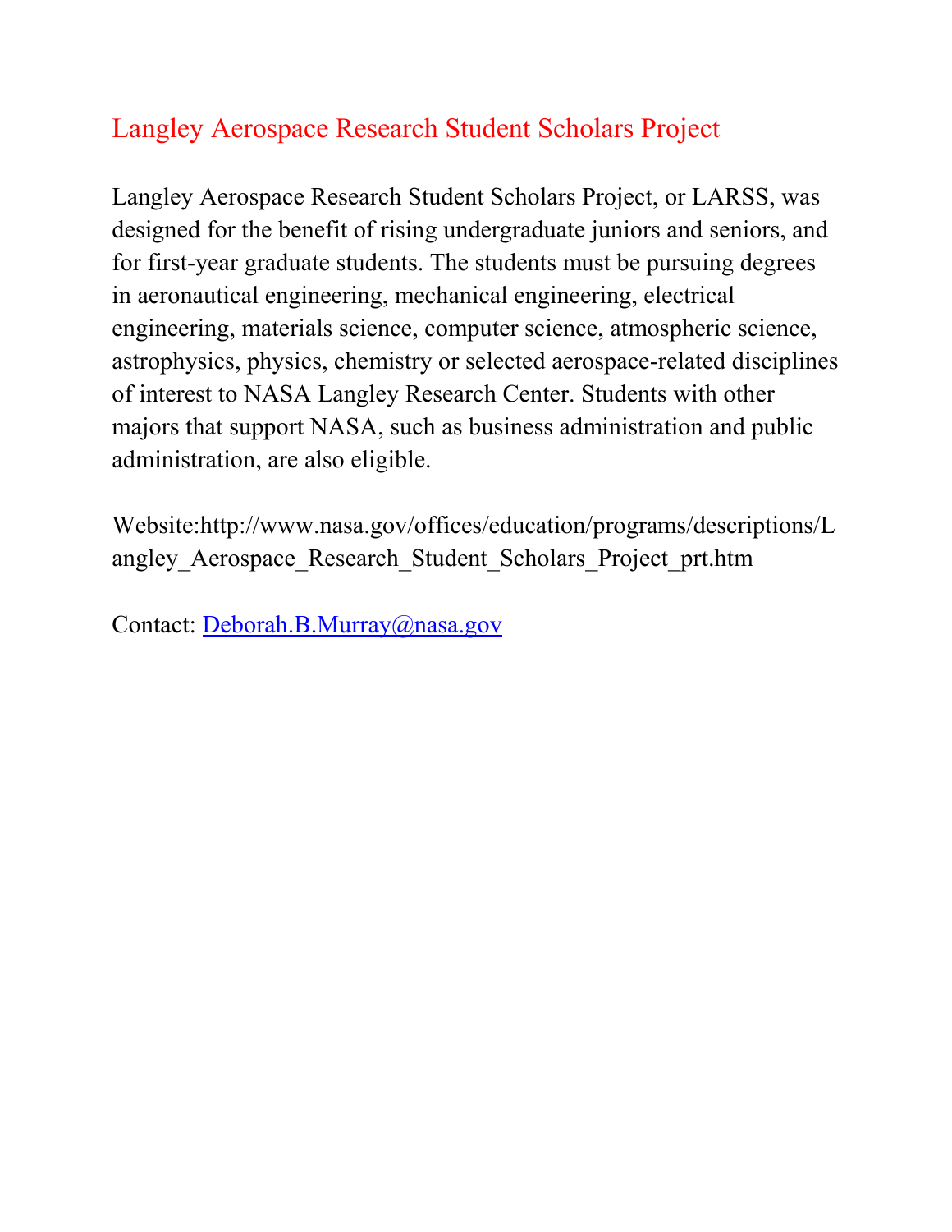## Langley Aerospace Research Student Scholars Project

Langley Aerospace Research Student Scholars Project, or LARSS, was designed for the benefit of rising undergraduate juniors and seniors, and for first-year graduate students. The students must be pursuing degrees in aeronautical engineering, mechanical engineering, electrical engineering, materials science, computer science, atmospheric science, astrophysics, physics, chemistry or selected aerospace-related disciplines of interest to NASA Langley Research Center. Students with other majors that support NASA, such as business administration and public administration, are also eligible.

Website:http://www.nasa.gov/offices/education/programs/descriptions/Langley_Aerospace_Research_Student_Scholars_Project_prt.htm

Contact: Deborah.B.Murray@nasa.gov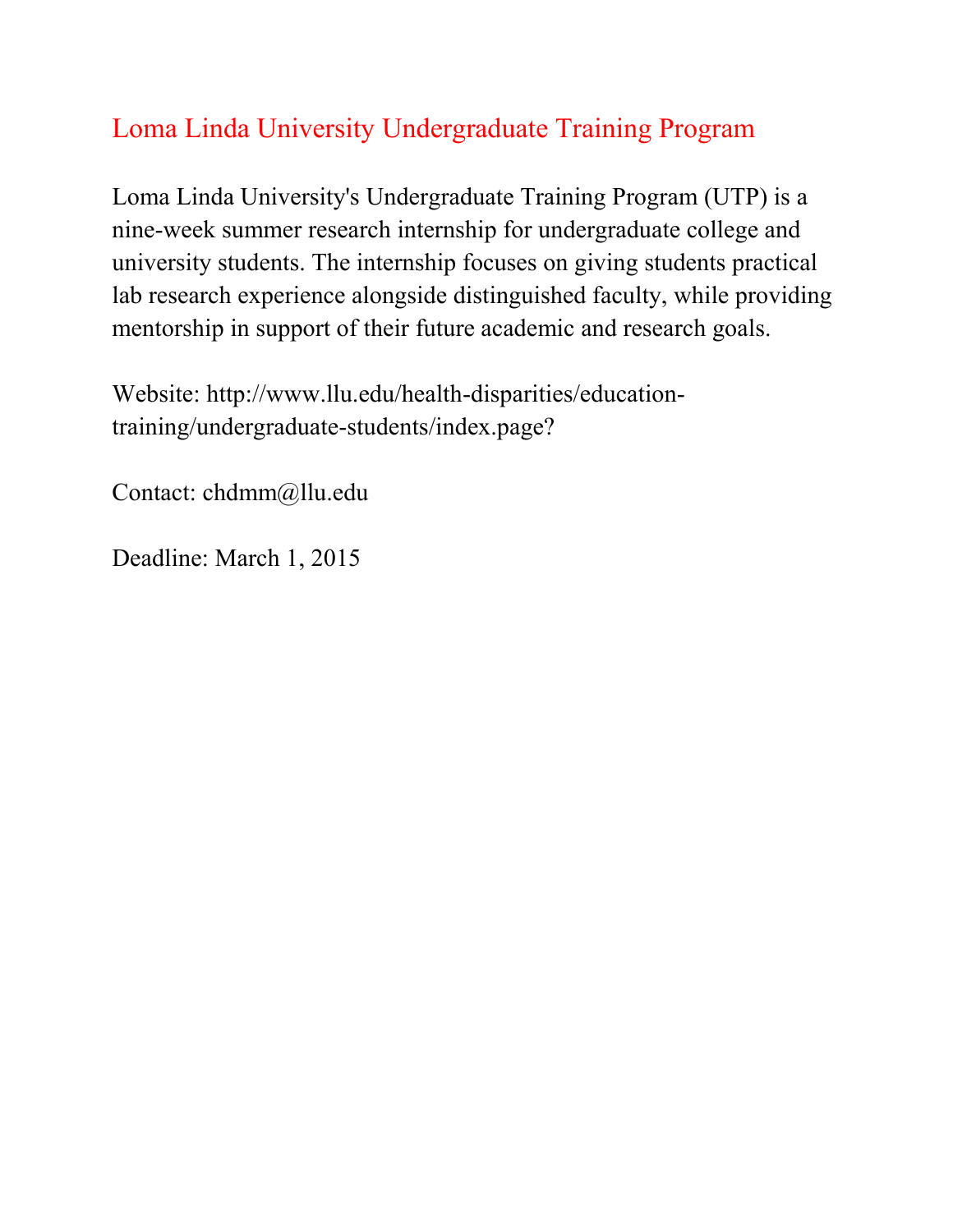## Loma Linda University Undergraduate Training Program

Loma Linda University's Undergraduate Training Program (UTP) is a nine-week summer research internship for undergraduate college and university students. The internship focuses on giving students practical lab research experience alongside distinguished faculty, while providing mentorship in support of their future academic and research goals.

Website: http://www.llu.edu/health-disparities/education-training/undergraduate-students/index.page?

Contact: chdmm@llu.edu

Deadline: March 1, 2015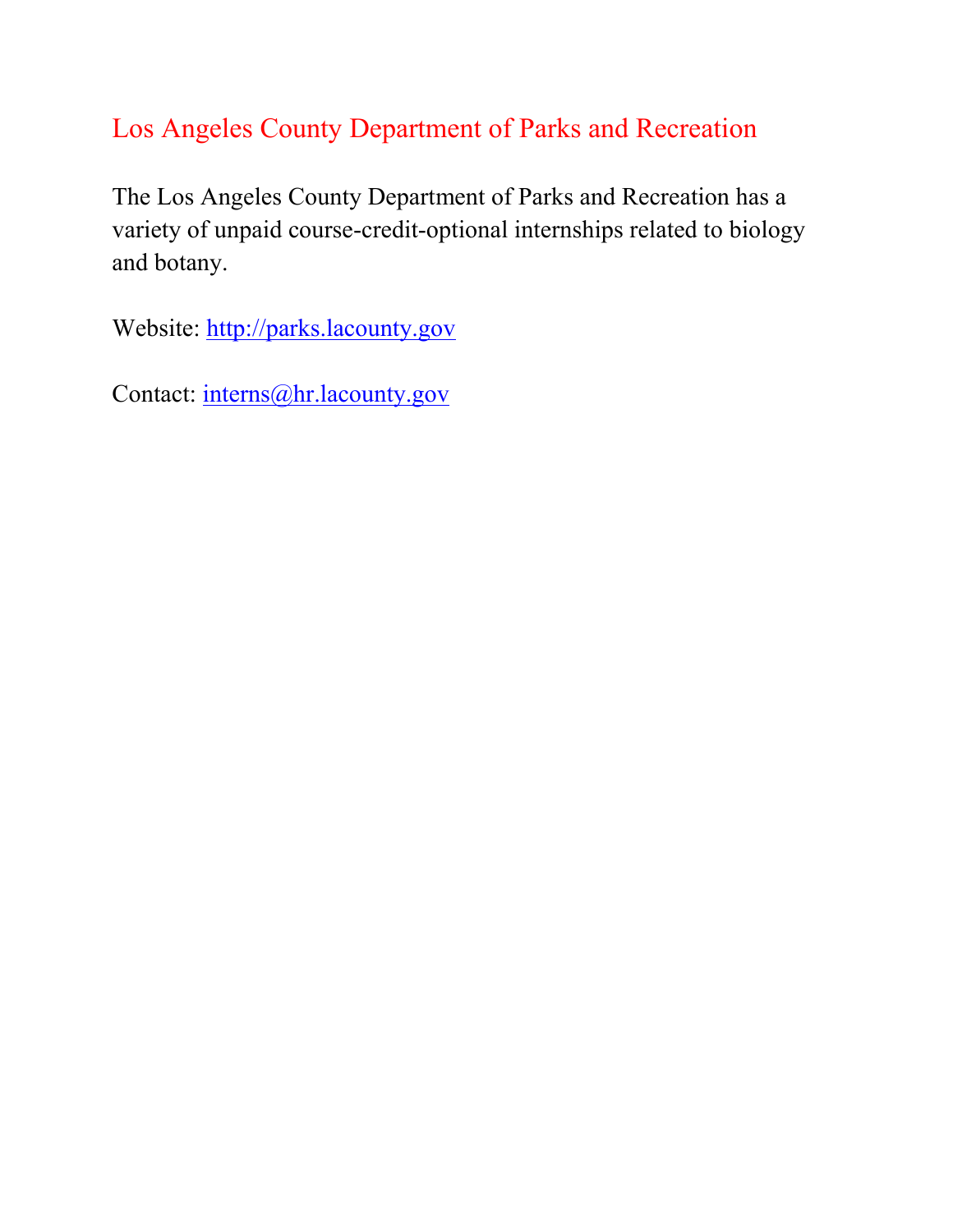## Los Angeles County Department of Parks and Recreation

The Los Angeles County Department of Parks and Recreation has a variety of unpaid course-credit-optional internships related to biology and botany.

Website: [http://parks.lacounty.gov](http://parks.lacounty.gov)

Contact: [interns@hr.lacounty.gov](mailto:interns@hr.lacounty.gov)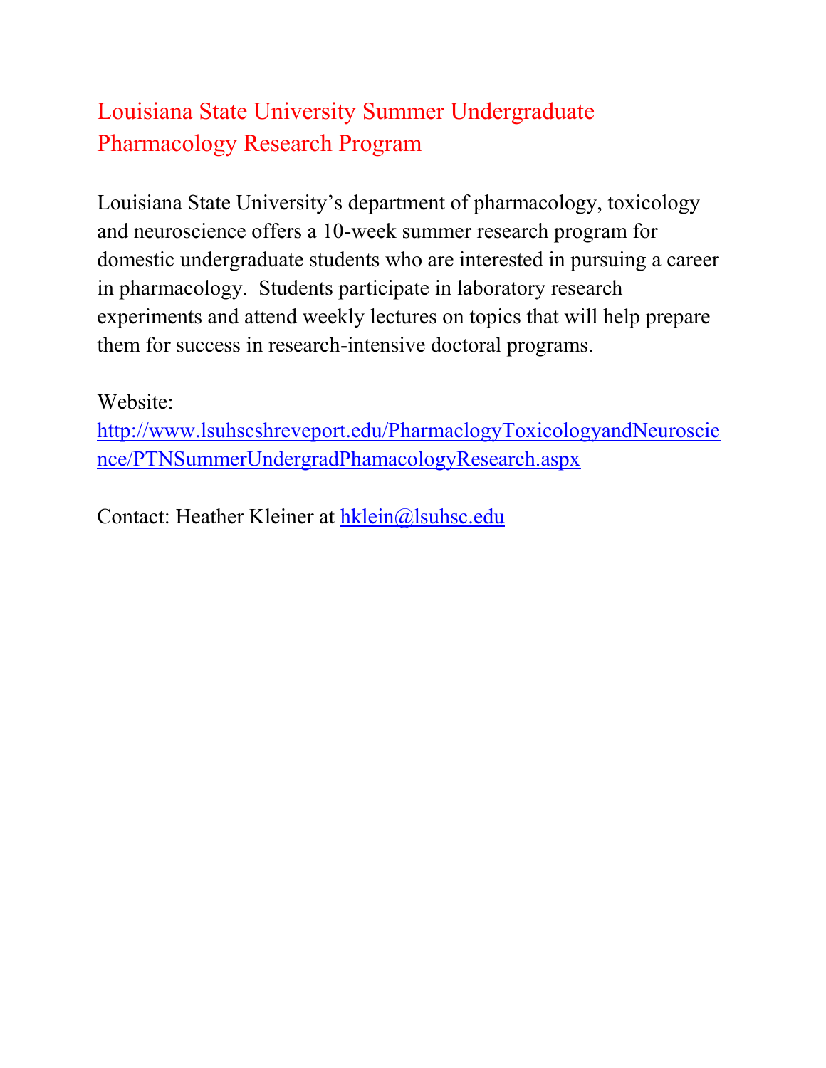# Louisiana State University Summer Undergraduate Pharmacology Research Program

Louisiana State University's department of pharmacology, toxicology and neuroscience offers a 10-week summer research program for domestic undergraduate students who are interested in pursuing a career in pharmacology. Students participate in laboratory research experiments and attend weekly lectures on topics that will help prepare them for success in research-intensive doctoral programs.

Website:
http://www.lsuhscshreveport.edu/PharmaclogyToxicologyandNeuroscience/PTNSummerUndergradPhamacologyResearch.aspx

Contact: Heather Kleiner at hklein@lsuhsc.edu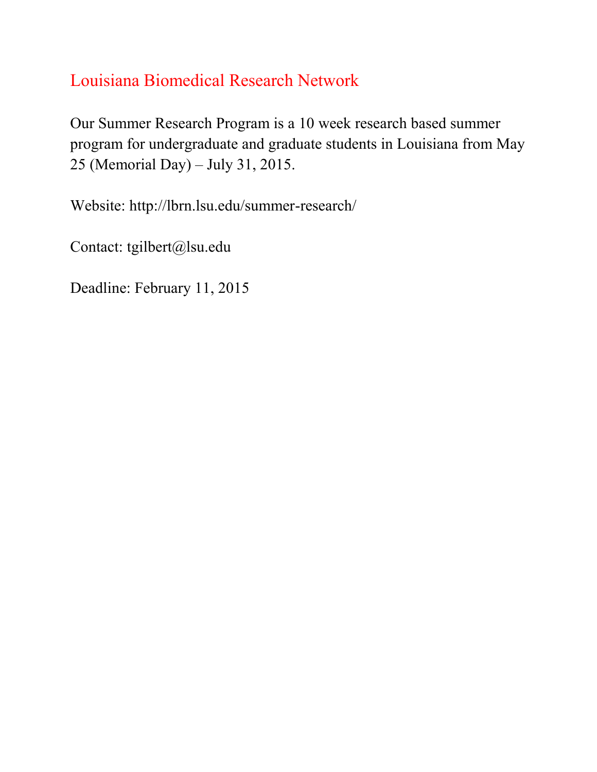# Louisiana Biomedical Research Network

Our Summer Research Program is a 10 week research based summer program for undergraduate and graduate students in Louisiana from May 25 (Memorial Day) – July 31, 2015.

Website: http://lbrn.lsu.edu/summer-research/

Contact: tgilbert@lsu.edu

Deadline: February 11, 2015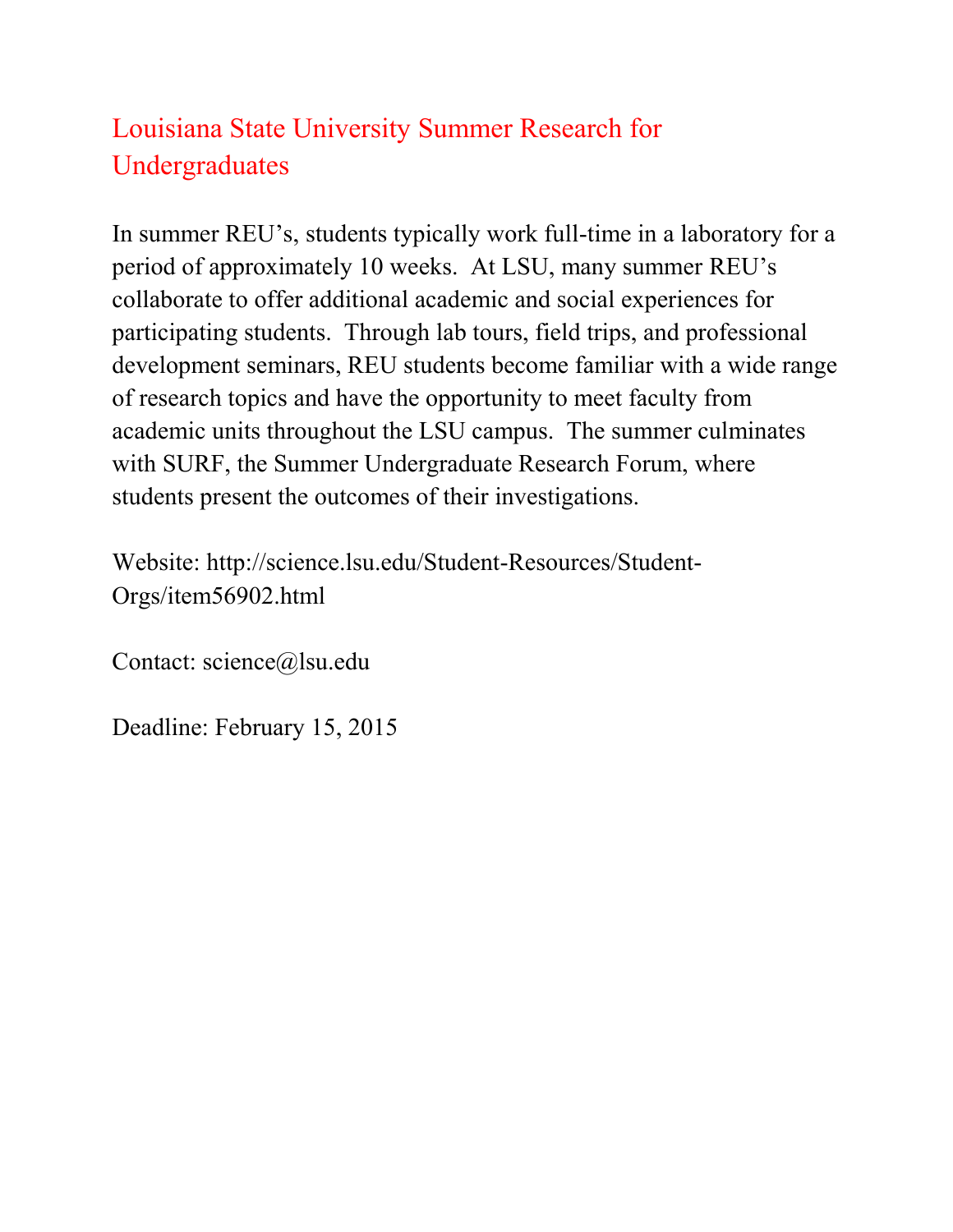# Louisiana State University Summer Research for Undergraduates

In summer REU's, students typically work full-time in a laboratory for a period of approximately 10 weeks. At LSU, many summer REU's collaborate to offer additional academic and social experiences for participating students. Through lab tours, field trips, and professional development seminars, REU students become familiar with a wide range of research topics and have the opportunity to meet faculty from academic units throughout the LSU campus. The summer culminates with SURF, the Summer Undergraduate Research Forum, where students present the outcomes of their investigations.

Website: http://science.lsu.edu/Student-Resources/Student-Orgs/item56902.html

Contact: science@lsu.edu

Deadline: February 15, 2015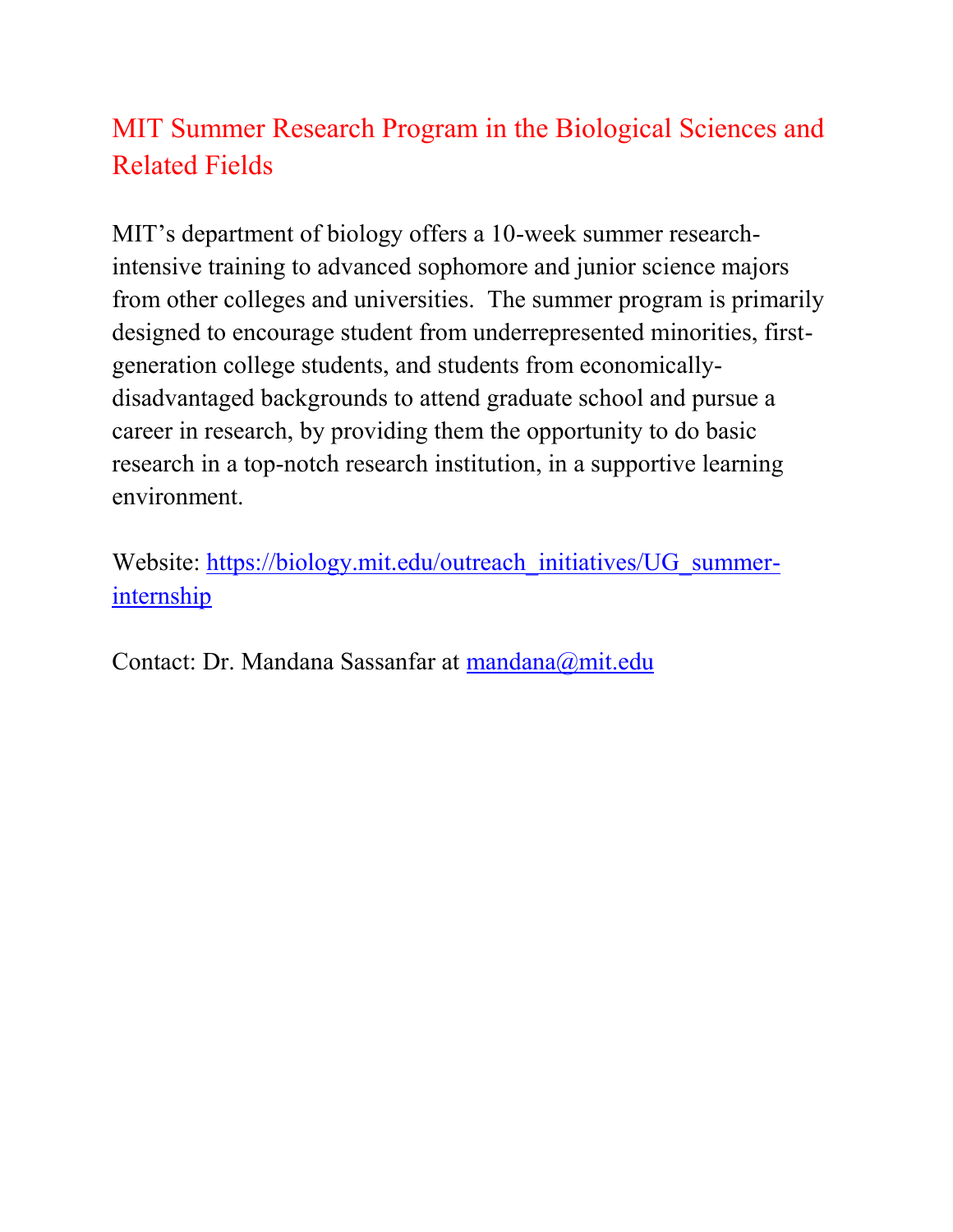## MIT Summer Research Program in the Biological Sciences and Related Fields

MIT's department of biology offers a 10-week summer research-intensive training to advanced sophomore and junior science majors from other colleges and universities. The summer program is primarily designed to encourage student from underrepresented minorities, first-generation college students, and students from economically-disadvantaged backgrounds to attend graduate school and pursue a career in research, by providing them the opportunity to do basic research in a top-notch research institution, in a supportive learning environment.

Website: [https://biology.mit.edu/outreach_initiatives/UG_summer-internship](https://biology.mit.edu/outreach_initiatives/UG_summer-internship)

Contact: Dr. Mandana Sassanfar at [mandana@mit.edu](mailto:mandana@mit.edu)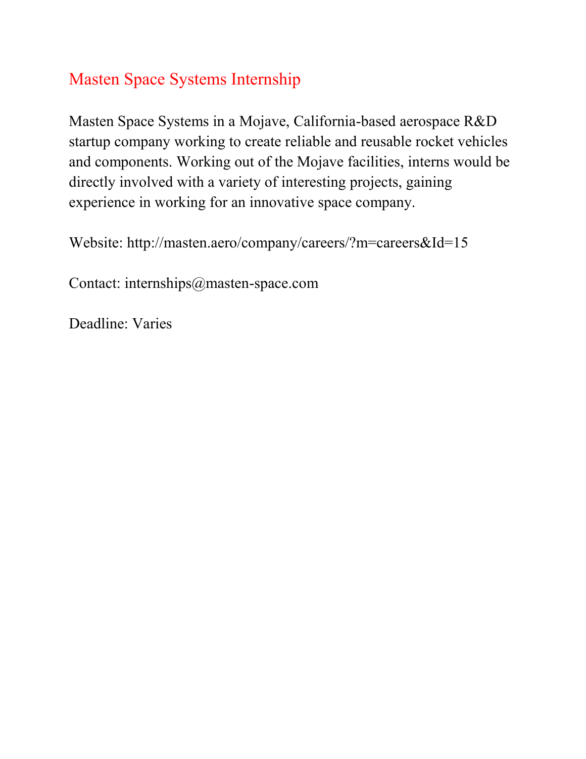## Masten Space Systems Internship

Masten Space Systems in a Mojave, California-based aerospace R&D startup company working to create reliable and reusable rocket vehicles and components. Working out of the Mojave facilities, interns would be directly involved with a variety of interesting projects, gaining experience in working for an innovative space company.

Website: http://masten.aero/company/careers/?m=careers&Id=15

Contact: internships@masten-space.com

Deadline: Varies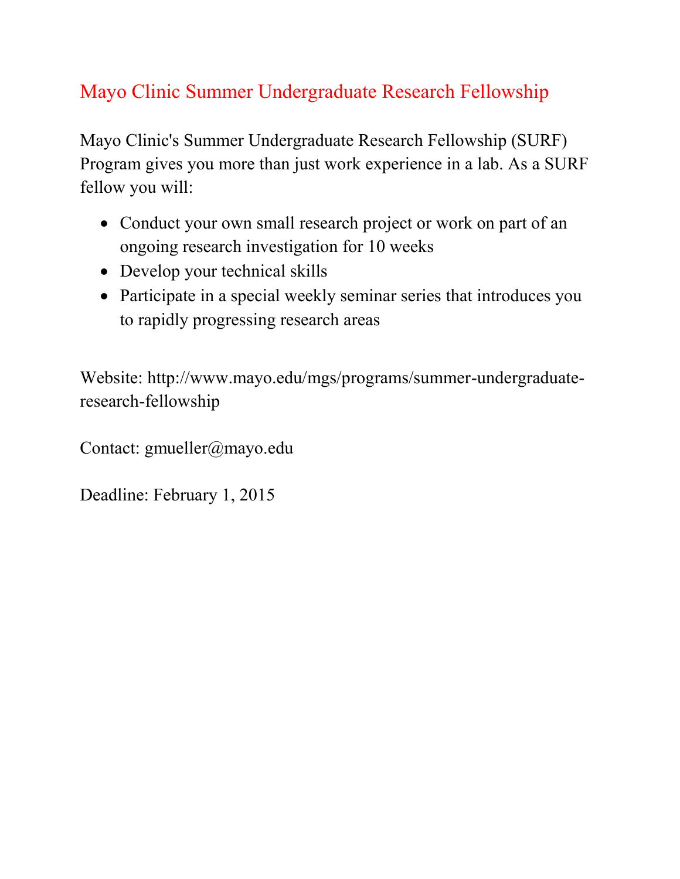## Mayo Clinic Summer Undergraduate Research Fellowship

Mayo Clinic's Summer Undergraduate Research Fellowship (SURF) Program gives you more than just work experience in a lab. As a SURF fellow you will:

- Conduct your own small research project or work on part of an ongoing research investigation for 10 weeks
- Develop your technical skills
- Participate in a special weekly seminar series that introduces you to rapidly progressing research areas

Website: http://www.mayo.edu/mgs/programs/summer-undergraduate-research-fellowship

Contact: gmueller@mayo.edu

Deadline: February 1, 2015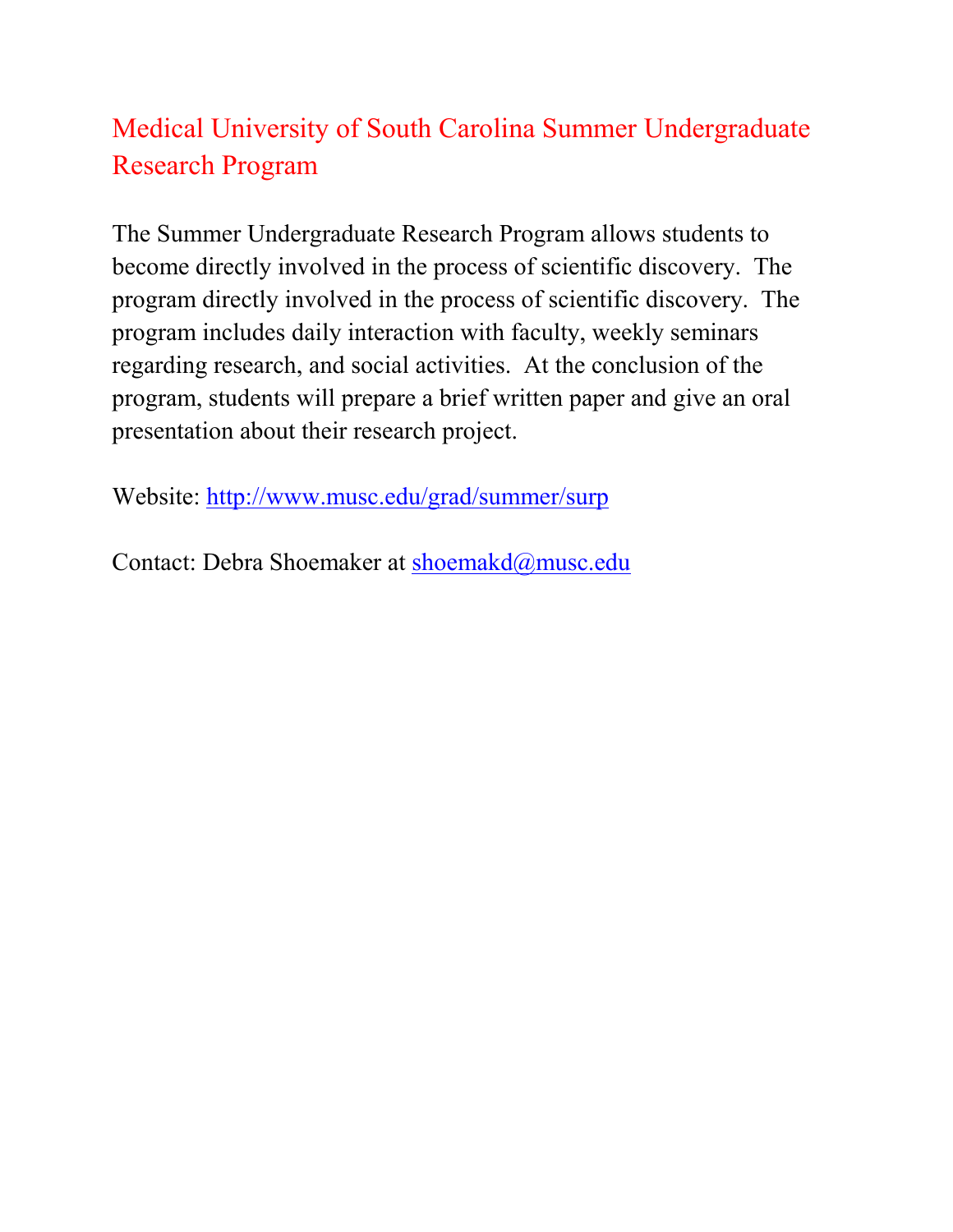## Medical University of South Carolina Summer Undergraduate Research Program

The Summer Undergraduate Research Program allows students to become directly involved in the process of scientific discovery. The program directly involved in the process of scientific discovery. The program includes daily interaction with faculty, weekly seminars regarding research, and social activities. At the conclusion of the program, students will prepare a brief written paper and give an oral presentation about their research project.

Website: http://www.musc.edu/grad/summer/surp

Contact: Debra Shoemaker at shoemakd@musc.edu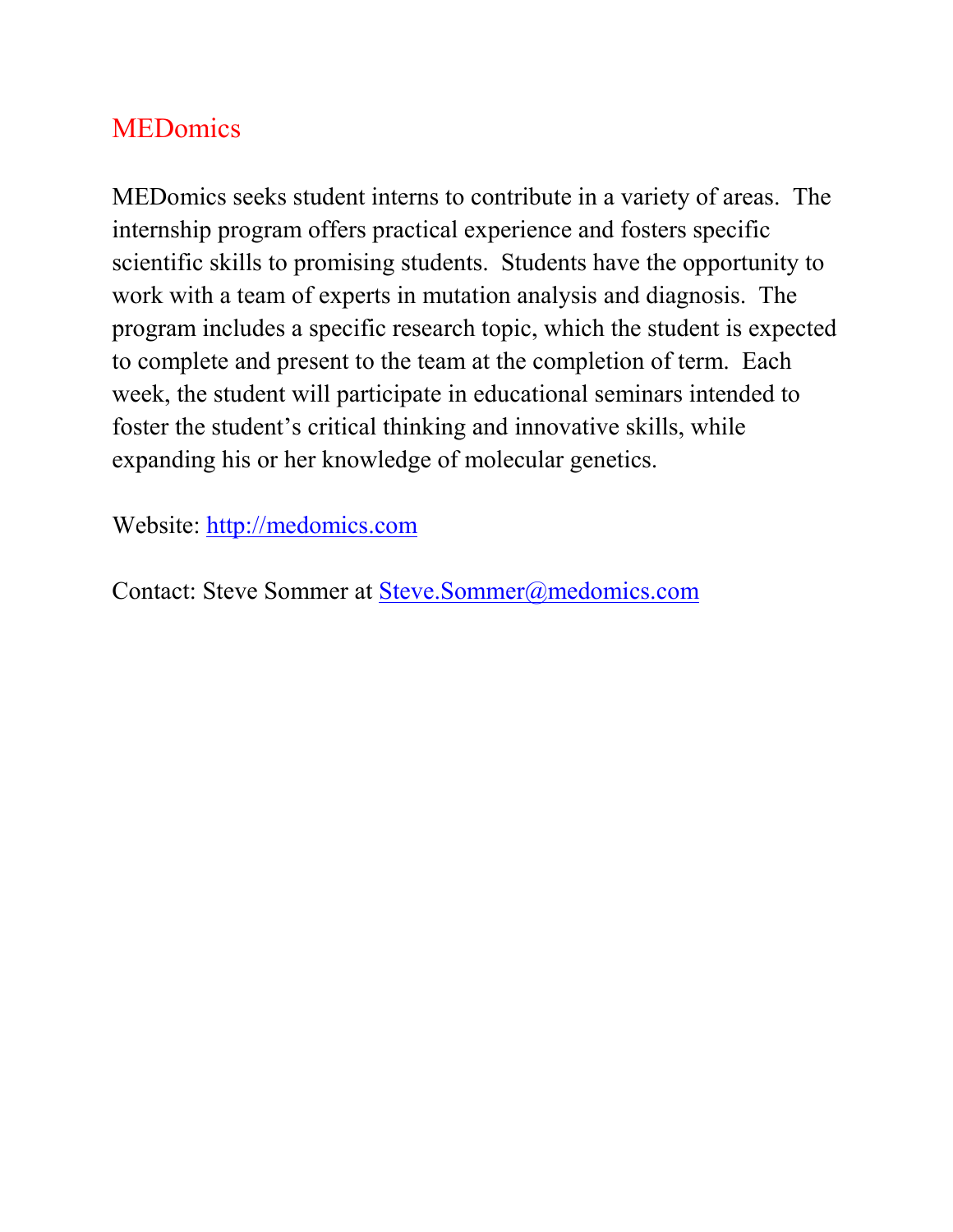## MEDomics

MEDomics seeks student interns to contribute in a variety of areas. The internship program offers practical experience and fosters specific scientific skills to promising students. Students have the opportunity to work with a team of experts in mutation analysis and diagnosis. The program includes a specific research topic, which the student is expected to complete and present to the team at the completion of term. Each week, the student will participate in educational seminars intended to foster the student's critical thinking and innovative skills, while expanding his or her knowledge of molecular genetics.

Website: [http://medomics.com](http://medomics.com)

Contact: Steve Sommer at [Steve.Sommer@medomics.com](mailto:Steve.Sommer@medomics.com)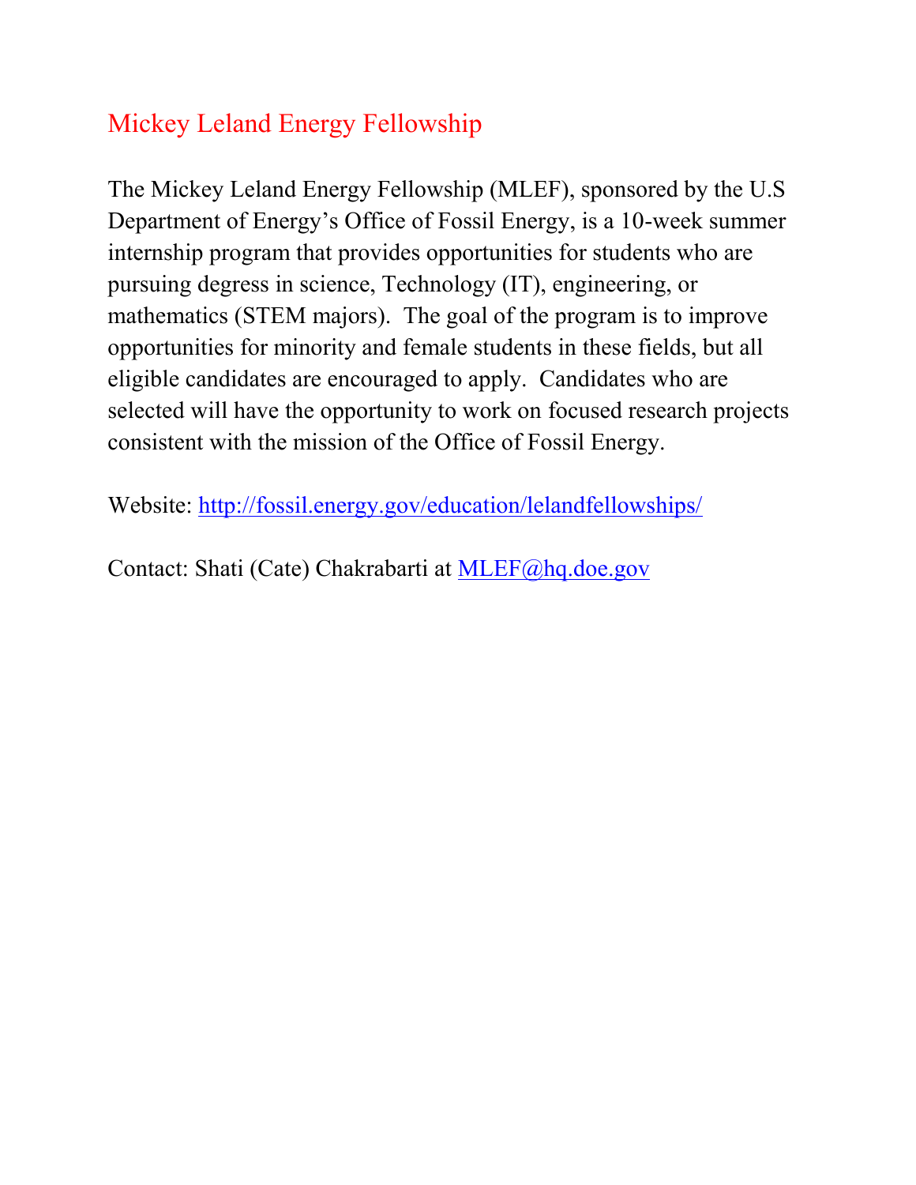## Mickey Leland Energy Fellowship

The Mickey Leland Energy Fellowship (MLEF), sponsored by the U.S Department of Energy's Office of Fossil Energy, is a 10-week summer internship program that provides opportunities for students who are pursuing degress in science, Technology (IT), engineering, or mathematics (STEM majors). The goal of the program is to improve opportunities for minority and female students in these fields, but all eligible candidates are encouraged to apply. Candidates who are selected will have the opportunity to work on focused research projects consistent with the mission of the Office of Fossil Energy.

Website: http://fossil.energy.gov/education/lelandfellowships/

Contact: Shati (Cate) Chakrabarti at MLEF@hq.doe.gov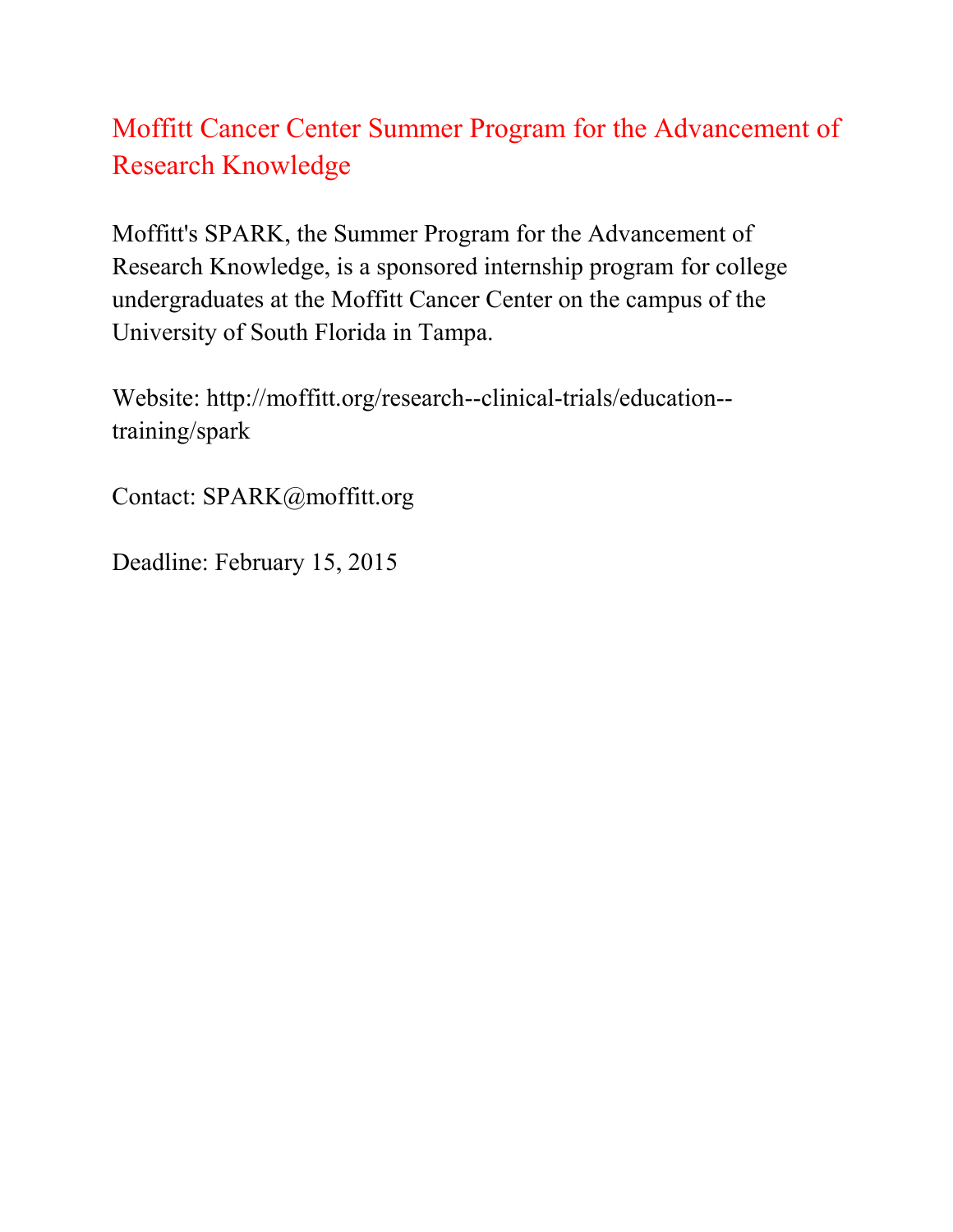## Moffitt Cancer Center Summer Program for the Advancement of Research Knowledge

Moffitt's SPARK, the Summer Program for the Advancement of Research Knowledge, is a sponsored internship program for college undergraduates at the Moffitt Cancer Center on the campus of the University of South Florida in Tampa.

Website: http://moffitt.org/research--clinical-trials/education--training/spark

Contact: SPARK@moffitt.org

Deadline: February 15, 2015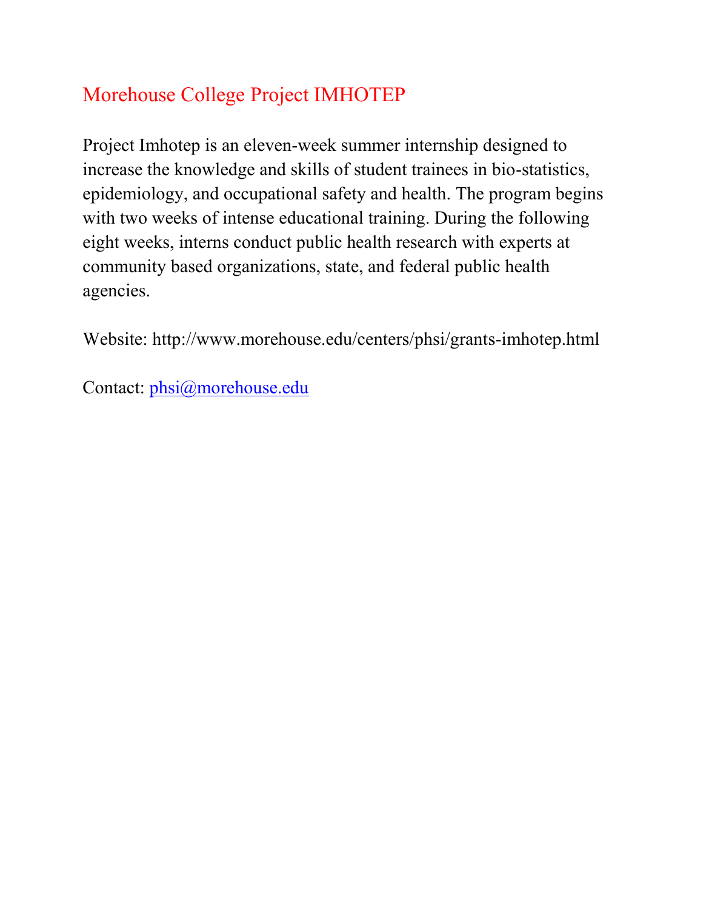## Morehouse College Project IMHOTEP

Project Imhotep is an eleven-week summer internship designed to increase the knowledge and skills of student trainees in bio-statistics, epidemiology, and occupational safety and health. The program begins with two weeks of intense educational training. During the following eight weeks, interns conduct public health research with experts at community based organizations, state, and federal public health agencies.

Website: http://www.morehouse.edu/centers/phsi/grants-imhotep.html

Contact: phsi@morehouse.edu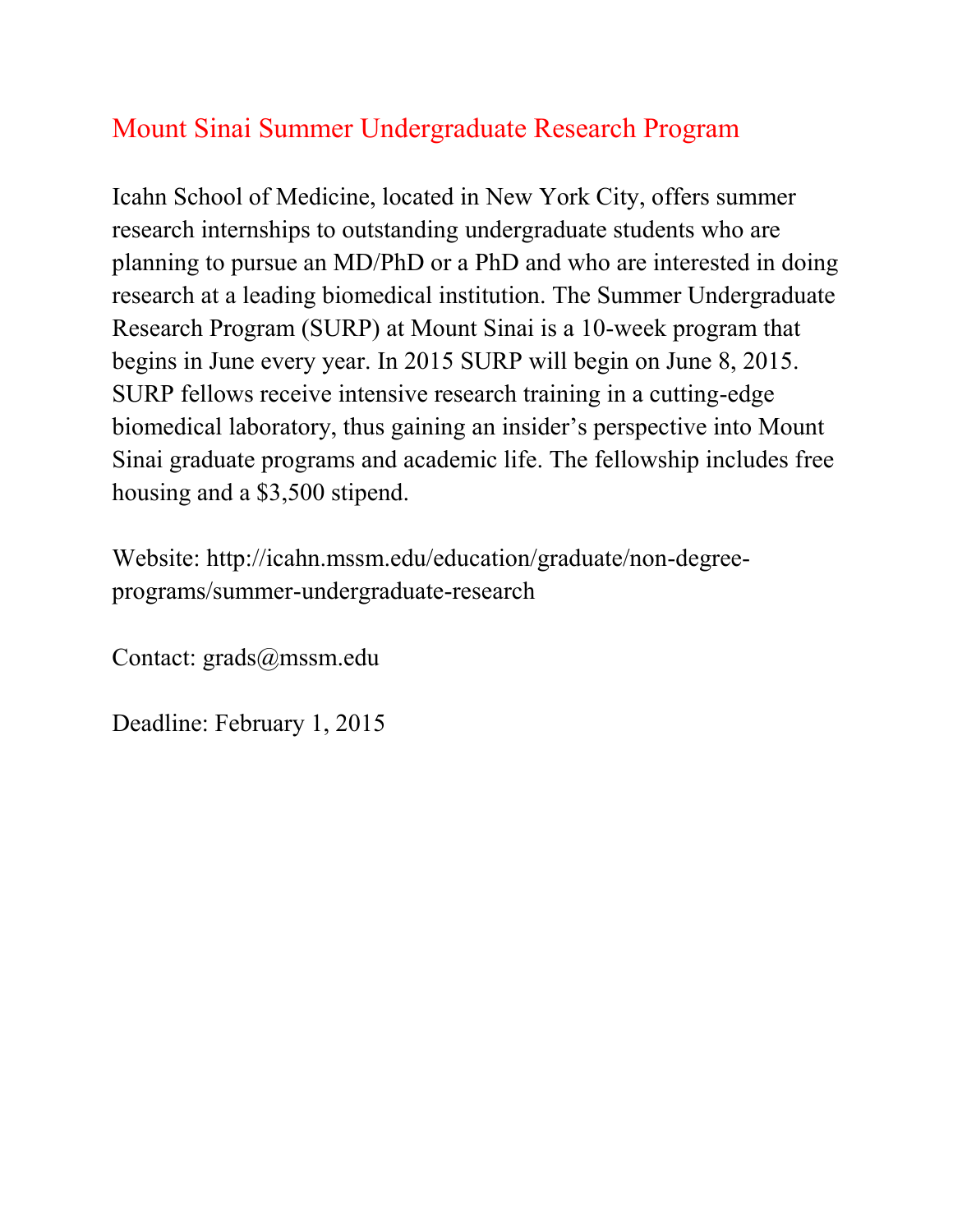# Mount Sinai Summer Undergraduate Research Program

Icahn School of Medicine, located in New York City, offers summer research internships to outstanding undergraduate students who are planning to pursue an MD/PhD or a PhD and who are interested in doing research at a leading biomedical institution. The Summer Undergraduate Research Program (SURP) at Mount Sinai is a 10-week program that begins in June every year. In 2015 SURP will begin on June 8, 2015. SURP fellows receive intensive research training in a cutting-edge biomedical laboratory, thus gaining an insider's perspective into Mount Sinai graduate programs and academic life. The fellowship includes free housing and a $3,500 stipend.

Website: http://icahn.mssm.edu/education/graduate/non-degree-programs/summer-undergraduate-research

Contact: grads@mssm.edu

Deadline: February 1, 2015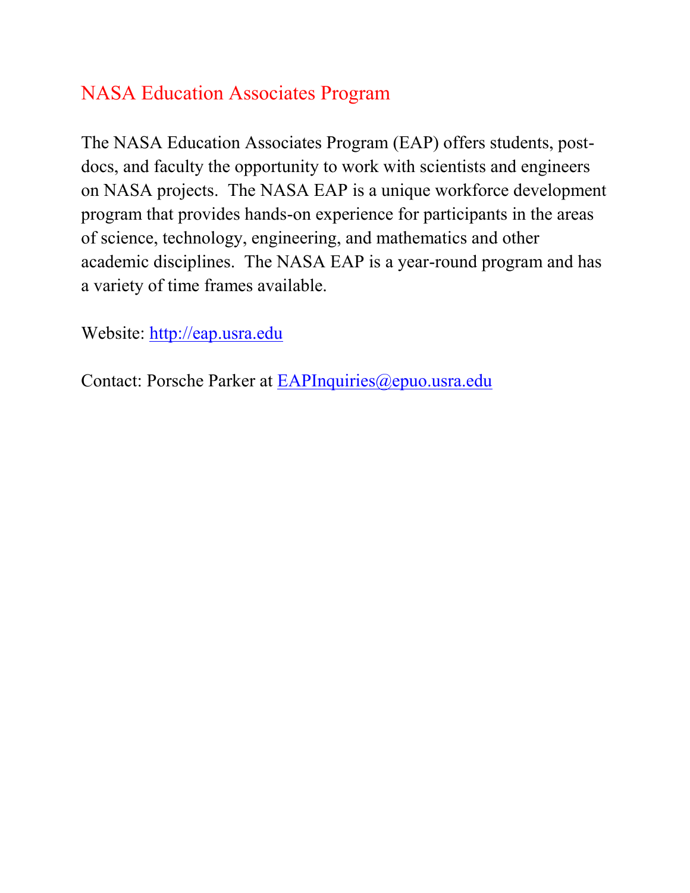## NASA Education Associates Program

The NASA Education Associates Program (EAP) offers students, post-docs, and faculty the opportunity to work with scientists and engineers on NASA projects. The NASA EAP is a unique workforce development program that provides hands-on experience for participants in the areas of science, technology, engineering, and mathematics and other academic disciplines. The NASA EAP is a year-round program and has a variety of time frames available.

Website: http://eap.usra.edu

Contact: Porsche Parker at EAPInquiries@epuo.usra.edu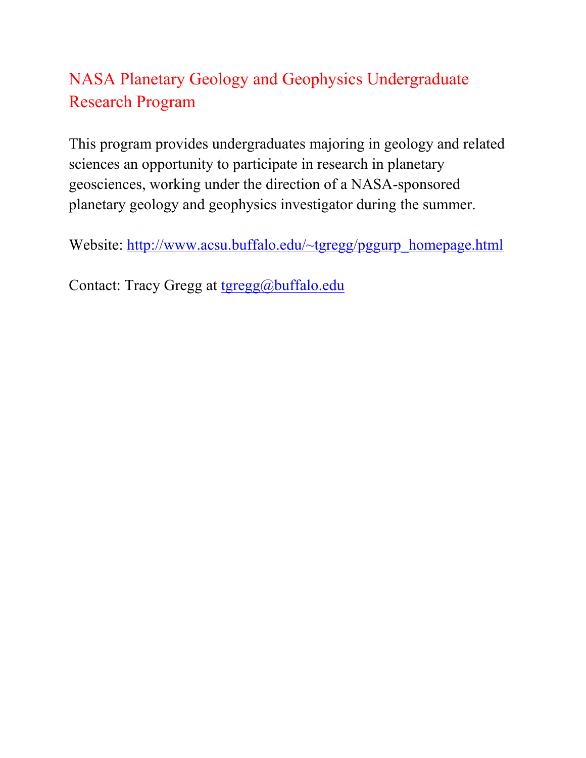## NASA Planetary Geology and Geophysics Undergraduate Research Program

This program provides undergraduates majoring in geology and related sciences an opportunity to participate in research in planetary geosciences, working under the direction of a NASA-sponsored planetary geology and geophysics investigator during the summer.

Website: http://www.acsu.buffalo.edu/~tgregg/pggurp_homepage.html

Contact: Tracy Gregg at tgregg@buffalo.edu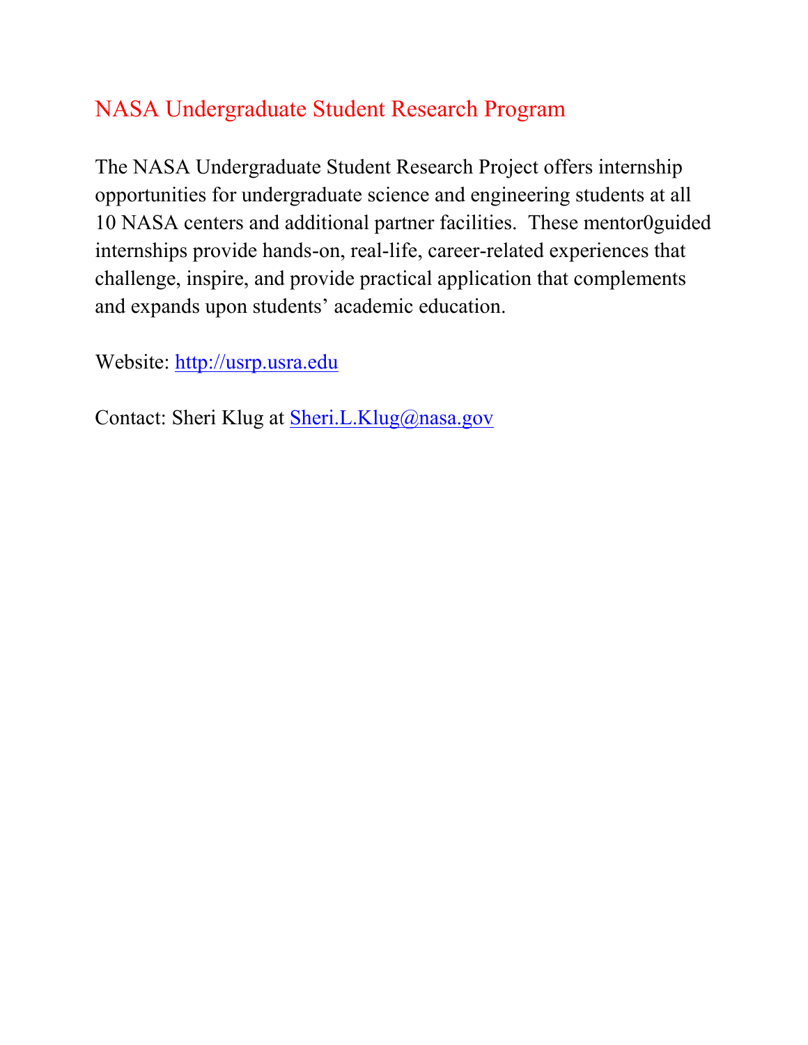# NASA Undergraduate Student Research Program

The NASA Undergraduate Student Research Project offers internship opportunities for undergraduate science and engineering students at all 10 NASA centers and additional partner facilities. These mentor0guided internships provide hands-on, real-life, career-related experiences that challenge, inspire, and provide practical application that complements and expands upon students' academic education.

Website: http://usrp.usra.edu

Contact: Sheri Klug at Sheri.L.Klug@nasa.gov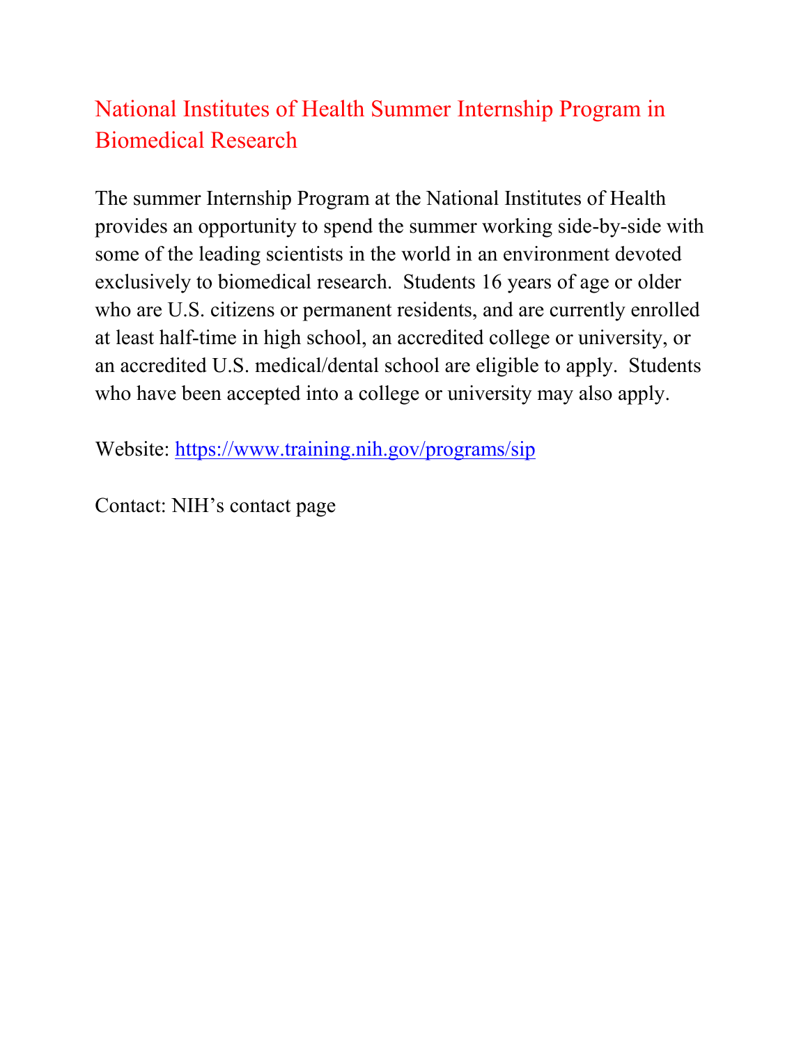## National Institutes of Health Summer Internship Program in Biomedical Research

The summer Internship Program at the National Institutes of Health provides an opportunity to spend the summer working side-by-side with some of the leading scientists in the world in an environment devoted exclusively to biomedical research. Students 16 years of age or older who are U.S. citizens or permanent residents, and are currently enrolled at least half-time in high school, an accredited college or university, or an accredited U.S. medical/dental school are eligible to apply. Students who have been accepted into a college or university may also apply.

Website: https://www.training.nih.gov/programs/sip

Contact: NIH's contact page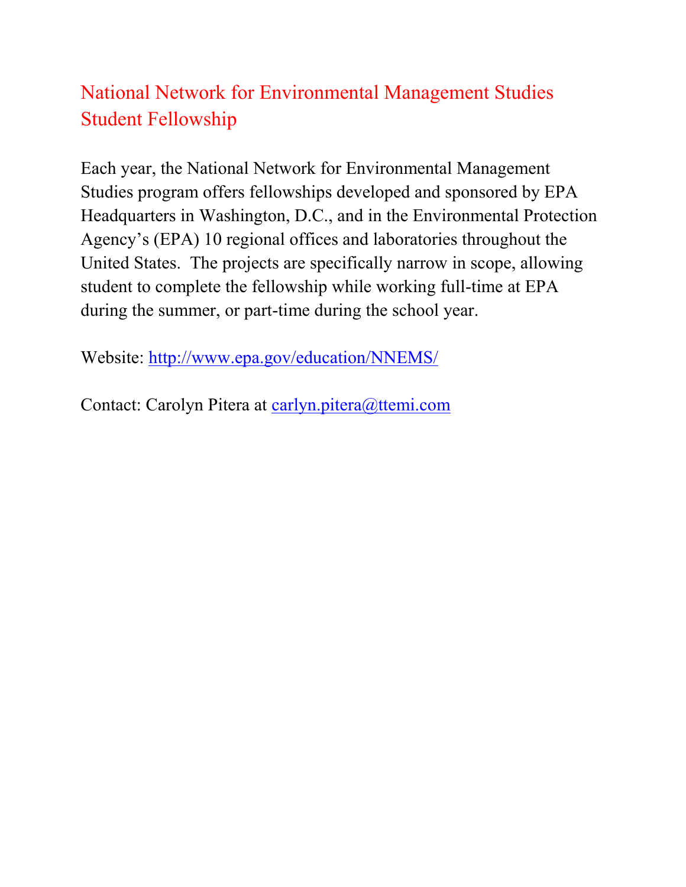## National Network for Environmental Management Studies Student Fellowship

Each year, the National Network for Environmental Management Studies program offers fellowships developed and sponsored by EPA Headquarters in Washington, D.C., and in the Environmental Protection Agency's (EPA) 10 regional offices and laboratories throughout the United States. The projects are specifically narrow in scope, allowing student to complete the fellowship while working full-time at EPA during the summer, or part-time during the school year.

Website: http://www.epa.gov/education/NNEMS/

Contact: Carolyn Pitera at carlyn.pitera@ttemi.com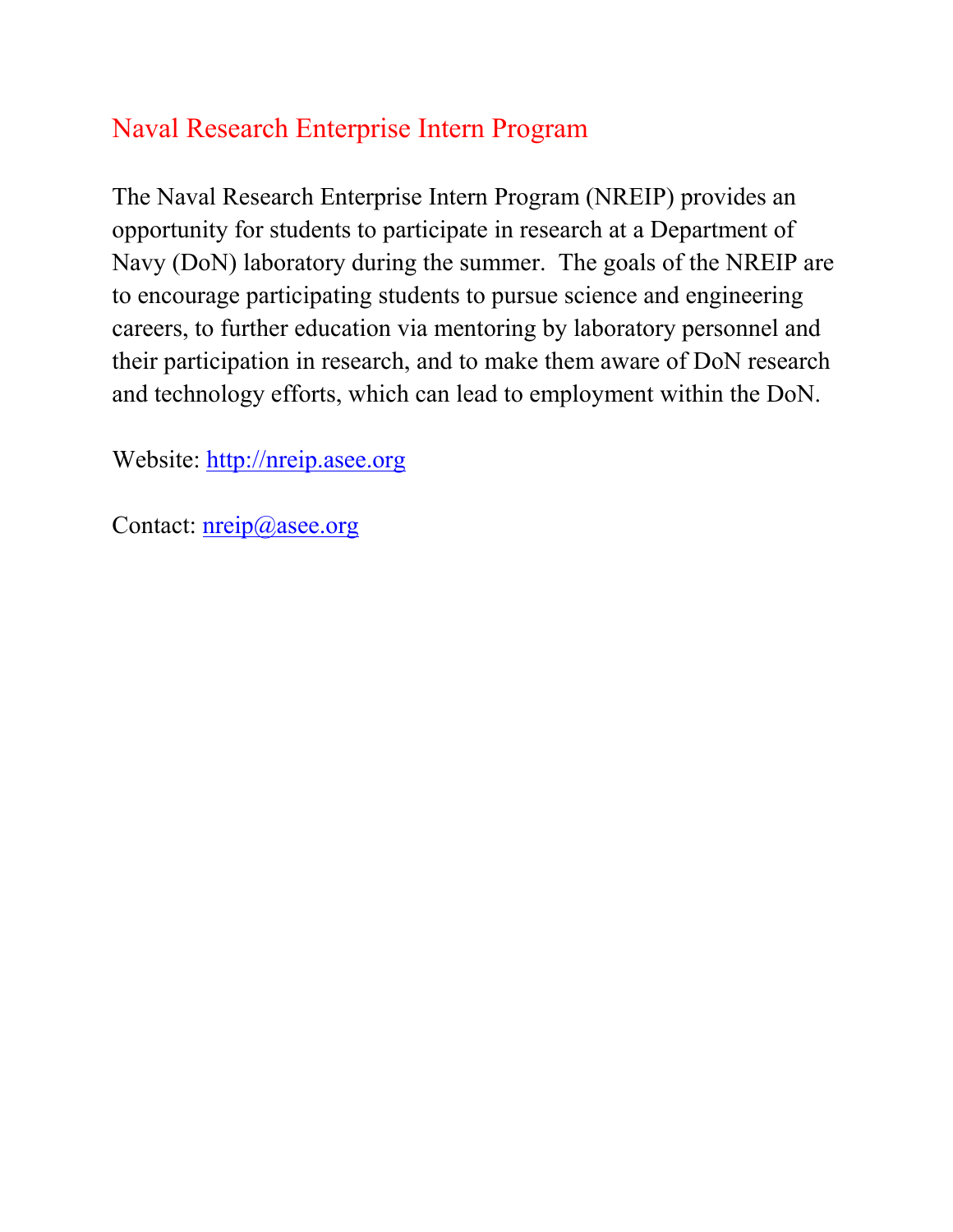# Naval Research Enterprise Intern Program

The Naval Research Enterprise Intern Program (NREIP) provides an opportunity for students to participate in research at a Department of Navy (DoN) laboratory during the summer. The goals of the NREIP are to encourage participating students to pursue science and engineering careers, to further education via mentoring by laboratory personnel and their participation in research, and to make them aware of DoN research and technology efforts, which can lead to employment within the DoN.

Website: [http://nreip.asee.org](http://nreip.asee.org)

Contact: [nreip@asee.org](mailto:nreip@asee.org)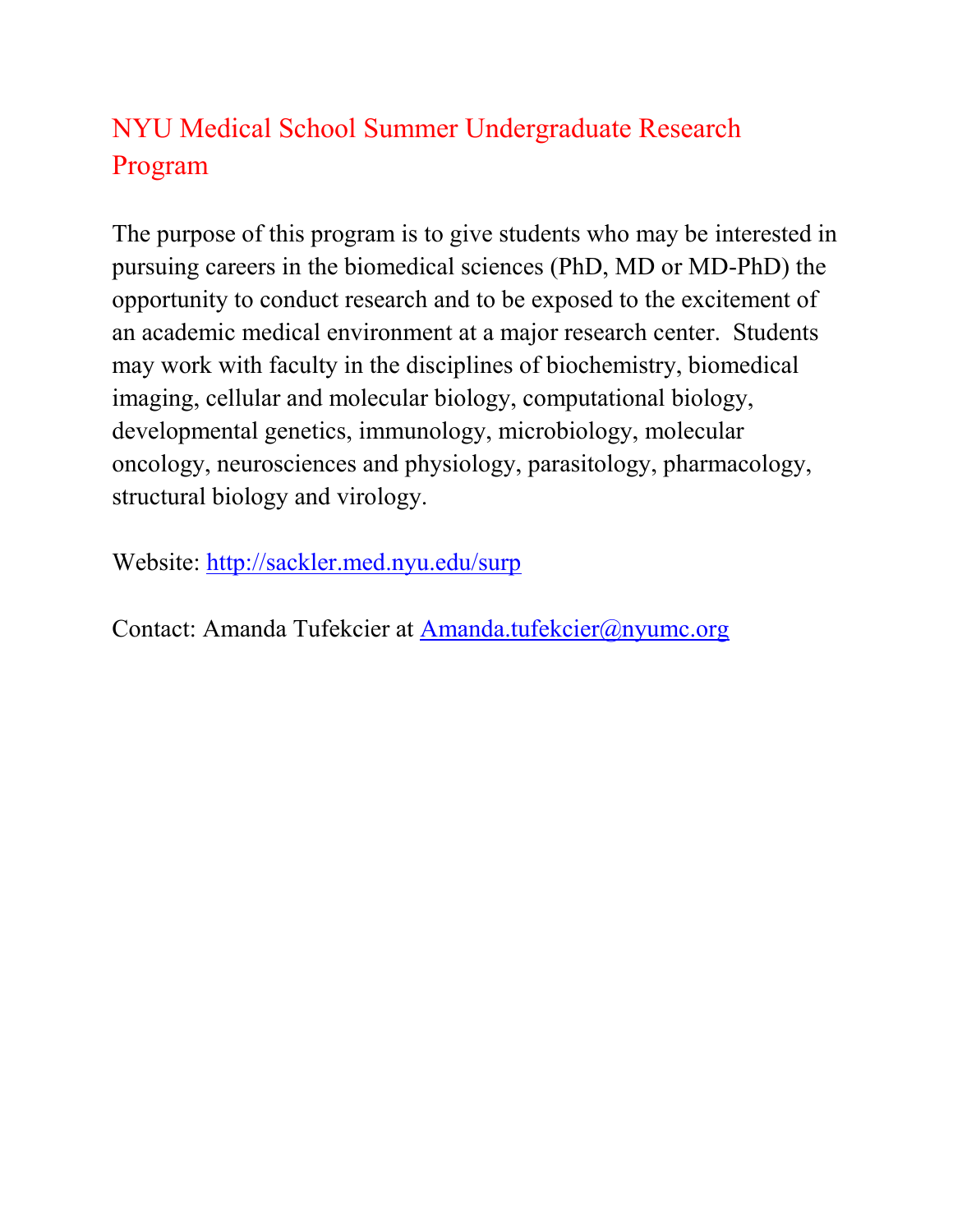## NYU Medical School Summer Undergraduate Research Program

The purpose of this program is to give students who may be interested in pursuing careers in the biomedical sciences (PhD, MD or MD-PhD) the opportunity to conduct research and to be exposed to the excitement of an academic medical environment at a major research center. Students may work with faculty in the disciplines of biochemistry, biomedical imaging, cellular and molecular biology, computational biology, developmental genetics, immunology, microbiology, molecular oncology, neurosciences and physiology, parasitology, pharmacology, structural biology and virology.

Website: http://sackler.med.nyu.edu/surp

Contact: Amanda Tufekcier at Amanda.tufekcier@nyumc.org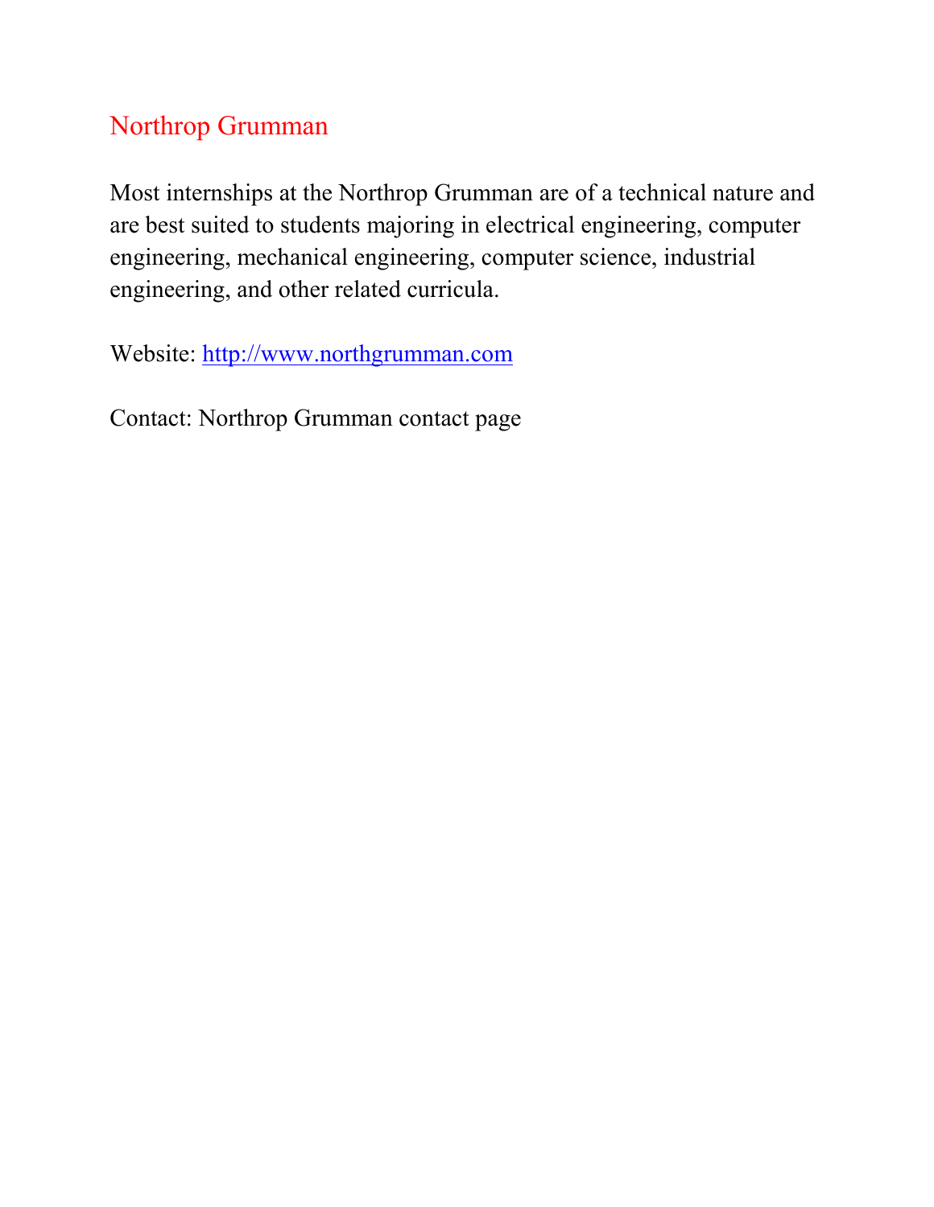## Northrop Grumman

Most internships at the Northrop Grumman are of a technical nature and are best suited to students majoring in electrical engineering, computer engineering, mechanical engineering, computer science, industrial engineering, and other related curricula.

Website: http://www.northgrumman.com

Contact: Northrop Grumman contact page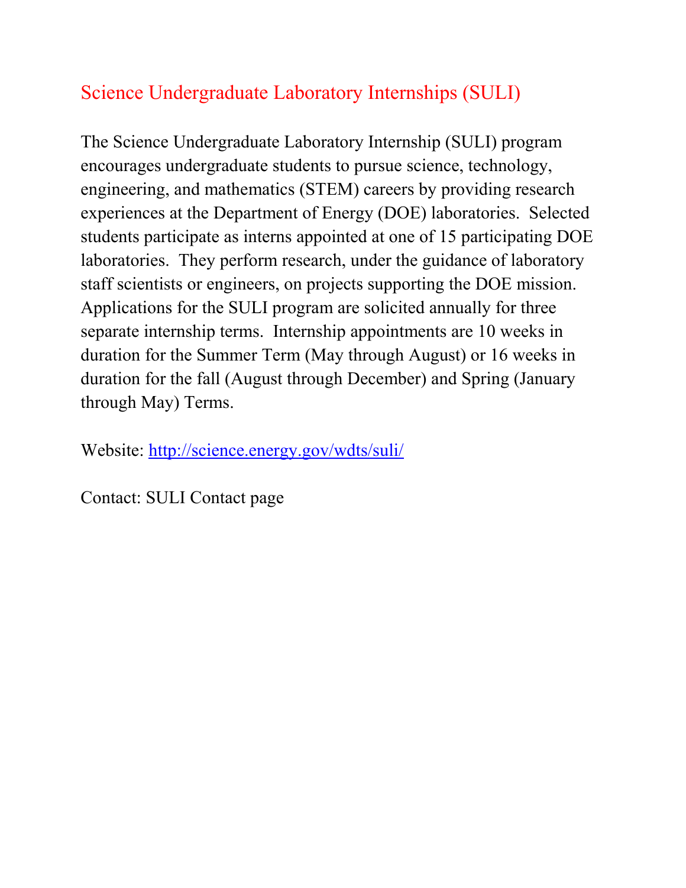## Science Undergraduate Laboratory Internships (SULI)

The Science Undergraduate Laboratory Internship (SULI) program encourages undergraduate students to pursue science, technology, engineering, and mathematics (STEM) careers by providing research experiences at the Department of Energy (DOE) laboratories. Selected students participate as interns appointed at one of 15 participating DOE laboratories. They perform research, under the guidance of laboratory staff scientists or engineers, on projects supporting the DOE mission. Applications for the SULI program are solicited annually for three separate internship terms. Internship appointments are 10 weeks in duration for the Summer Term (May through August) or 16 weeks in duration for the fall (August through December) and Spring (January through May) Terms.

Website: [http://science.energy.gov/wdts/suli/](http://science.energy.gov/wdts/suli/)

Contact: SULI Contact page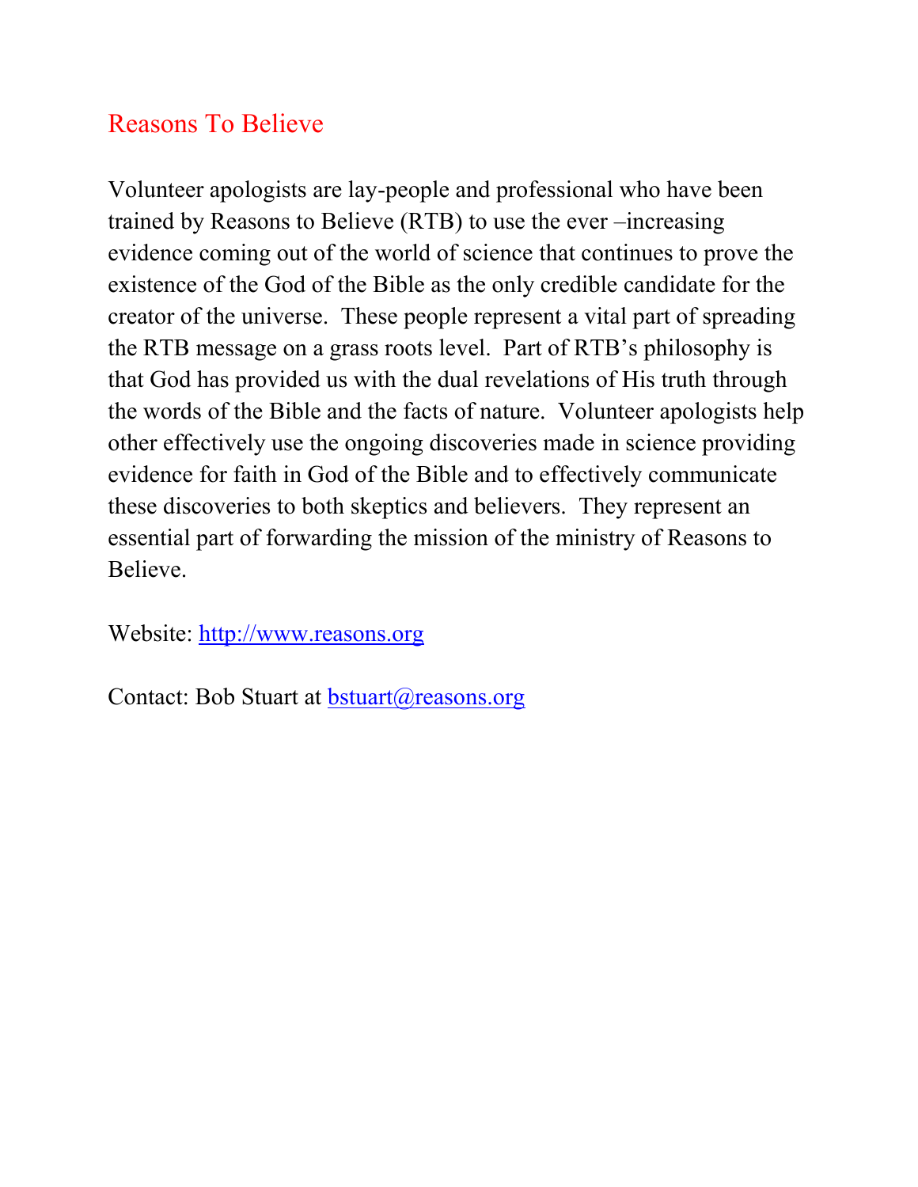## Reasons To Believe

Volunteer apologists are lay-people and professional who have been trained by Reasons to Believe (RTB) to use the ever –increasing evidence coming out of the world of science that continues to prove the existence of the God of the Bible as the only credible candidate for the creator of the universe. These people represent a vital part of spreading the RTB message on a grass roots level. Part of RTB's philosophy is that God has provided us with the dual revelations of His truth through the words of the Bible and the facts of nature. Volunteer apologists help other effectively use the ongoing discoveries made in science providing evidence for faith in God of the Bible and to effectively communicate these discoveries to both skeptics and believers. They represent an essential part of forwarding the mission of the ministry of Reasons to Believe.

Website: [http://www.reasons.org](http://www.reasons.org)

Contact: Bob Stuart at [bstuart@reasons.org](mailto:bstuart@reasons.org)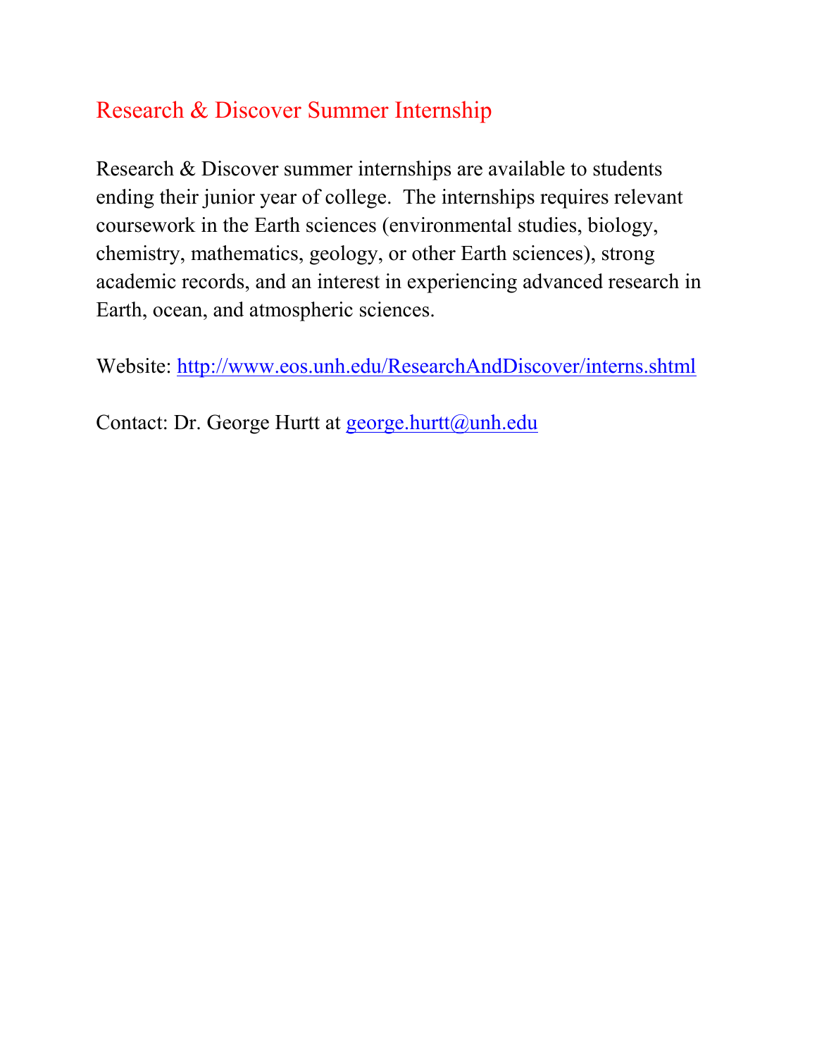## Research & Discover Summer Internship

Research & Discover summer internships are available to students ending their junior year of college. The internships requires relevant coursework in the Earth sciences (environmental studies, biology, chemistry, mathematics, geology, or other Earth sciences), strong academic records, and an interest in experiencing advanced research in Earth, ocean, and atmospheric sciences.

Website: http://www.eos.unh.edu/ResearchAndDiscover/interns.shtml

Contact: Dr. George Hurtt at george.hurtt@unh.edu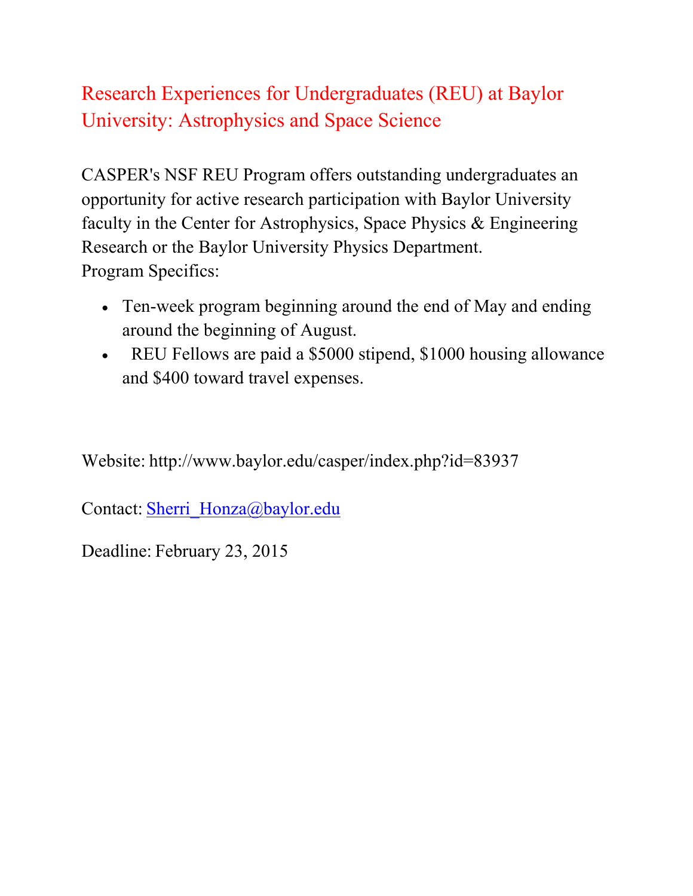## Research Experiences for Undergraduates (REU) at Baylor University: Astrophysics and Space Science

CASPER's NSF REU Program offers outstanding undergraduates an opportunity for active research participation with Baylor University faculty in the Center for Astrophysics, Space Physics & Engineering Research or the Baylor University Physics Department.

Program Specifics:

- Ten-week program beginning around the end of May and ending around the beginning of August.
- REU Fellows are paid a $5000 stipend, $1000 housing allowance and $400 toward travel expenses.

Website: http://www.baylor.edu/casper/index.php?id=83937

Contact: Sherri_Honza@baylor.edu

Deadline: February 23, 2015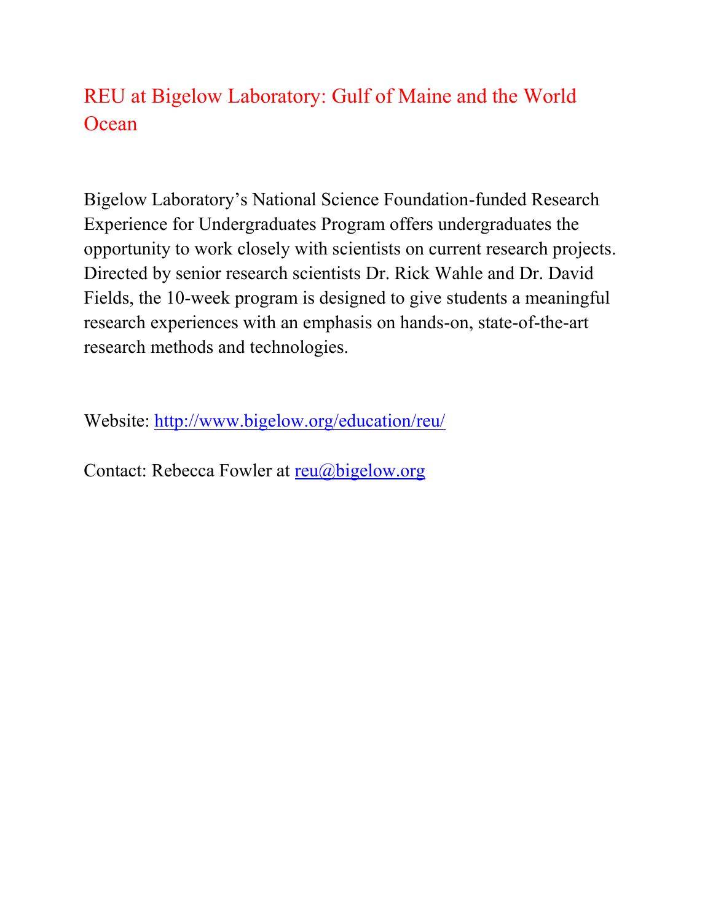## REU at Bigelow Laboratory: Gulf of Maine and the World Ocean

Bigelow Laboratory's National Science Foundation-funded Research Experience for Undergraduates Program offers undergraduates the opportunity to work closely with scientists on current research projects. Directed by senior research scientists Dr. Rick Wahle and Dr. David Fields, the 10-week program is designed to give students a meaningful research experiences with an emphasis on hands-on, state-of-the-art research methods and technologies.

Website: http://www.bigelow.org/education/reu/

Contact: Rebecca Fowler at reu@bigelow.org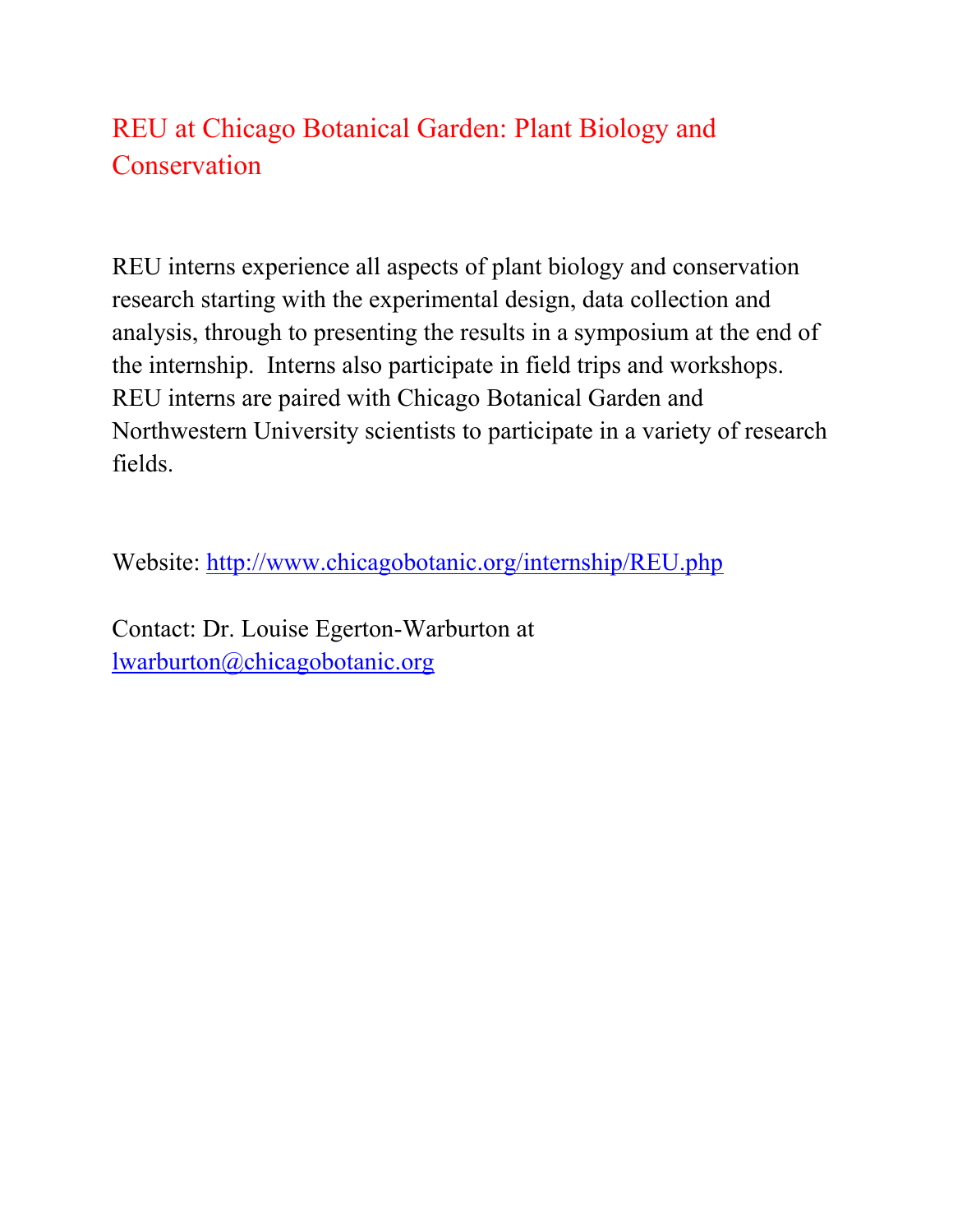# REU at Chicago Botanical Garden: Plant Biology and Conservation

REU interns experience all aspects of plant biology and conservation research starting with the experimental design, data collection and analysis, through to presenting the results in a symposium at the end of the internship. Interns also participate in field trips and workshops. REU interns are paired with Chicago Botanical Garden and Northwestern University scientists to participate in a variety of research fields.

Website: [http://www.chicagobotanic.org/internship/REU.php](http://www.chicagobotanic.org/internship/REU.php)

Contact: Dr. Louise Egerton-Warburton at [lwarburton@chicagobotanic.org](mailto:lwarburton@chicagobotanic.org)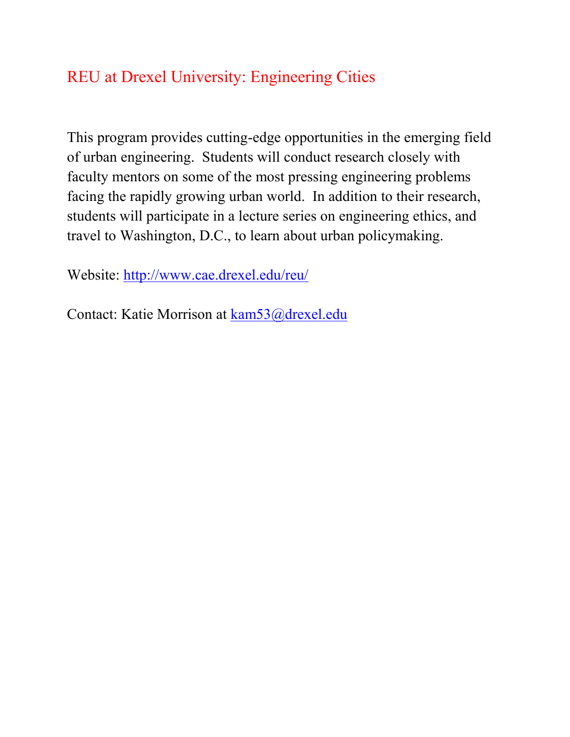## REU at Drexel University: Engineering Cities

This program provides cutting-edge opportunities in the emerging field of urban engineering. Students will conduct research closely with faculty mentors on some of the most pressing engineering problems facing the rapidly growing urban world. In addition to their research, students will participate in a lecture series on engineering ethics, and travel to Washington, D.C., to learn about urban policymaking.

Website: [http://www.cae.drexel.edu/reu/](http://www.cae.drexel.edu/reu/)

Contact: Katie Morrison at [kam53@drexel.edu](mailto:kam53@drexel.edu)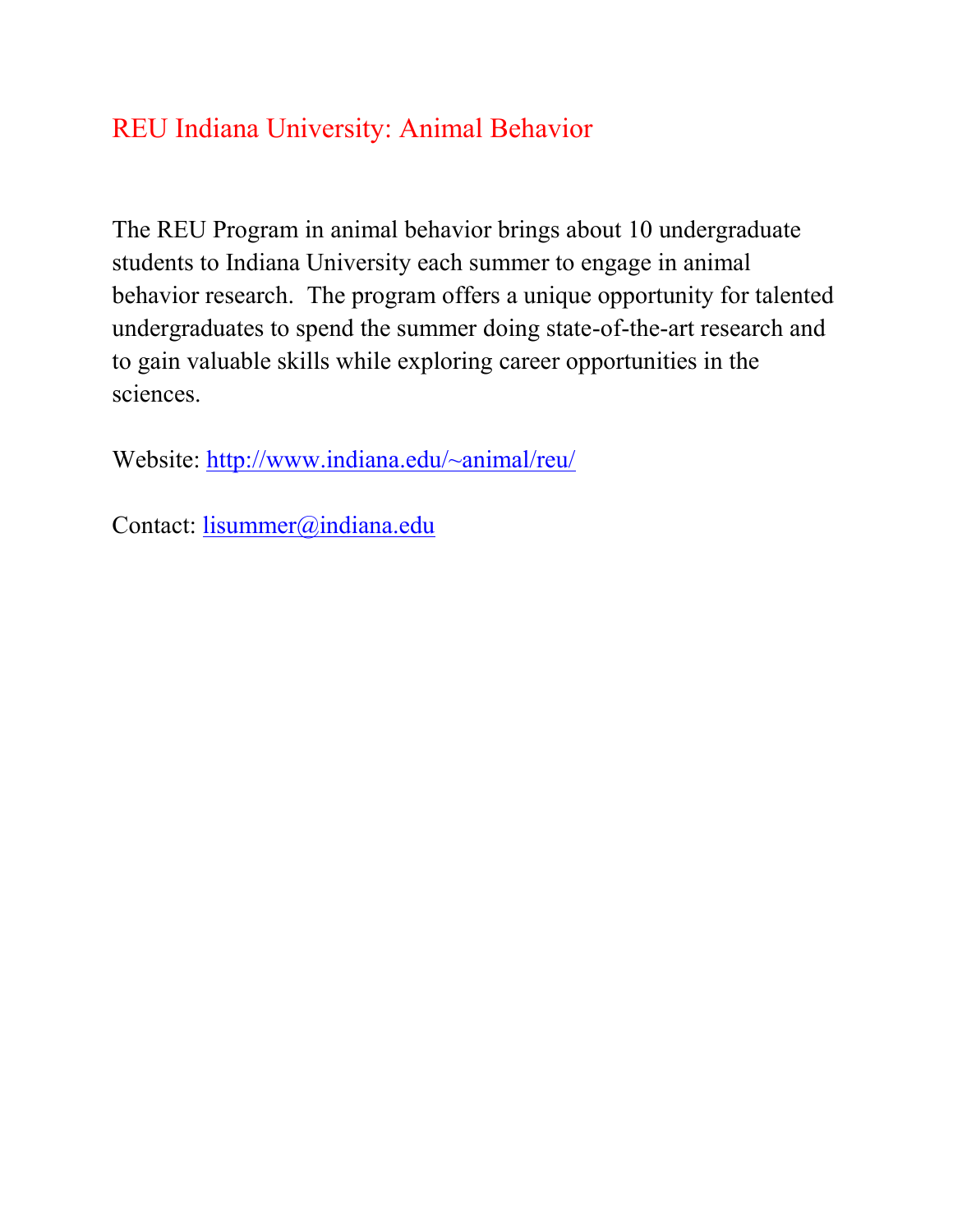# REU Indiana University: Animal Behavior

The REU Program in animal behavior brings about 10 undergraduate students to Indiana University each summer to engage in animal behavior research. The program offers a unique opportunity for talented undergraduates to spend the summer doing state-of-the-art research and to gain valuable skills while exploring career opportunities in the sciences.

Website: http://www.indiana.edu/~animal/reu/

Contact: lisummer@indiana.edu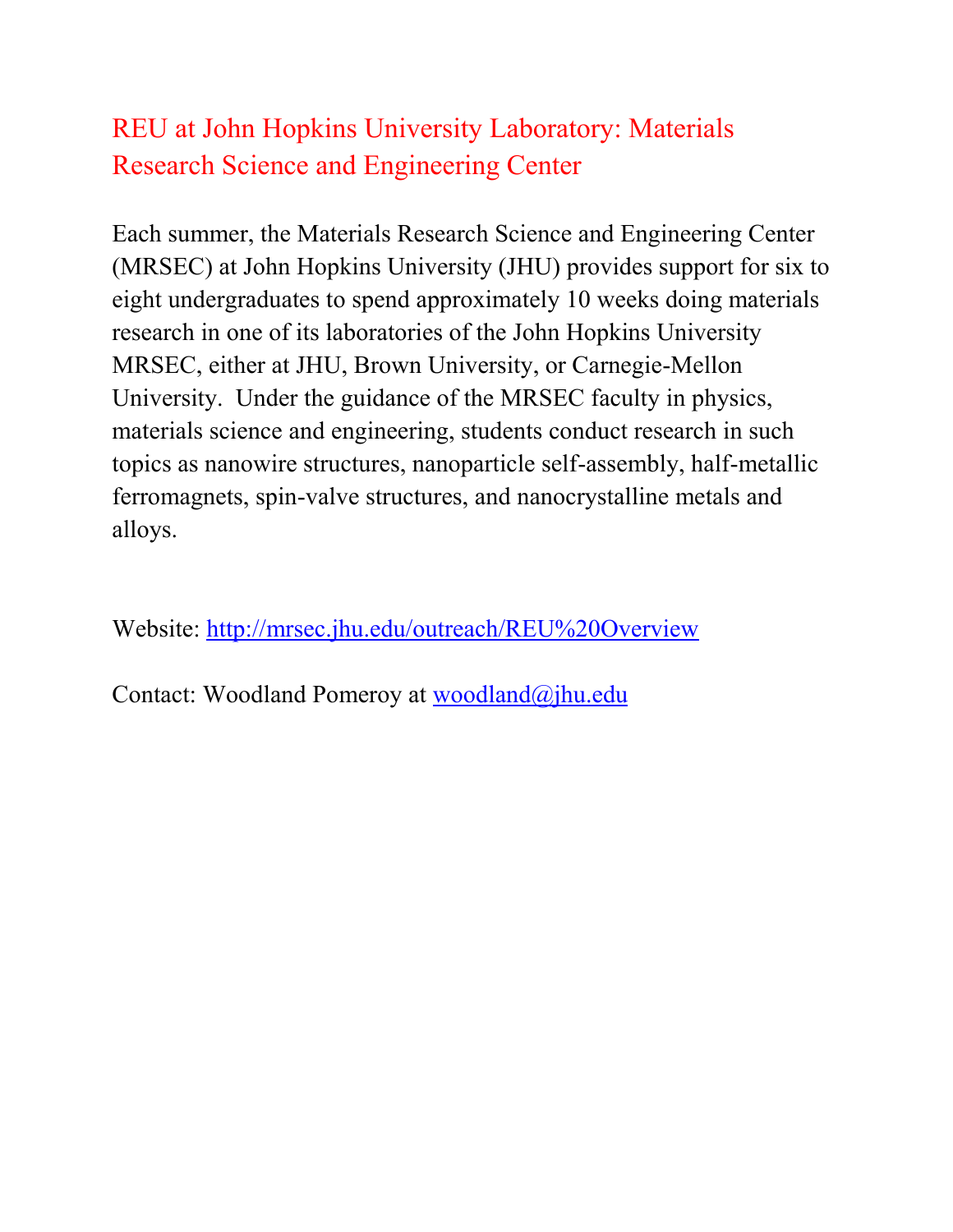## REU at John Hopkins University Laboratory: Materials Research Science and Engineering Center

Each summer, the Materials Research Science and Engineering Center (MRSEC) at John Hopkins University (JHU) provides support for six to eight undergraduates to spend approximately 10 weeks doing materials research in one of its laboratories of the John Hopkins University MRSEC, either at JHU, Brown University, or Carnegie-Mellon University. Under the guidance of the MRSEC faculty in physics, materials science and engineering, students conduct research in such topics as nanowire structures, nanoparticle self-assembly, half-metallic ferromagnets, spin-valve structures, and nanocrystalline metals and alloys.

Website: http://mrsec.jhu.edu/outreach/REU%20Overview

Contact: Woodland Pomeroy at woodland@jhu.edu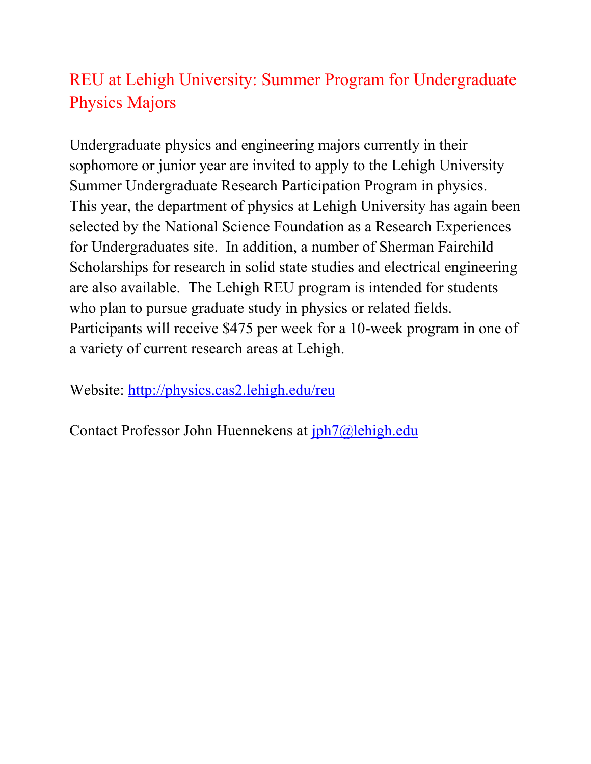## REU at Lehigh University: Summer Program for Undergraduate Physics Majors

Undergraduate physics and engineering majors currently in their sophomore or junior year are invited to apply to the Lehigh University Summer Undergraduate Research Participation Program in physics. This year, the department of physics at Lehigh University has again been selected by the National Science Foundation as a Research Experiences for Undergraduates site. In addition, a number of Sherman Fairchild Scholarships for research in solid state studies and electrical engineering are also available. The Lehigh REU program is intended for students who plan to pursue graduate study in physics or related fields. Participants will receive $475 per week for a 10-week program in one of a variety of current research areas at Lehigh.

Website: [http://physics.cas2.lehigh.edu/reu](http://physics.cas2.lehigh.edu/reu)

Contact Professor John Huennekens at [jph7@lehigh.edu](mailto:jph7@lehigh.edu)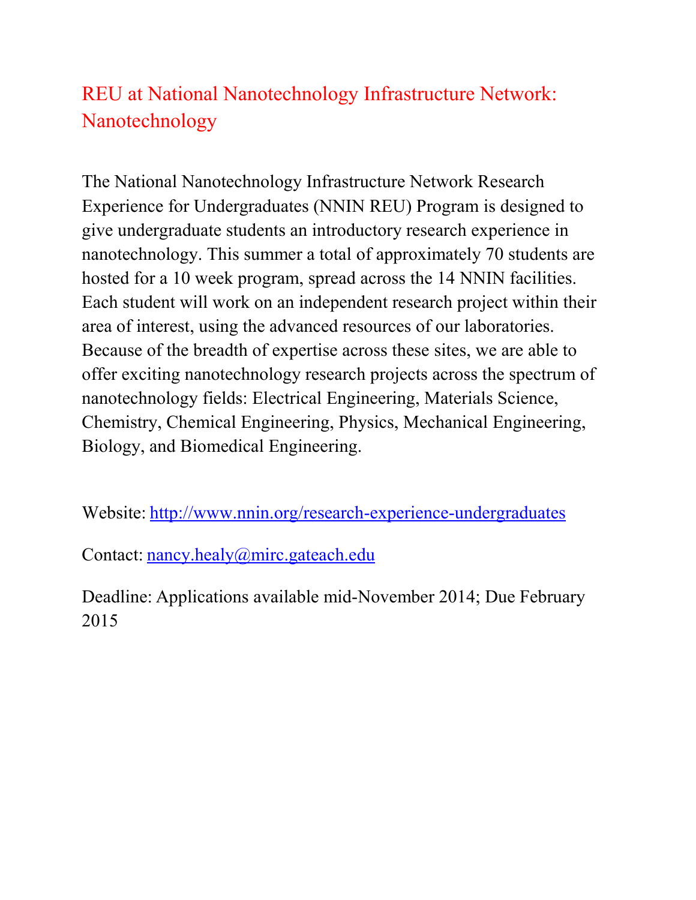# REU at National Nanotechnology Infrastructure Network: Nanotechnology

The National Nanotechnology Infrastructure Network Research Experience for Undergraduates (NNIN REU) Program is designed to give undergraduate students an introductory research experience in nanotechnology. This summer a total of approximately 70 students are hosted for a 10 week program, spread across the 14 NNIN facilities. Each student will work on an independent research project within their area of interest, using the advanced resources of our laboratories. Because of the breadth of expertise across these sites, we are able to offer exciting nanotechnology research projects across the spectrum of nanotechnology fields: Electrical Engineering, Materials Science, Chemistry, Chemical Engineering, Physics, Mechanical Engineering, Biology, and Biomedical Engineering.

Website: [http://www.nnin.org/research-experience-undergraduates](http://www.nnin.org/research-experience-undergraduates)

Contact: [nancy.healy@mirc.gateach.edu](mailto:nancy.healy@mirc.gateach.edu)

Deadline: Applications available mid-November 2014; Due February 2015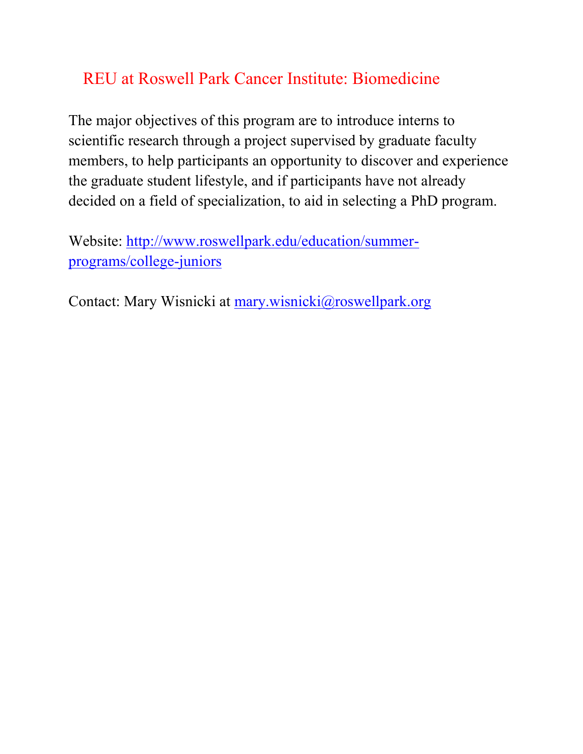## REU at Roswell Park Cancer Institute: Biomedicine

The major objectives of this program are to introduce interns to scientific research through a project supervised by graduate faculty members, to help participants an opportunity to discover and experience the graduate student lifestyle, and if participants have not already decided on a field of specialization, to aid in selecting a PhD program.

Website: http://www.roswellpark.edu/education/summer-programs/college-juniors

Contact: Mary Wisnicki at mary.wisnicki@roswellpark.org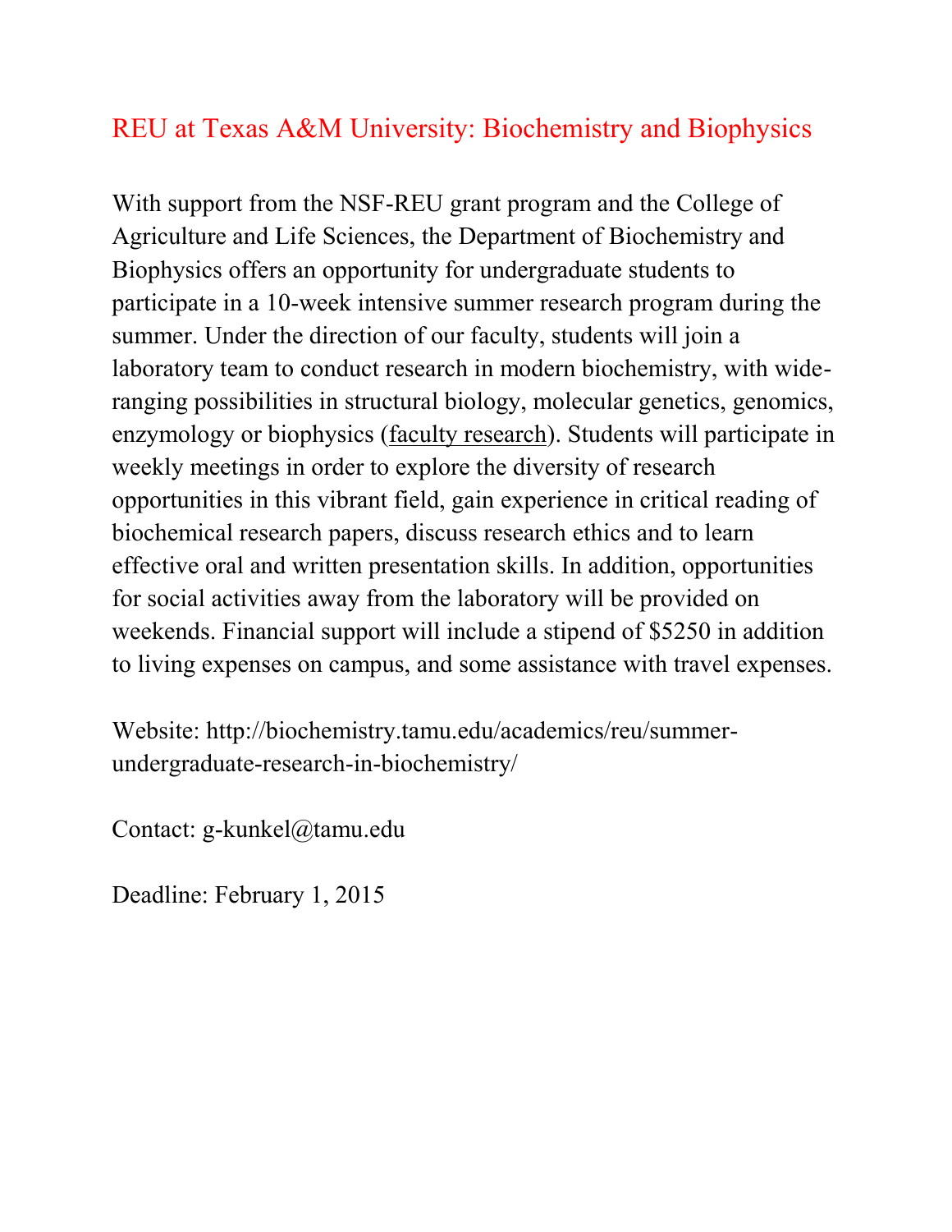# REU at Texas A&M University: Biochemistry and Biophysics

With support from the NSF-REU grant program and the College of Agriculture and Life Sciences, the Department of Biochemistry and Biophysics offers an opportunity for undergraduate students to participate in a 10-week intensive summer research program during the summer. Under the direction of our faculty, students will join a laboratory team to conduct research in modern biochemistry, with wide-ranging possibilities in structural biology, molecular genetics, genomics, enzymology or biophysics (faculty research). Students will participate in weekly meetings in order to explore the diversity of research opportunities in this vibrant field, gain experience in critical reading of biochemical research papers, discuss research ethics and to learn effective oral and written presentation skills. In addition, opportunities for social activities away from the laboratory will be provided on weekends. Financial support will include a stipend of $5250 in addition to living expenses on campus, and some assistance with travel expenses.

Website: http://biochemistry.tamu.edu/academics/reu/summer-undergraduate-research-in-biochemistry/

Contact: g-kunkel@tamu.edu

Deadline: February 1, 2015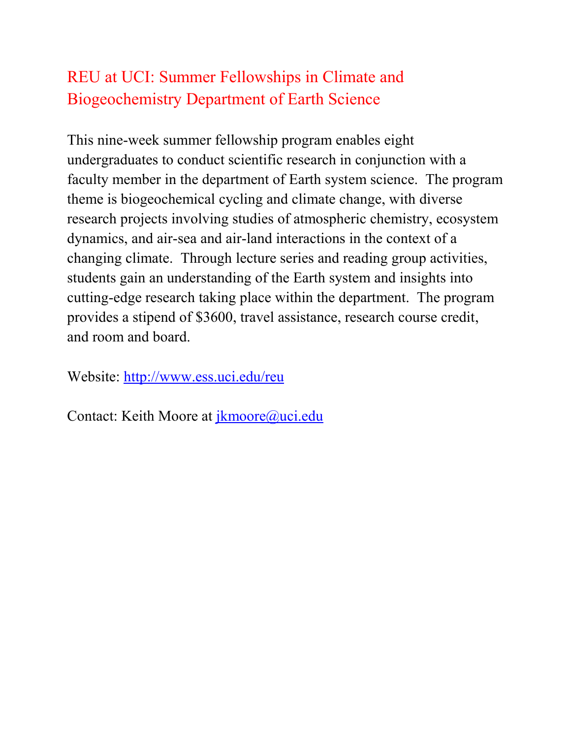## REU at UCI: Summer Fellowships in Climate and Biogeochemistry Department of Earth Science

This nine-week summer fellowship program enables eight undergraduates to conduct scientific research in conjunction with a faculty member in the department of Earth system science. The program theme is biogeochemical cycling and climate change, with diverse research projects involving studies of atmospheric chemistry, ecosystem dynamics, and air-sea and air-land interactions in the context of a changing climate. Through lecture series and reading group activities, students gain an understanding of the Earth system and insights into cutting-edge research taking place within the department. The program provides a stipend of $3600, travel assistance, research course credit, and room and board.

Website: [http://www.ess.uci.edu/reu](http://www.ess.uci.edu/reu)

Contact: Keith Moore at [jkmoore@uci.edu](mailto:jkmoore@uci.edu)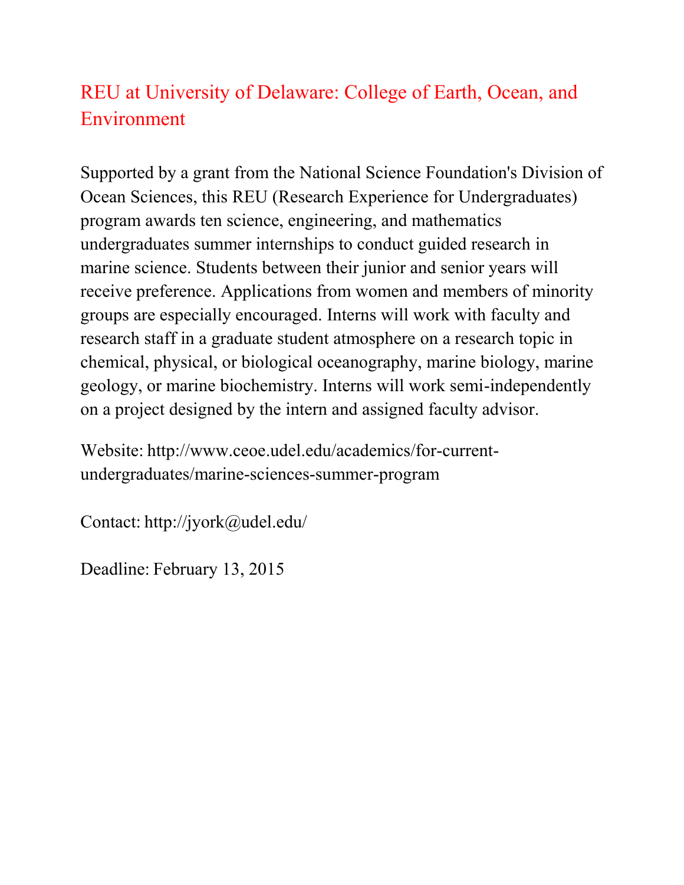## REU at University of Delaware: College of Earth, Ocean, and Environment

Supported by a grant from the National Science Foundation's Division of Ocean Sciences, this REU (Research Experience for Undergraduates) program awards ten science, engineering, and mathematics undergraduates summer internships to conduct guided research in marine science. Students between their junior and senior years will receive preference. Applications from women and members of minority groups are especially encouraged. Interns will work with faculty and research staff in a graduate student atmosphere on a research topic in chemical, physical, or biological oceanography, marine biology, marine geology, or marine biochemistry. Interns will work semi-independently on a project designed by the intern and assigned faculty advisor.

Website: http://www.ceoe.udel.edu/academics/for-current-undergraduates/marine-sciences-summer-program

Contact: http://jyork@udel.edu/

Deadline: February 13, 2015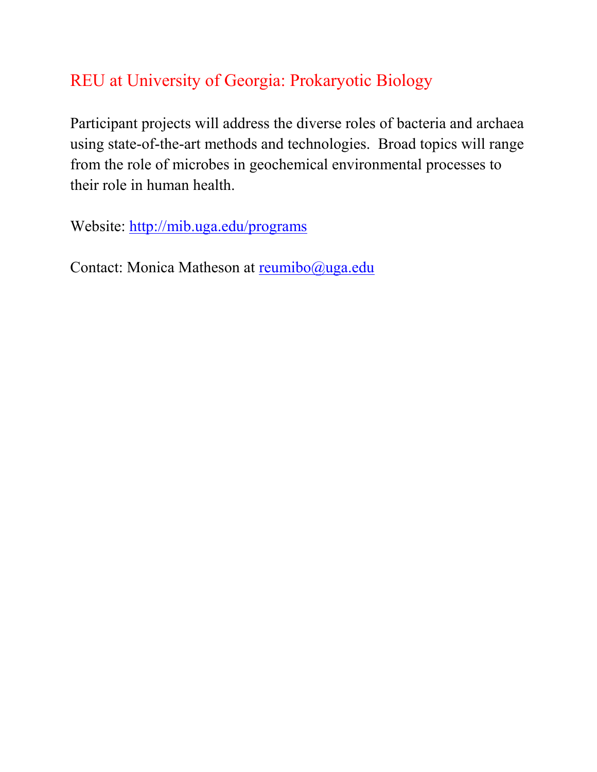## REU at University of Georgia: Prokaryotic Biology

Participant projects will address the diverse roles of bacteria and archaea using state-of-the-art methods and technologies. Broad topics will range from the role of microbes in geochemical environmental processes to their role in human health.

Website: http://mib.uga.edu/programs

Contact: Monica Matheson at reumibo@uga.edu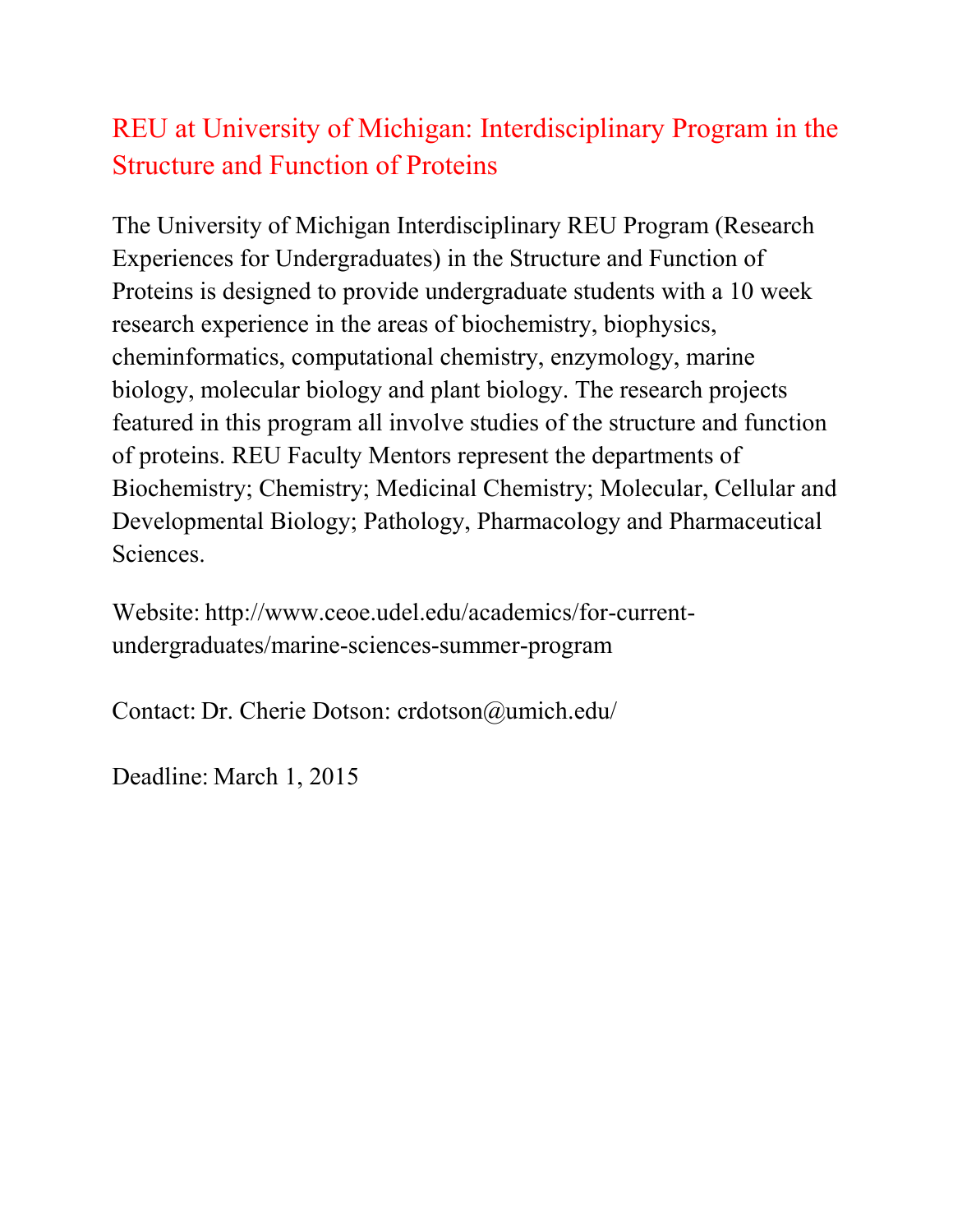## REU at University of Michigan: Interdisciplinary Program in the Structure and Function of Proteins

The University of Michigan Interdisciplinary REU Program (Research Experiences for Undergraduates) in the Structure and Function of Proteins is designed to provide undergraduate students with a 10 week research experience in the areas of biochemistry, biophysics, cheminformatics, computational chemistry, enzymology, marine biology, molecular biology and plant biology. The research projects featured in this program all involve studies of the structure and function of proteins. REU Faculty Mentors represent the departments of Biochemistry; Chemistry; Medicinal Chemistry; Molecular, Cellular and Developmental Biology; Pathology, Pharmacology and Pharmaceutical Sciences.

Website: http://www.ceoe.udel.edu/academics/for-current-undergraduates/marine-sciences-summer-program

Contact: Dr. Cherie Dotson: crdotson@umich.edu/

Deadline: March 1, 2015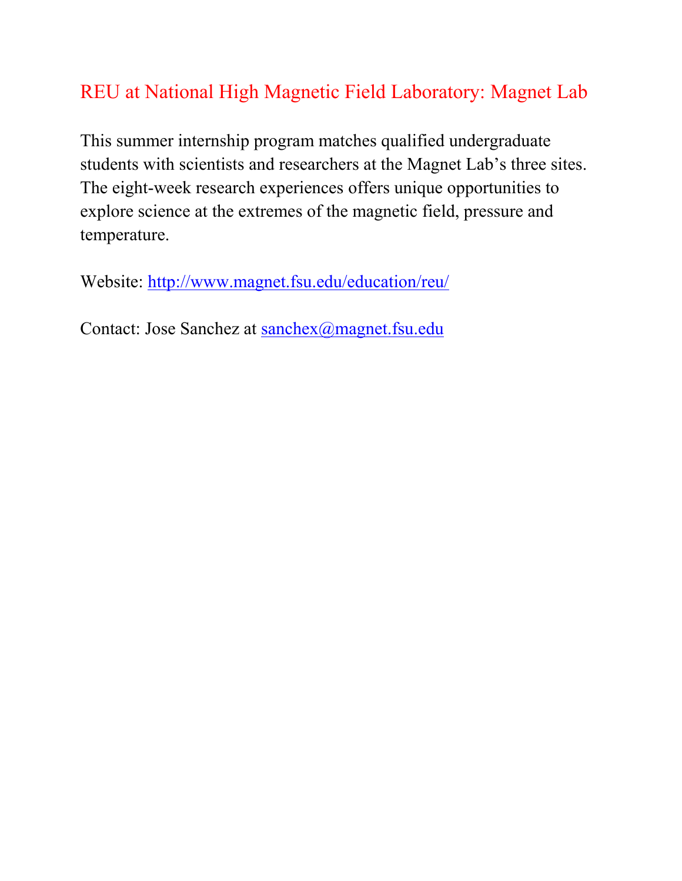# REU at National High Magnetic Field Laboratory: Magnet Lab

This summer internship program matches qualified undergraduate students with scientists and researchers at the Magnet Lab's three sites. The eight-week research experiences offers unique opportunities to explore science at the extremes of the magnetic field, pressure and temperature.

Website: [http://www.magnet.fsu.edu/education/reu/](http://www.magnet.fsu.edu/education/reu/)

Contact: Jose Sanchez at [sanchex@magnet.fsu.edu](mailto:sanchex@magnet.fsu.edu)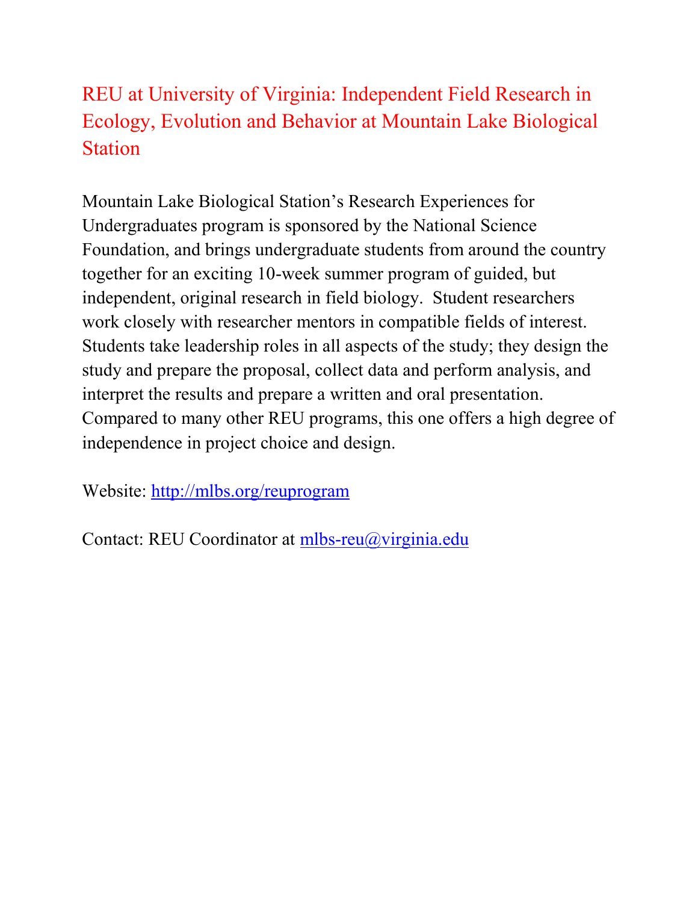## REU at University of Virginia: Independent Field Research in Ecology, Evolution and Behavior at Mountain Lake Biological Station

Mountain Lake Biological Station's Research Experiences for Undergraduates program is sponsored by the National Science Foundation, and brings undergraduate students from around the country together for an exciting 10-week summer program of guided, but independent, original research in field biology. Student researchers work closely with researcher mentors in compatible fields of interest. Students take leadership roles in all aspects of the study; they design the study and prepare the proposal, collect data and perform analysis, and interpret the results and prepare a written and oral presentation. Compared to many other REU programs, this one offers a high degree of independence in project choice and design.

Website: [http://mlbs.org/reuprogram](http://mlbs.org/reuprogram)

Contact: REU Coordinator at [mlbs-reu@virginia.edu](mailto:mlbs-reu@virginia.edu)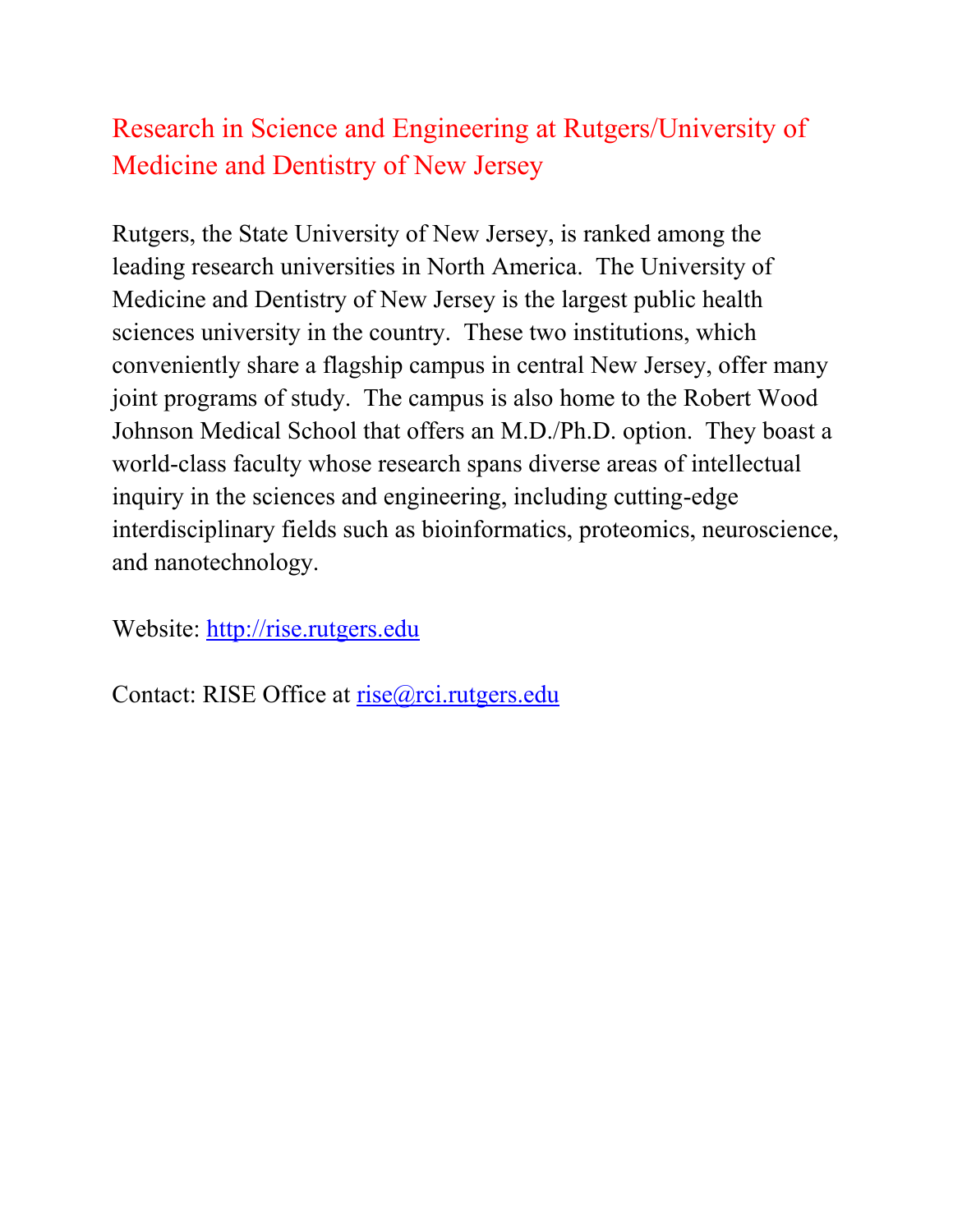## Research in Science and Engineering at Rutgers/University of Medicine and Dentistry of New Jersey

Rutgers, the State University of New Jersey, is ranked among the leading research universities in North America. The University of Medicine and Dentistry of New Jersey is the largest public health sciences university in the country. These two institutions, which conveniently share a flagship campus in central New Jersey, offer many joint programs of study. The campus is also home to the Robert Wood Johnson Medical School that offers an M.D./Ph.D. option. They boast a world-class faculty whose research spans diverse areas of intellectual inquiry in the sciences and engineering, including cutting-edge interdisciplinary fields such as bioinformatics, proteomics, neuroscience, and nanotechnology.

Website: [http://rise.rutgers.edu](http://rise.rutgers.edu)

Contact: RISE Office at [rise@rci.rutgers.edu](mailto:rise@rci.rutgers.edu)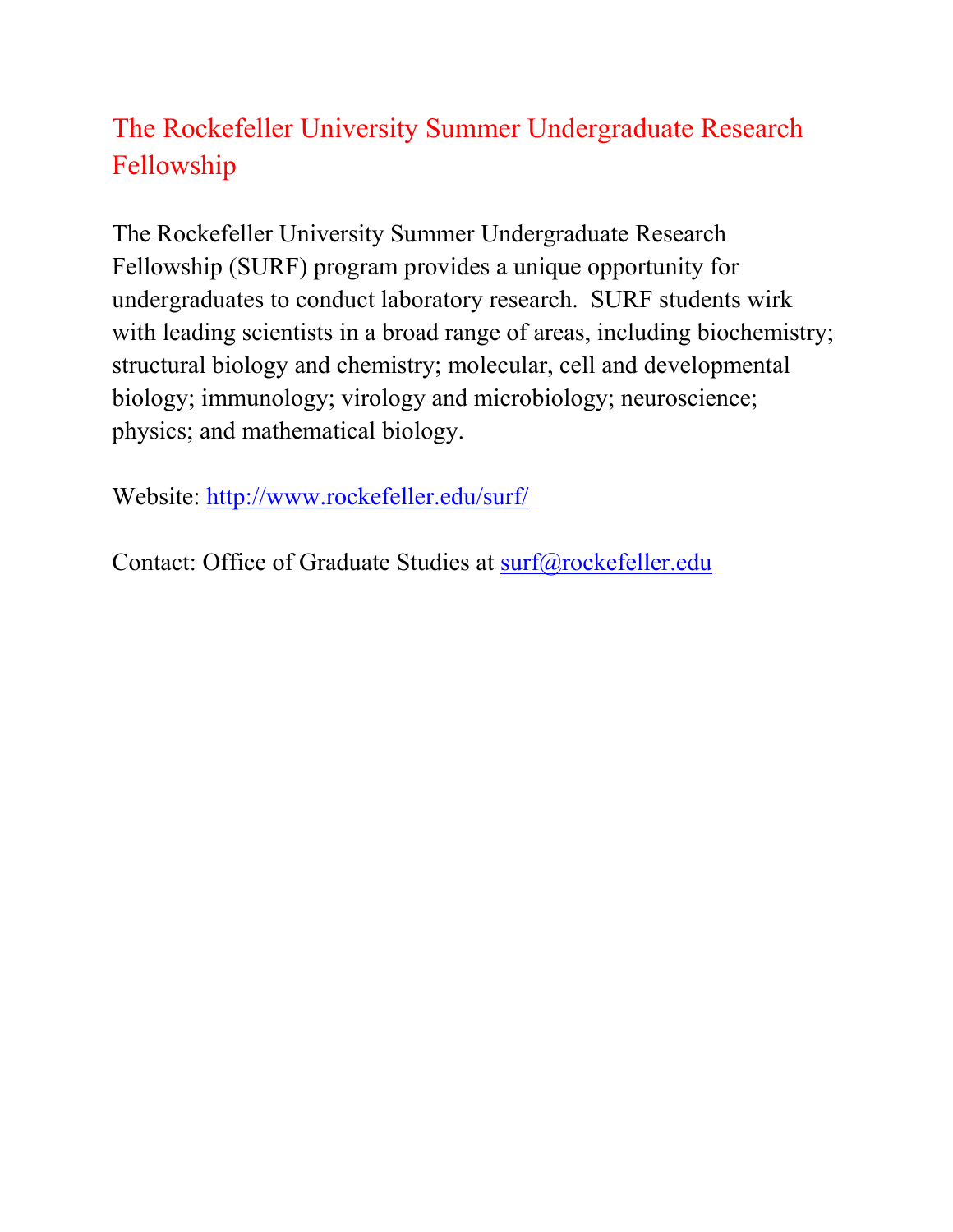# The Rockefeller University Summer Undergraduate Research Fellowship

The Rockefeller University Summer Undergraduate Research Fellowship (SURF) program provides a unique opportunity for undergraduates to conduct laboratory research. SURF students wirk with leading scientists in a broad range of areas, including biochemistry; structural biology and chemistry; molecular, cell and developmental biology; immunology; virology and microbiology; neuroscience; physics; and mathematical biology.

Website: [http://www.rockefeller.edu/surf/](http://www.rockefeller.edu/surf/)

Contact: Office of Graduate Studies at [surf@rockefeller.edu](mailto:surf@rockefeller.edu)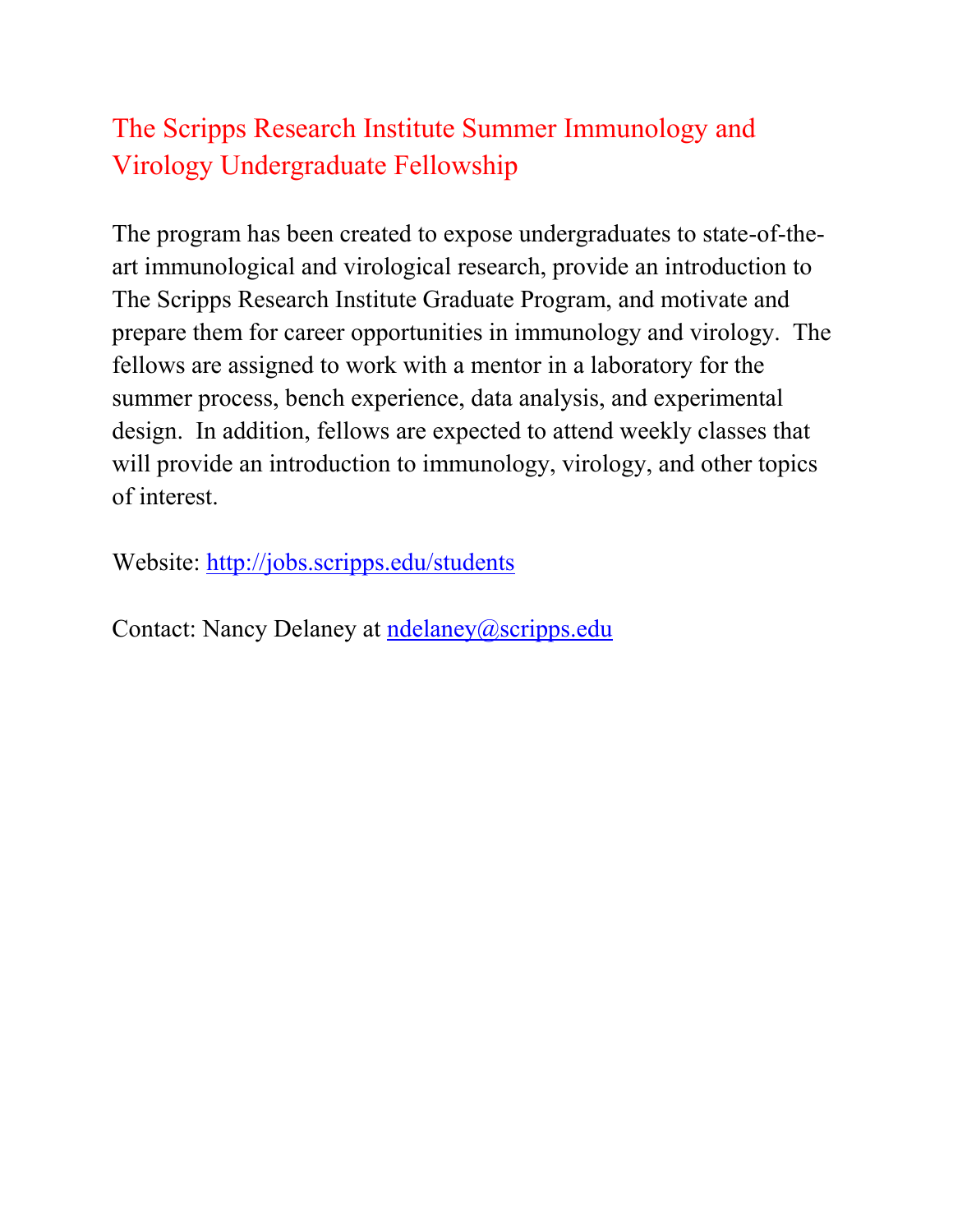# The Scripps Research Institute Summer Immunology and Virology Undergraduate Fellowship

The program has been created to expose undergraduates to state-of-the-art immunological and virological research, provide an introduction to The Scripps Research Institute Graduate Program, and motivate and prepare them for career opportunities in immunology and virology. The fellows are assigned to work with a mentor in a laboratory for the summer process, bench experience, data analysis, and experimental design. In addition, fellows are expected to attend weekly classes that will provide an introduction to immunology, virology, and other topics of interest.

Website: [http://jobs.scripps.edu/students](http://jobs.scripps.edu/students)

Contact: Nancy Delaney at [ndelaney@scripps.edu](mailto:ndelaney@scripps.edu)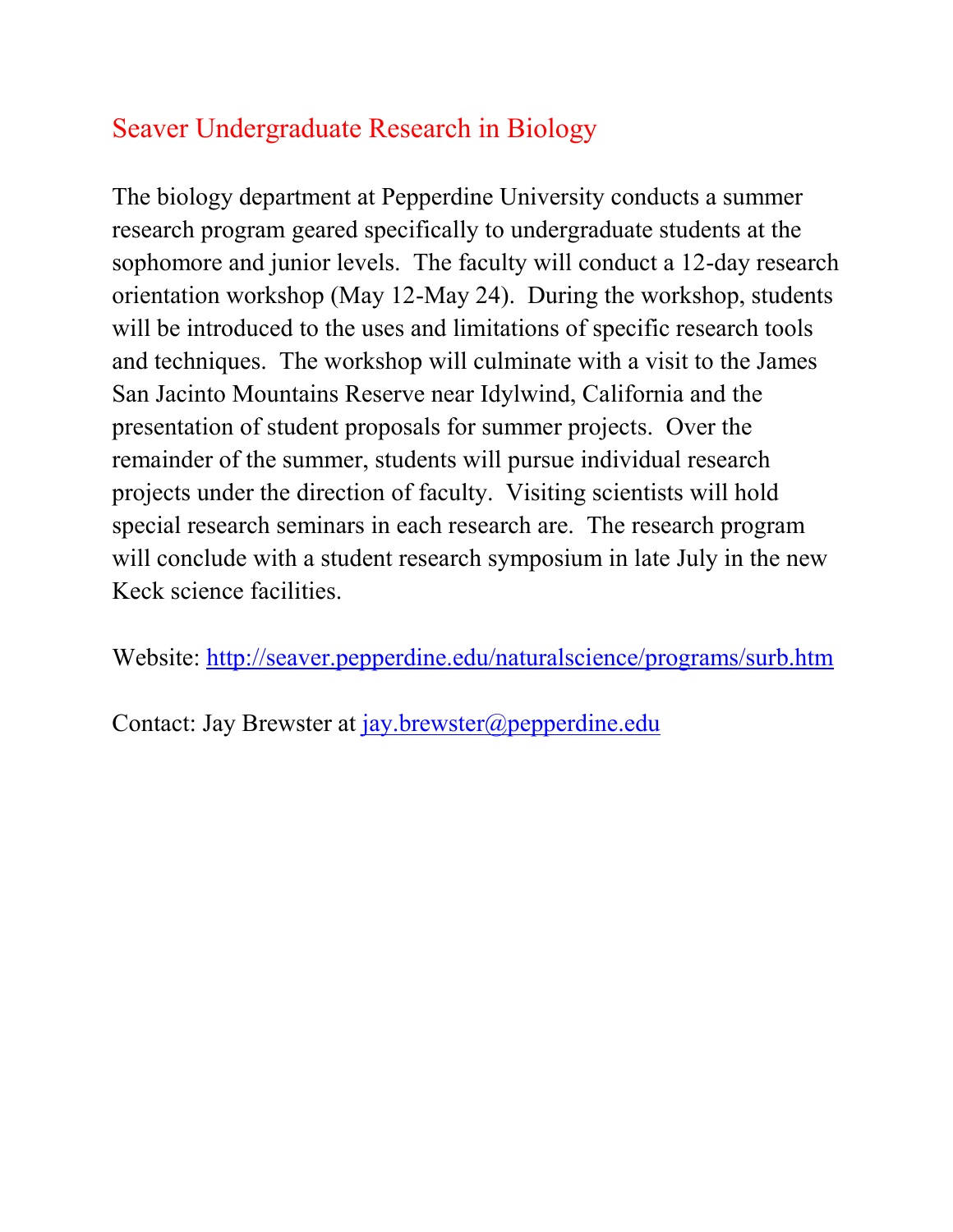## Seaver Undergraduate Research in Biology

The biology department at Pepperdine University conducts a summer research program geared specifically to undergraduate students at the sophomore and junior levels. The faculty will conduct a 12-day research orientation workshop (May 12-May 24). During the workshop, students will be introduced to the uses and limitations of specific research tools and techniques. The workshop will culminate with a visit to the James San Jacinto Mountains Reserve near Idylwind, California and the presentation of student proposals for summer projects. Over the remainder of the summer, students will pursue individual research projects under the direction of faculty. Visiting scientists will hold special research seminars in each research are. The research program will conclude with a student research symposium in late July in the new Keck science facilities.

Website: http://seaver.pepperdine.edu/naturalscience/programs/surb.htm

Contact: Jay Brewster at jay.brewster@pepperdine.edu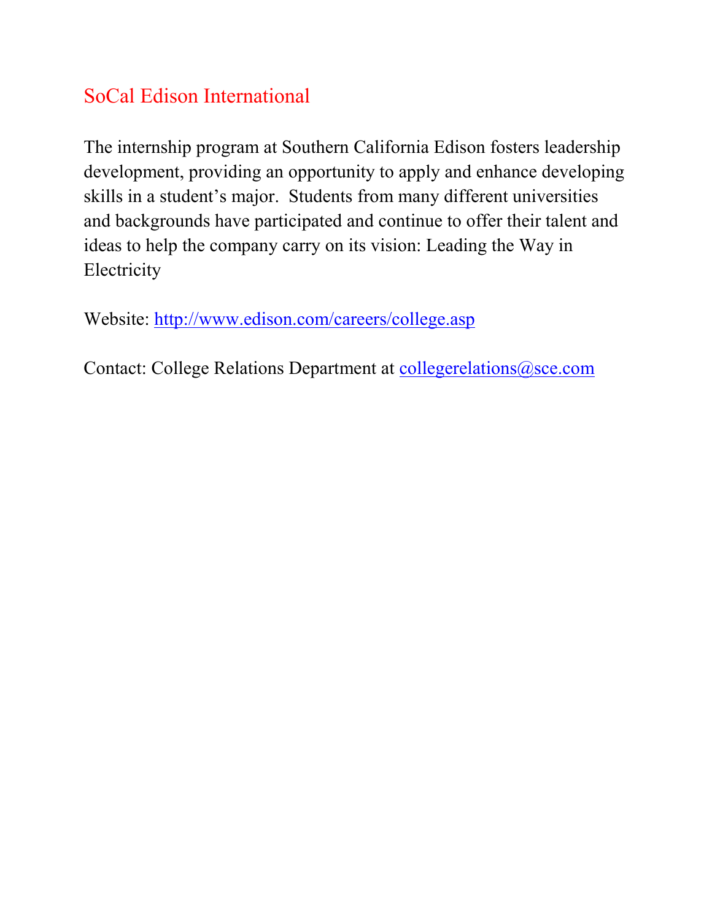## SoCal Edison International

The internship program at Southern California Edison fosters leadership development, providing an opportunity to apply and enhance developing skills in a student's major. Students from many different universities and backgrounds have participated and continue to offer their talent and ideas to help the company carry on its vision: Leading the Way in Electricity

Website: [http://www.edison.com/careers/college.asp](http://www.edison.com/careers/college.asp)

Contact: College Relations Department at [collegerelations@sce.com](mailto:collegerelations@sce.com)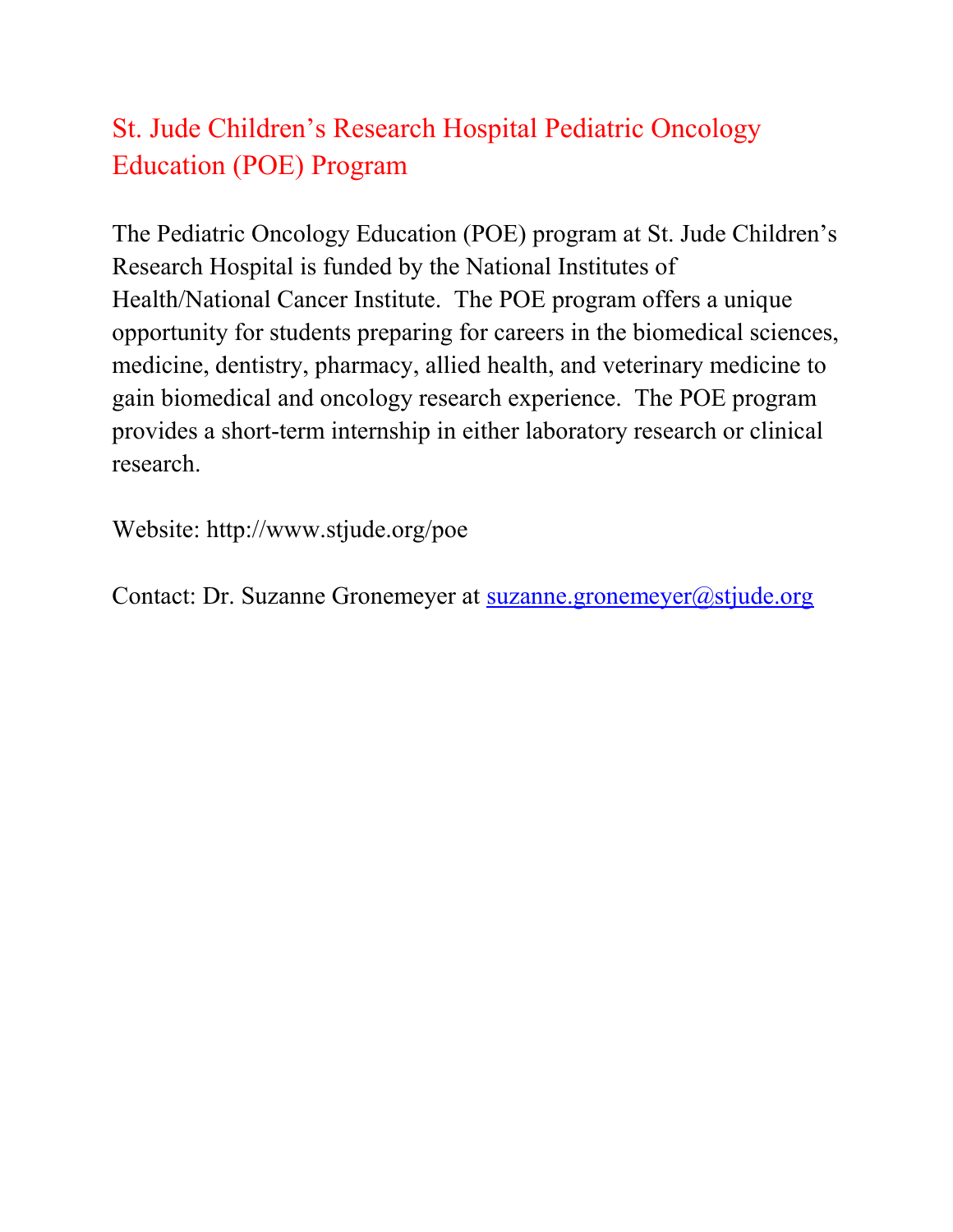## St. Jude Children's Research Hospital Pediatric Oncology Education (POE) Program

The Pediatric Oncology Education (POE) program at St. Jude Children's Research Hospital is funded by the National Institutes of Health/National Cancer Institute. The POE program offers a unique opportunity for students preparing for careers in the biomedical sciences, medicine, dentistry, pharmacy, allied health, and veterinary medicine to gain biomedical and oncology research experience. The POE program provides a short-term internship in either laboratory research or clinical research.

Website: http://www.stjude.org/poe

Contact: Dr. Suzanne Gronemeyer at suzanne.gronemeyer@stjude.org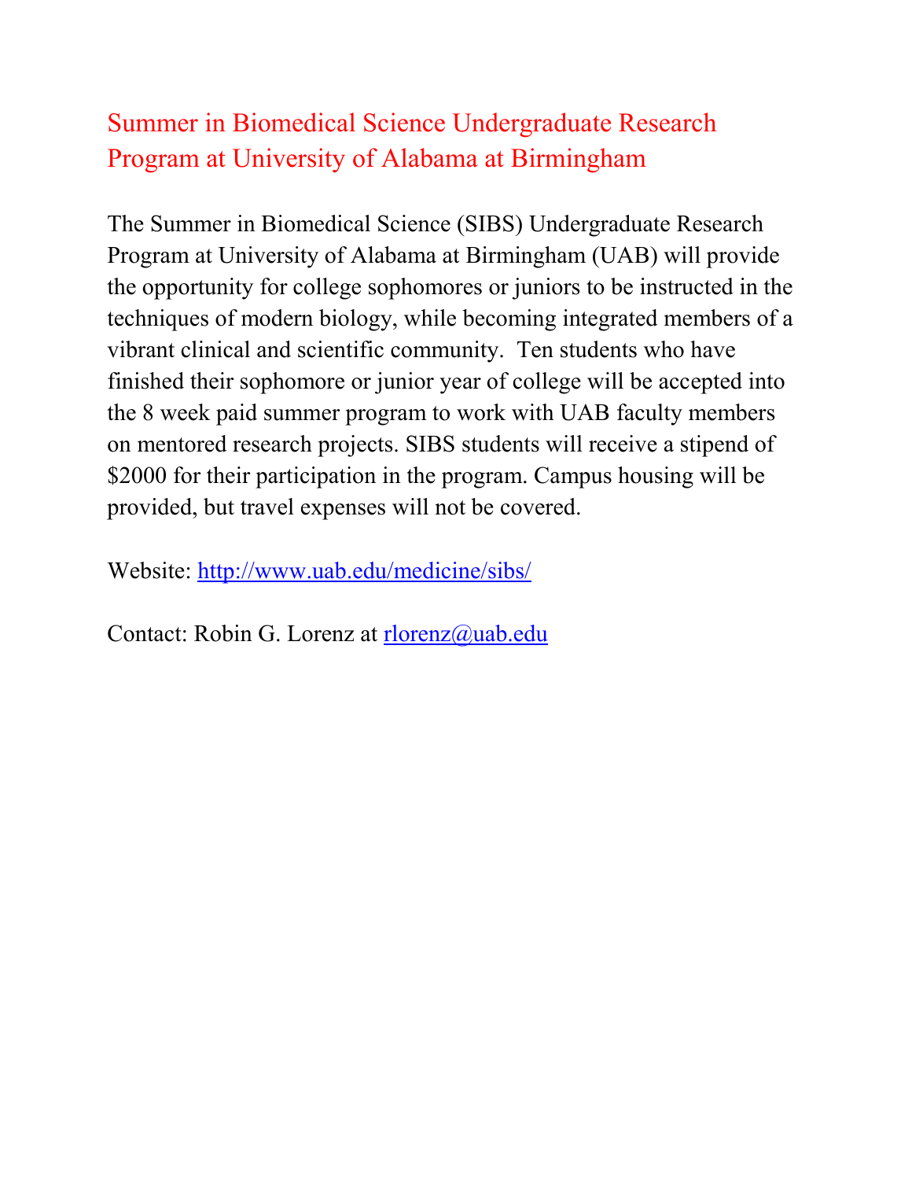## Summer in Biomedical Science Undergraduate Research Program at University of Alabama at Birmingham

The Summer in Biomedical Science (SIBS) Undergraduate Research Program at University of Alabama at Birmingham (UAB) will provide the opportunity for college sophomores or juniors to be instructed in the techniques of modern biology, while becoming integrated members of a vibrant clinical and scientific community. Ten students who have finished their sophomore or junior year of college will be accepted into the 8 week paid summer program to work with UAB faculty members on mentored research projects. SIBS students will receive a stipend of $2000 for their participation in the program. Campus housing will be provided, but travel expenses will not be covered.

Website: http://www.uab.edu/medicine/sibs/

Contact: Robin G. Lorenz at rlorenz@uab.edu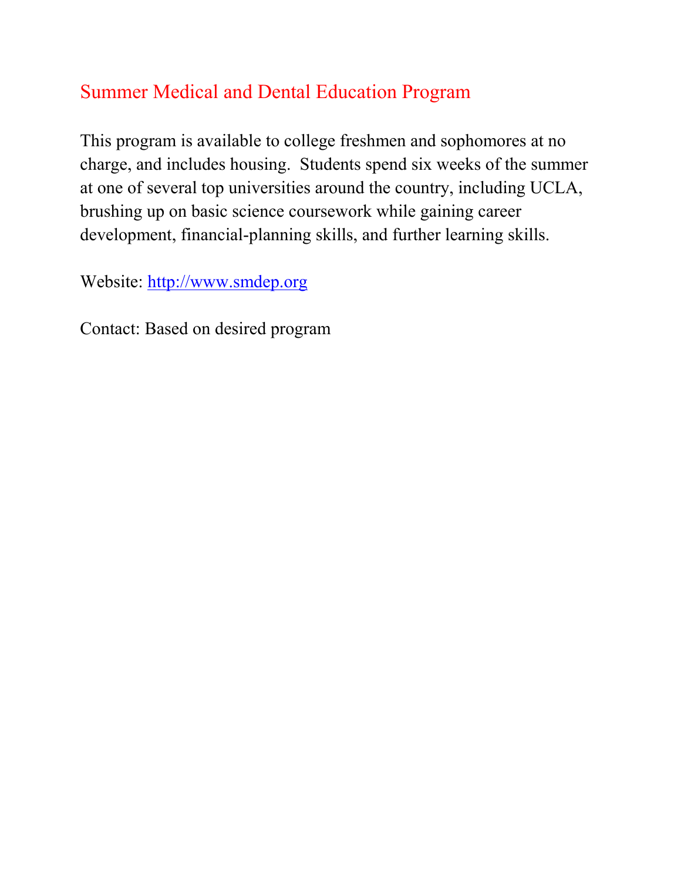## Summer Medical and Dental Education Program

This program is available to college freshmen and sophomores at no charge, and includes housing. Students spend six weeks of the summer at one of several top universities around the country, including UCLA, brushing up on basic science coursework while gaining career development, financial-planning skills, and further learning skills.

Website: [http://www.smdep.org](http://www.smdep.org)

Contact: Based on desired program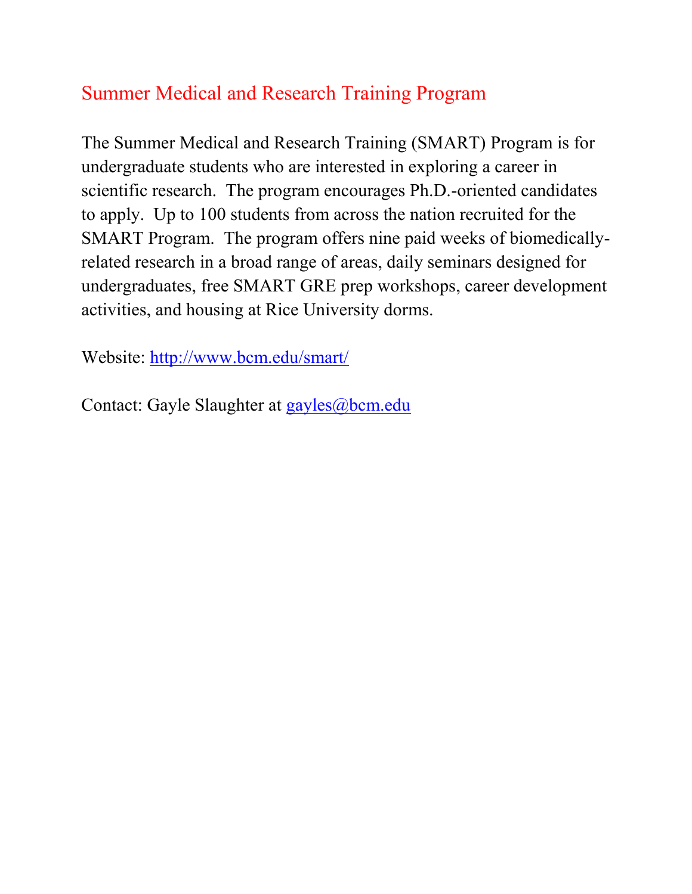## Summer Medical and Research Training Program

The Summer Medical and Research Training (SMART) Program is for undergraduate students who are interested in exploring a career in scientific research. The program encourages Ph.D.-oriented candidates to apply. Up to 100 students from across the nation recruited for the SMART Program. The program offers nine paid weeks of biomedically-related research in a broad range of areas, daily seminars designed for undergraduates, free SMART GRE prep workshops, career development activities, and housing at Rice University dorms.

Website: http://www.bcm.edu/smart/

Contact: Gayle Slaughter at gayles@bcm.edu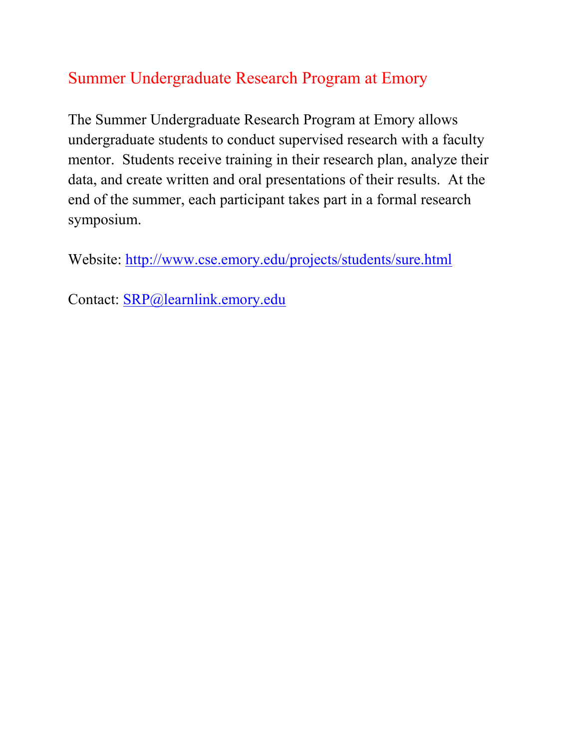## Summer Undergraduate Research Program at Emory

The Summer Undergraduate Research Program at Emory allows undergraduate students to conduct supervised research with a faculty mentor. Students receive training in their research plan, analyze their data, and create written and oral presentations of their results. At the end of the summer, each participant takes part in a formal research symposium.

Website: http://www.cse.emory.edu/projects/students/sure.html

Contact: SRP@learnlink.emory.edu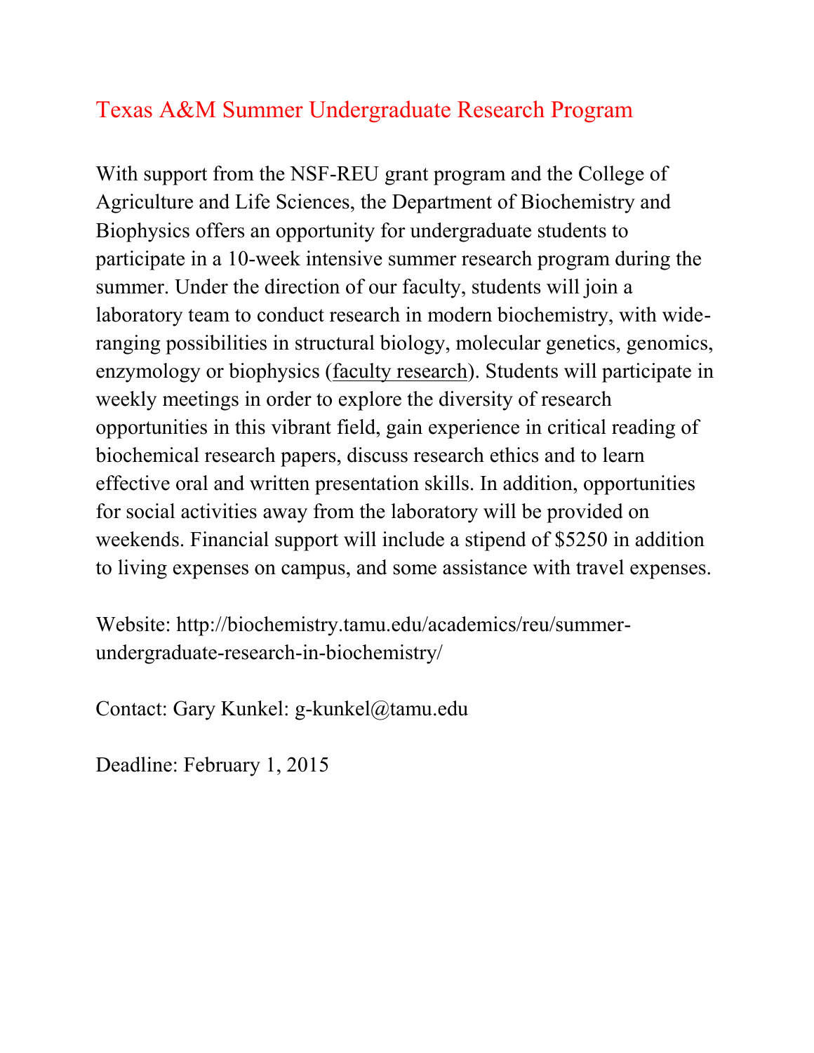## Texas A&M Summer Undergraduate Research Program

With support from the NSF-REU grant program and the College of Agriculture and Life Sciences, the Department of Biochemistry and Biophysics offers an opportunity for undergraduate students to participate in a 10-week intensive summer research program during the summer. Under the direction of our faculty, students will join a laboratory team to conduct research in modern biochemistry, with wide-ranging possibilities in structural biology, molecular genetics, genomics, enzymology or biophysics (faculty research). Students will participate in weekly meetings in order to explore the diversity of research opportunities in this vibrant field, gain experience in critical reading of biochemical research papers, discuss research ethics and to learn effective oral and written presentation skills. In addition, opportunities for social activities away from the laboratory will be provided on weekends. Financial support will include a stipend of $5250 in addition to living expenses on campus, and some assistance with travel expenses.

Website: http://biochemistry.tamu.edu/academics/reu/summer-undergraduate-research-in-biochemistry/

Contact: Gary Kunkel: g-kunkel@tamu.edu

Deadline: February 1, 2015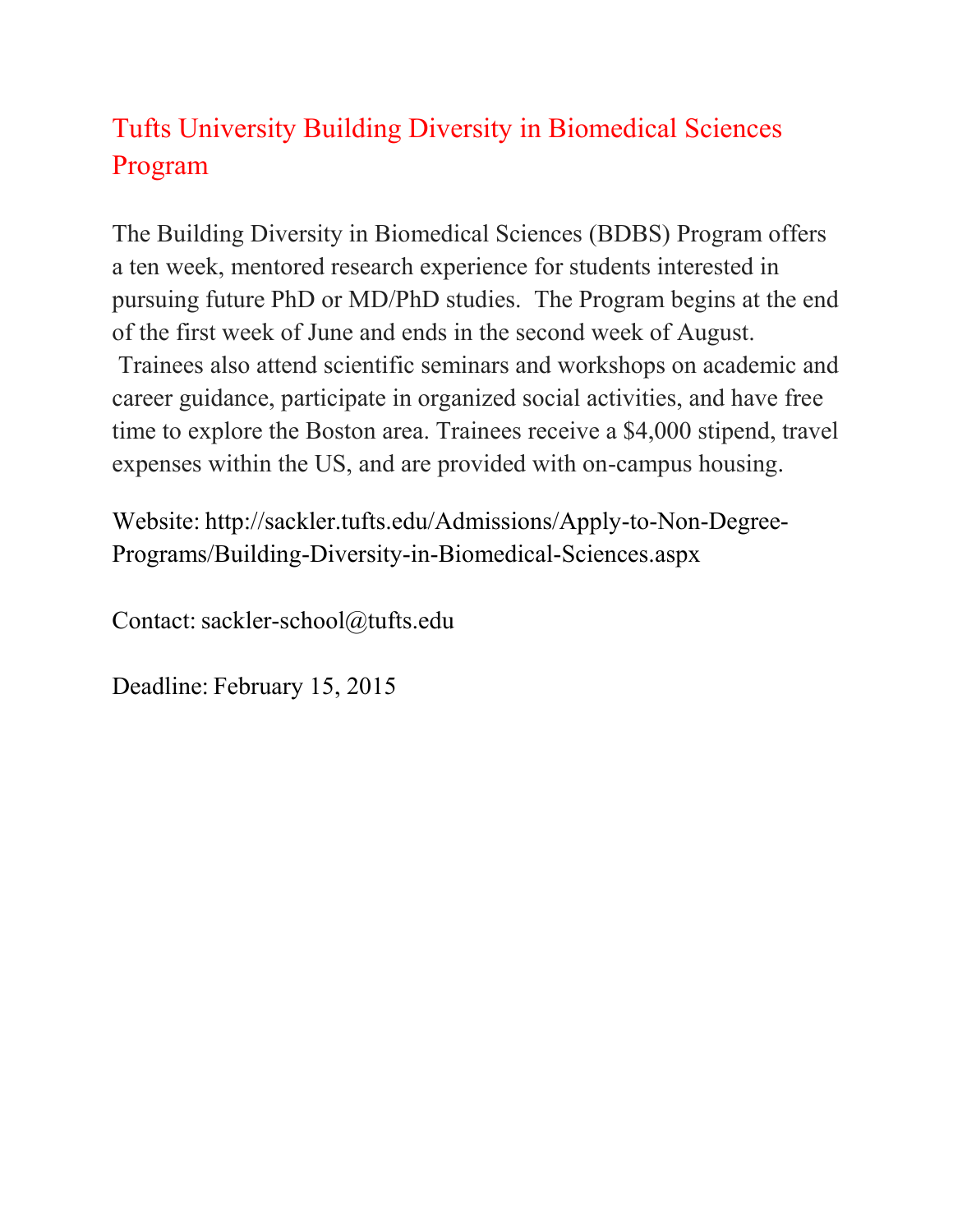## Tufts University Building Diversity in Biomedical Sciences Program

The Building Diversity in Biomedical Sciences (BDBS) Program offers a ten week, mentored research experience for students interested in pursuing future PhD or MD/PhD studies. The Program begins at the end of the first week of June and ends in the second week of August. Trainees also attend scientific seminars and workshops on academic and career guidance, participate in organized social activities, and have free time to explore the Boston area. Trainees receive a $4,000 stipend, travel expenses within the US, and are provided with on-campus housing.

Website: http://sackler.tufts.edu/Admissions/Apply-to-Non-Degree-Programs/Building-Diversity-in-Biomedical-Sciences.aspx

Contact: sackler-school@tufts.edu

Deadline: February 15, 2015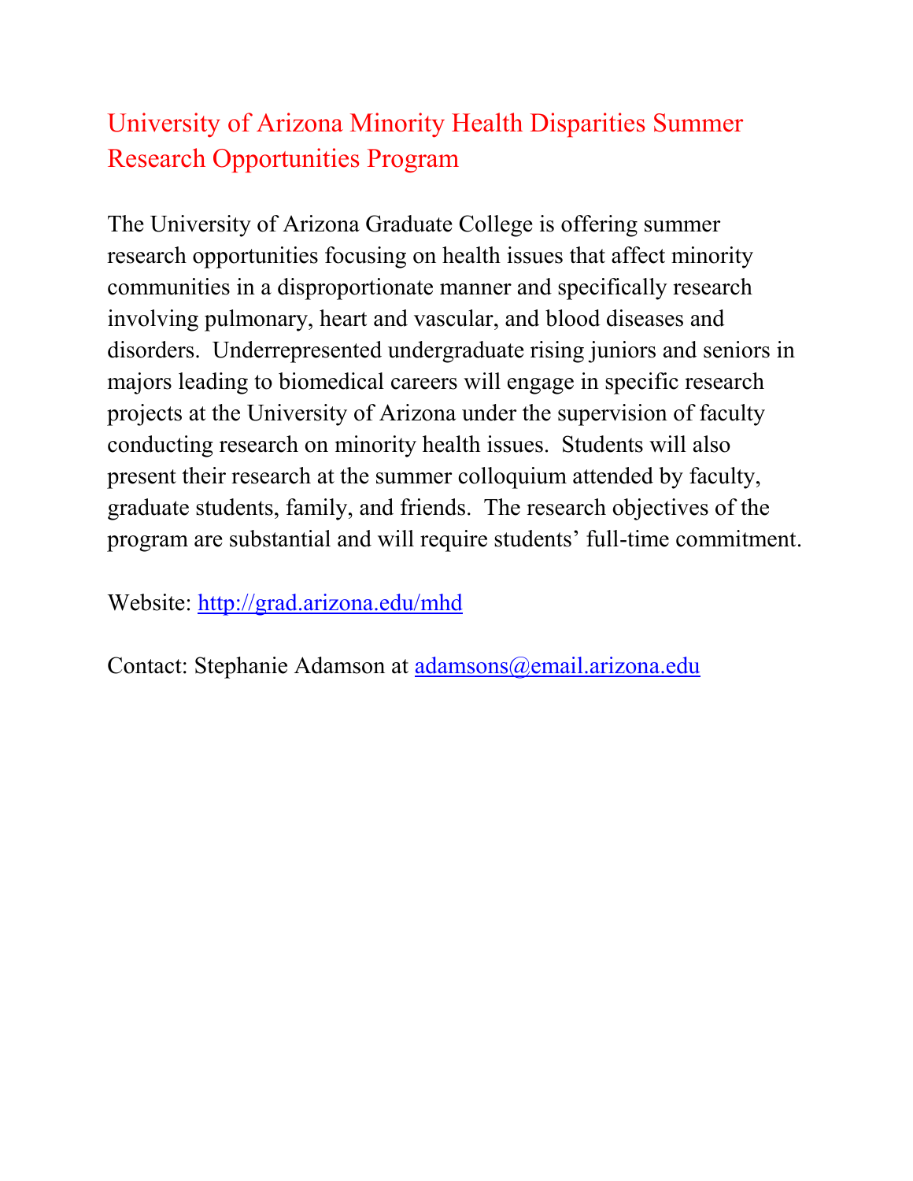## University of Arizona Minority Health Disparities Summer Research Opportunities Program

The University of Arizona Graduate College is offering summer research opportunities focusing on health issues that affect minority communities in a disproportionate manner and specifically research involving pulmonary, heart and vascular, and blood diseases and disorders. Underrepresented undergraduate rising juniors and seniors in majors leading to biomedical careers will engage in specific research projects at the University of Arizona under the supervision of faculty conducting research on minority health issues. Students will also present their research at the summer colloquium attended by faculty, graduate students, family, and friends. The research objectives of the program are substantial and will require students' full-time commitment.

Website: [http://grad.arizona.edu/mhd](http://grad.arizona.edu/mhd)

Contact: Stephanie Adamson at [adamsons@email.arizona.edu](mailto:adamsons@email.arizona.edu)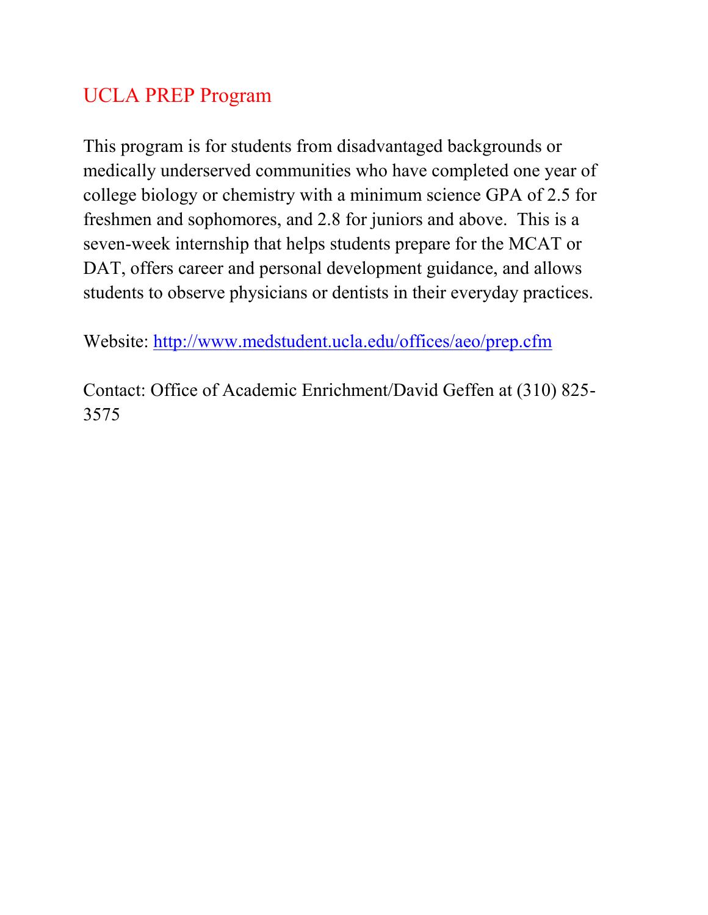## UCLA PREP Program

This program is for students from disadvantaged backgrounds or medically underserved communities who have completed one year of college biology or chemistry with a minimum science GPA of 2.5 for freshmen and sophomores, and 2.8 for juniors and above. This is a seven-week internship that helps students prepare for the MCAT or DAT, offers career and personal development guidance, and allows students to observe physicians or dentists in their everyday practices.

Website: http://www.medstudent.ucla.edu/offices/aeo/prep.cfm

Contact: Office of Academic Enrichment/David Geffen at (310) 825-3575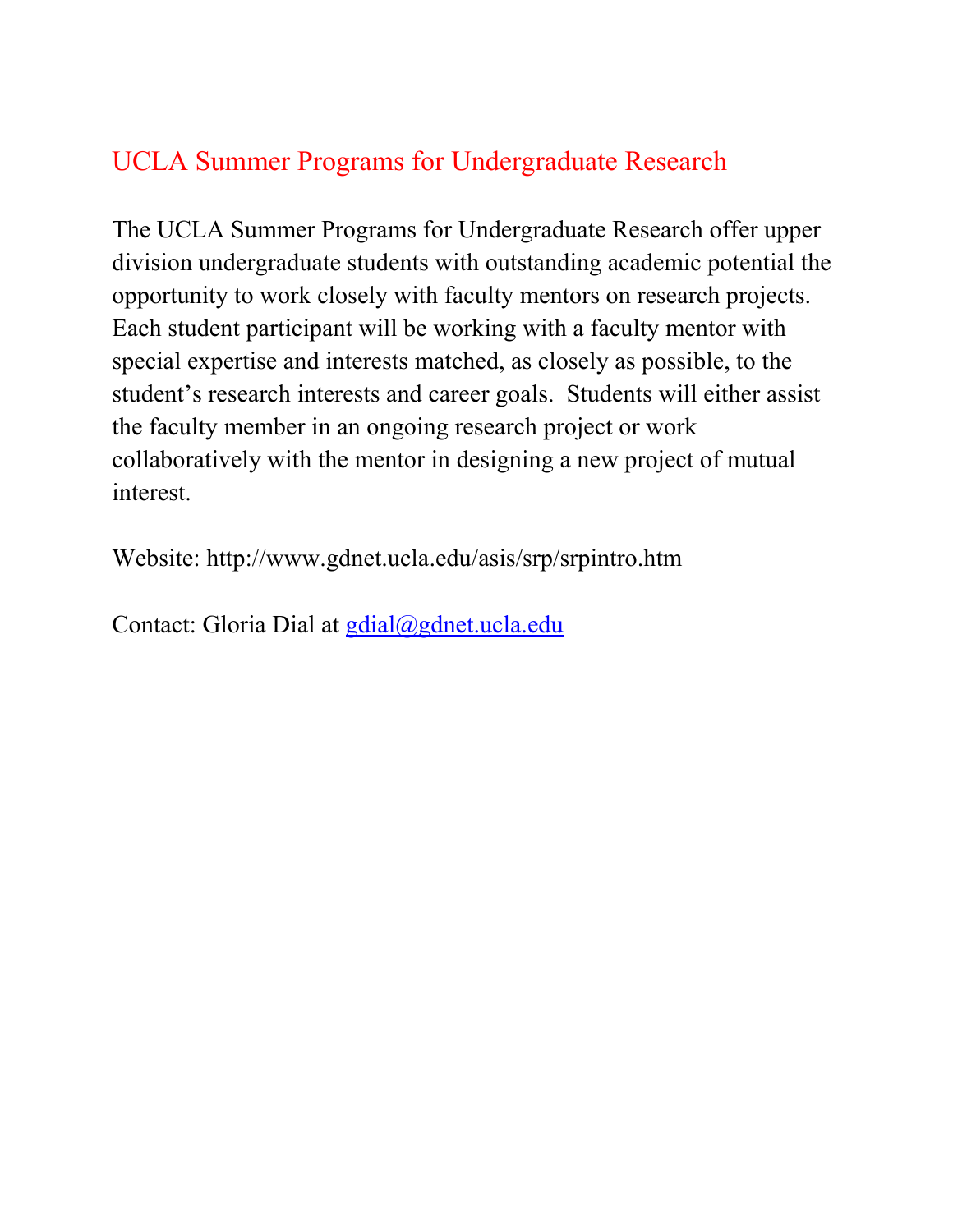# UCLA Summer Programs for Undergraduate Research

The UCLA Summer Programs for Undergraduate Research offer upper division undergraduate students with outstanding academic potential the opportunity to work closely with faculty mentors on research projects. Each student participant will be working with a faculty mentor with special expertise and interests matched, as closely as possible, to the student's research interests and career goals. Students will either assist the faculty member in an ongoing research project or work collaboratively with the mentor in designing a new project of mutual interest.

Website: http://www.gdnet.ucla.edu/asis/srp/srpintro.htm

Contact: Gloria Dial at gdial@gdnet.ucla.edu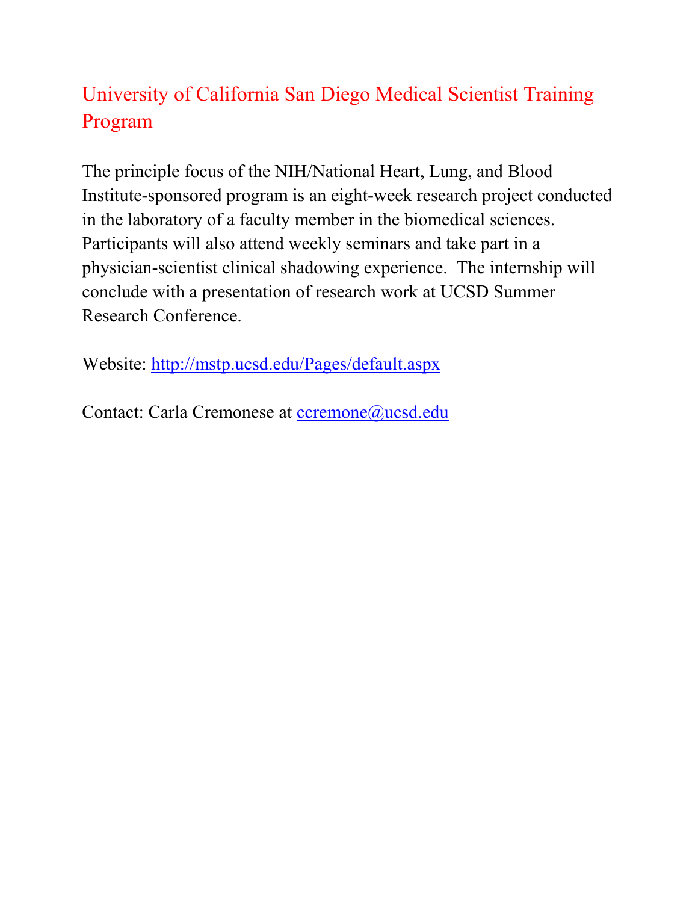## University of California San Diego Medical Scientist Training Program

The principle focus of the NIH/National Heart, Lung, and Blood Institute-sponsored program is an eight-week research project conducted in the laboratory of a faculty member in the biomedical sciences. Participants will also attend weekly seminars and take part in a physician-scientist clinical shadowing experience. The internship will conclude with a presentation of research work at UCSD Summer Research Conference.

Website: http://mstp.ucsd.edu/Pages/default.aspx

Contact: Carla Cremonese at ccremone@ucsd.edu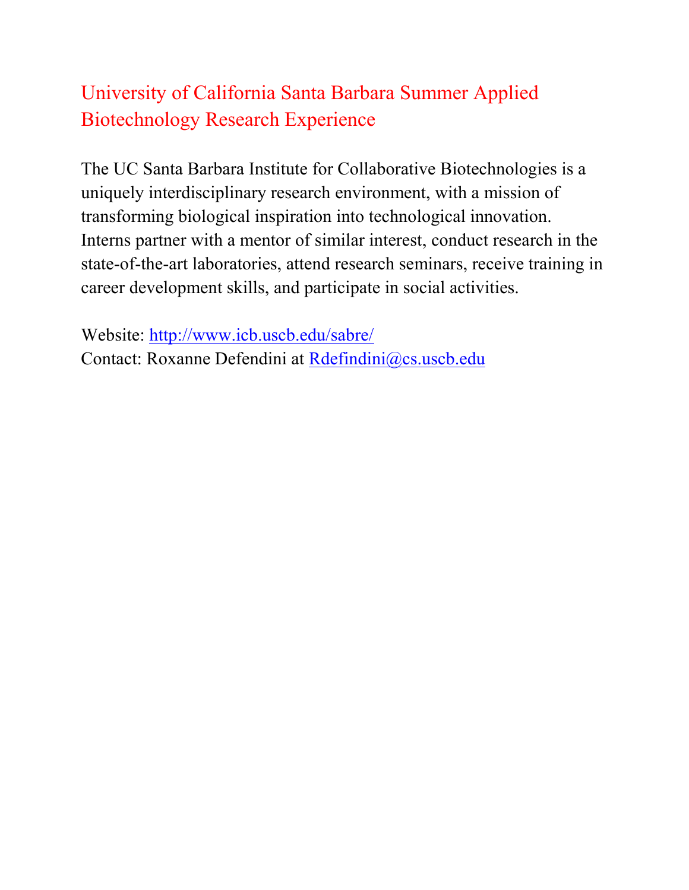# University of California Santa Barbara Summer Applied Biotechnology Research Experience

The UC Santa Barbara Institute for Collaborative Biotechnologies is a uniquely interdisciplinary research environment, with a mission of transforming biological inspiration into technological innovation. Interns partner with a mentor of similar interest, conduct research in the state-of-the-art laboratories, attend research seminars, receive training in career development skills, and participate in social activities.

Website: http://www.icb.uscb.edu/sabre/
Contact: Roxanne Defendini at Rdefindini@cs.uscb.edu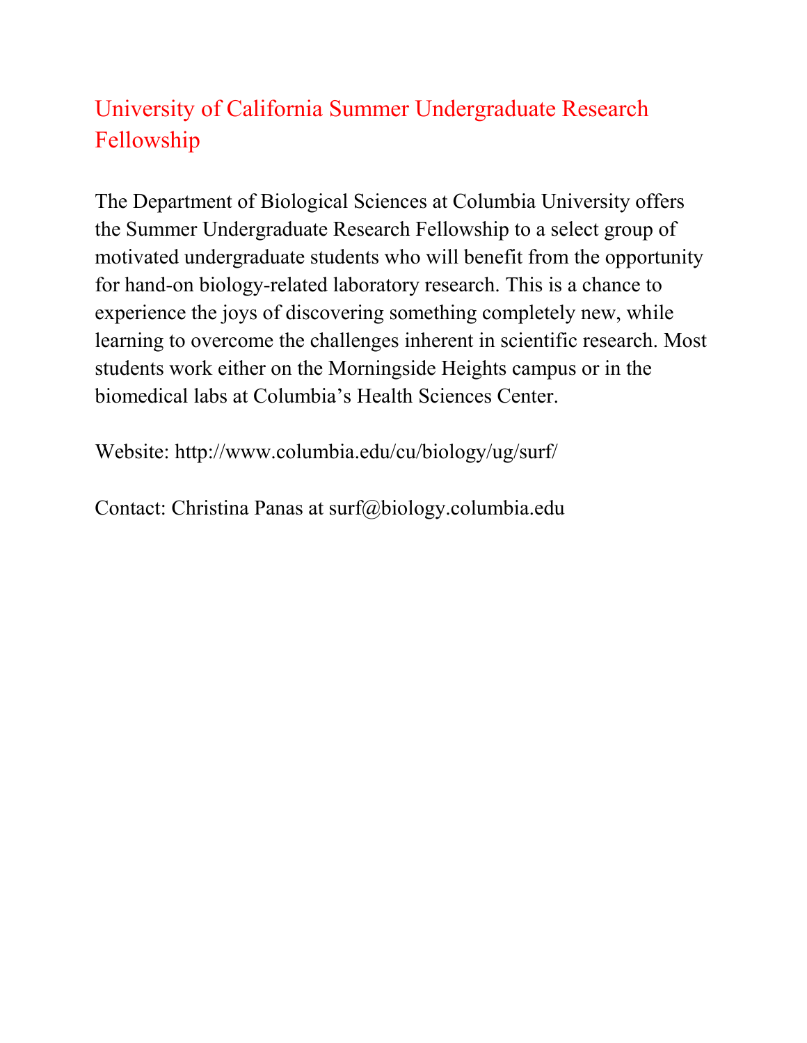## University of California Summer Undergraduate Research Fellowship

The Department of Biological Sciences at Columbia University offers the Summer Undergraduate Research Fellowship to a select group of motivated undergraduate students who will benefit from the opportunity for hand-on biology-related laboratory research. This is a chance to experience the joys of discovering something completely new, while learning to overcome the challenges inherent in scientific research. Most students work either on the Morningside Heights campus or in the biomedical labs at Columbia's Health Sciences Center.

Website: http://www.columbia.edu/cu/biology/ug/surf/

Contact: Christina Panas at surf@biology.columbia.edu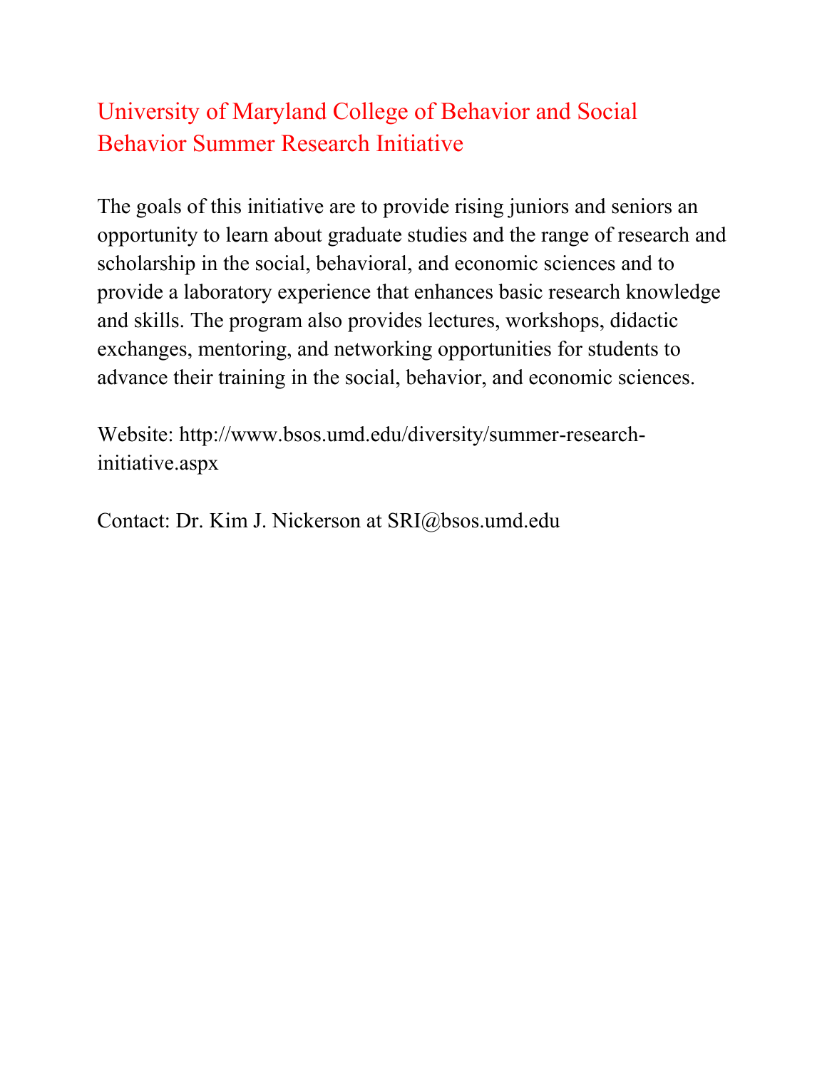## University of Maryland College of Behavior and Social Behavior Summer Research Initiative

The goals of this initiative are to provide rising juniors and seniors an opportunity to learn about graduate studies and the range of research and scholarship in the social, behavioral, and economic sciences and to provide a laboratory experience that enhances basic research knowledge and skills. The program also provides lectures, workshops, didactic exchanges, mentoring, and networking opportunities for students to advance their training in the social, behavior, and economic sciences.

Website: http://www.bsos.umd.edu/diversity/summer-research-initiative.aspx

Contact: Dr. Kim J. Nickerson at SRI@bsos.umd.edu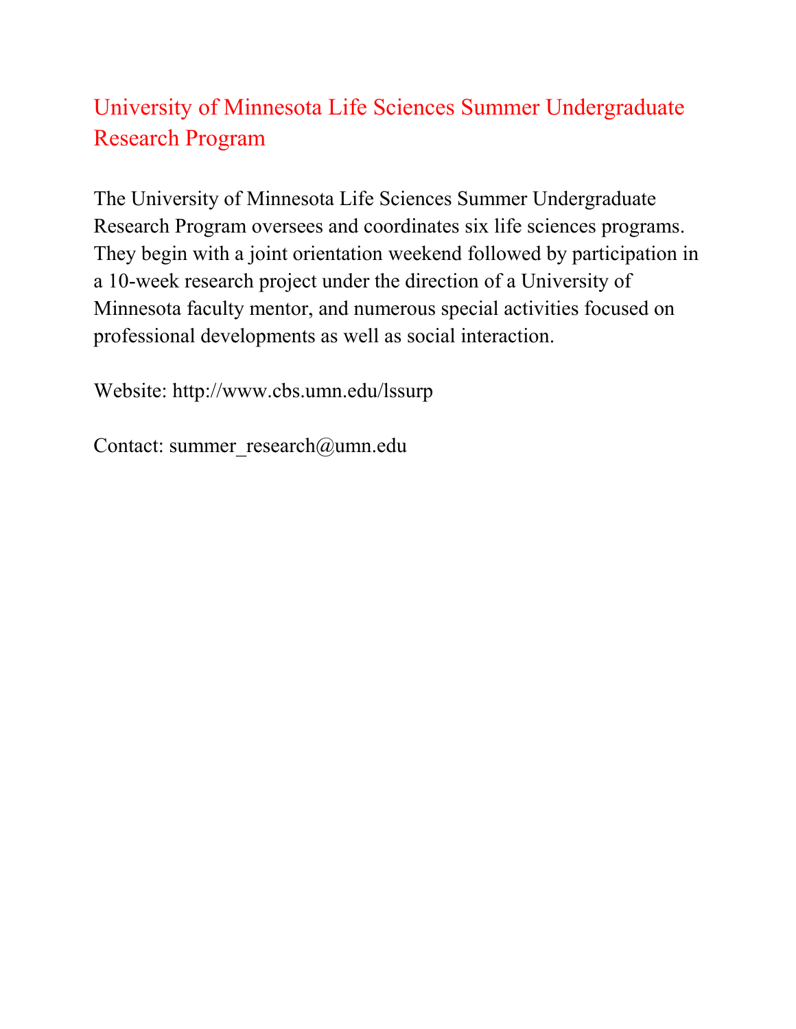## University of Minnesota Life Sciences Summer Undergraduate Research Program

The University of Minnesota Life Sciences Summer Undergraduate Research Program oversees and coordinates six life sciences programs. They begin with a joint orientation weekend followed by participation in a 10-week research project under the direction of a University of Minnesota faculty mentor, and numerous special activities focused on professional developments as well as social interaction.

Website: http://www.cbs.umn.edu/lssurp

Contact: summer_research@umn.edu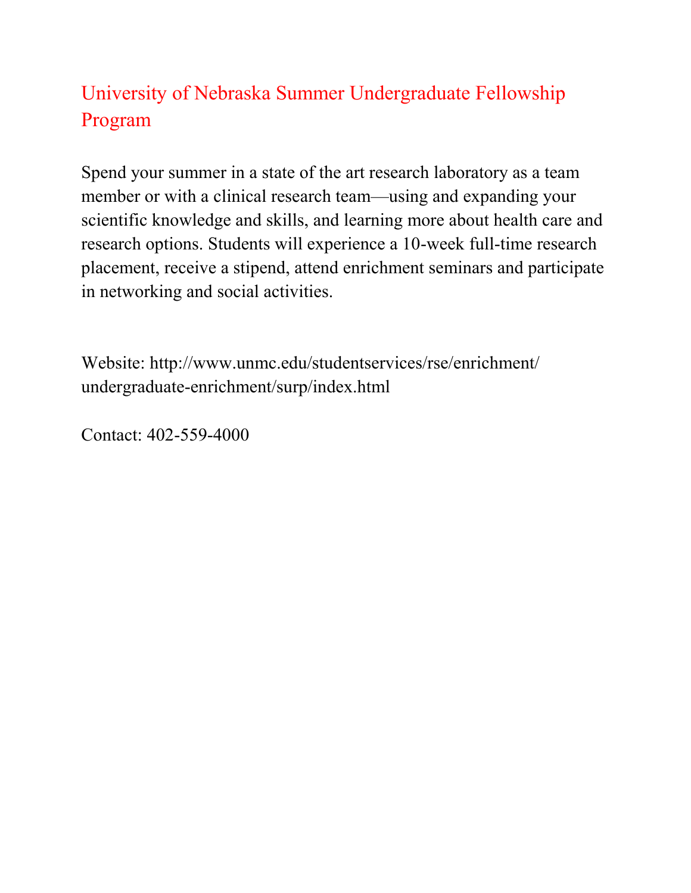## University of Nebraska Summer Undergraduate Fellowship Program

Spend your summer in a state of the art research laboratory as a team member or with a clinical research team—using and expanding your scientific knowledge and skills, and learning more about health care and research options. Students will experience a 10-week full-time research placement, receive a stipend, attend enrichment seminars and participate in networking and social activities.

Website: http://www.unmc.edu/studentservices/rse/enrichment/undergraduate-enrichment/surp/index.html

Contact: 402-559-4000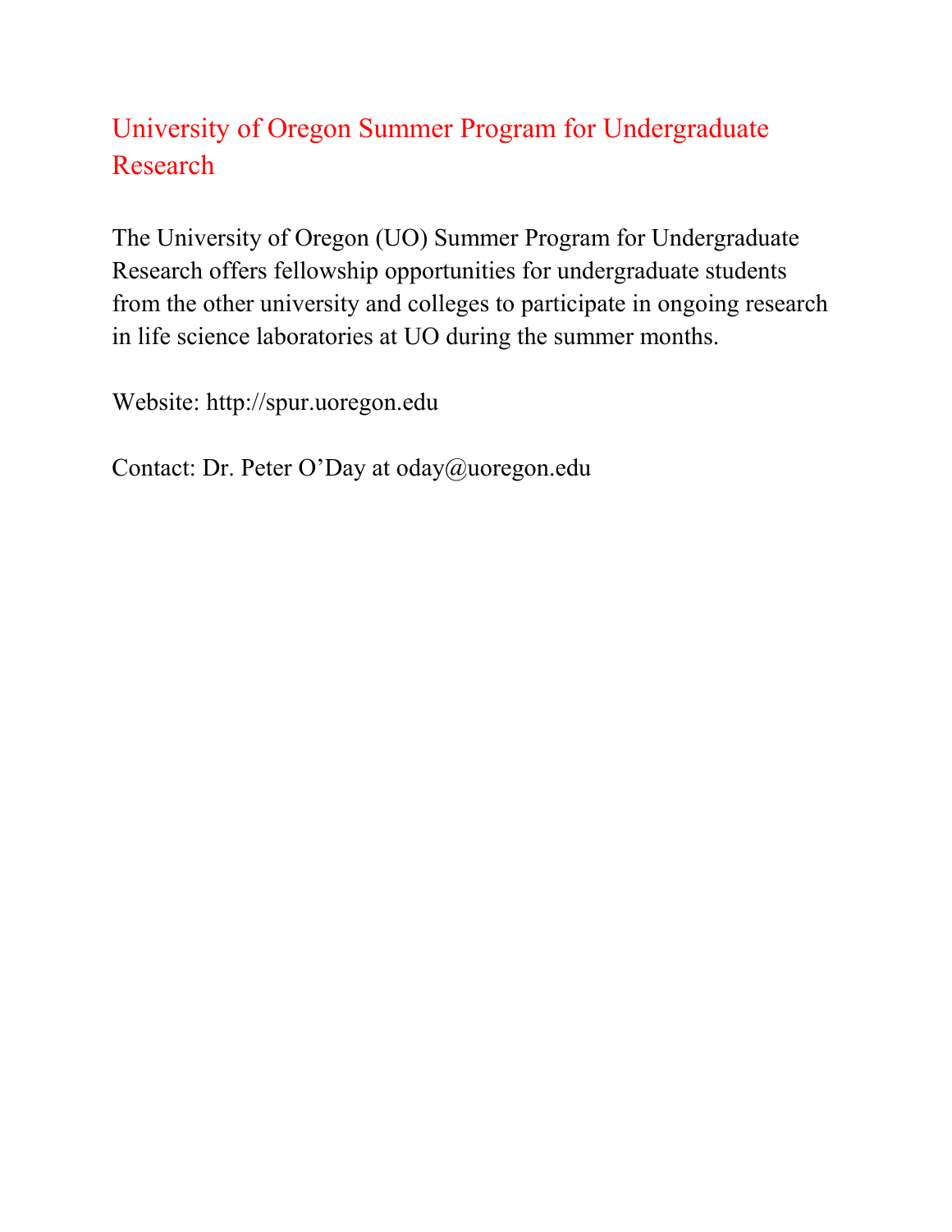## University of Oregon Summer Program for Undergraduate Research

The University of Oregon (UO) Summer Program for Undergraduate Research offers fellowship opportunities for undergraduate students from the other university and colleges to participate in ongoing research in life science laboratories at UO during the summer months.

Website: http://spur.uoregon.edu

Contact: Dr. Peter O'Day at oday@uoregon.edu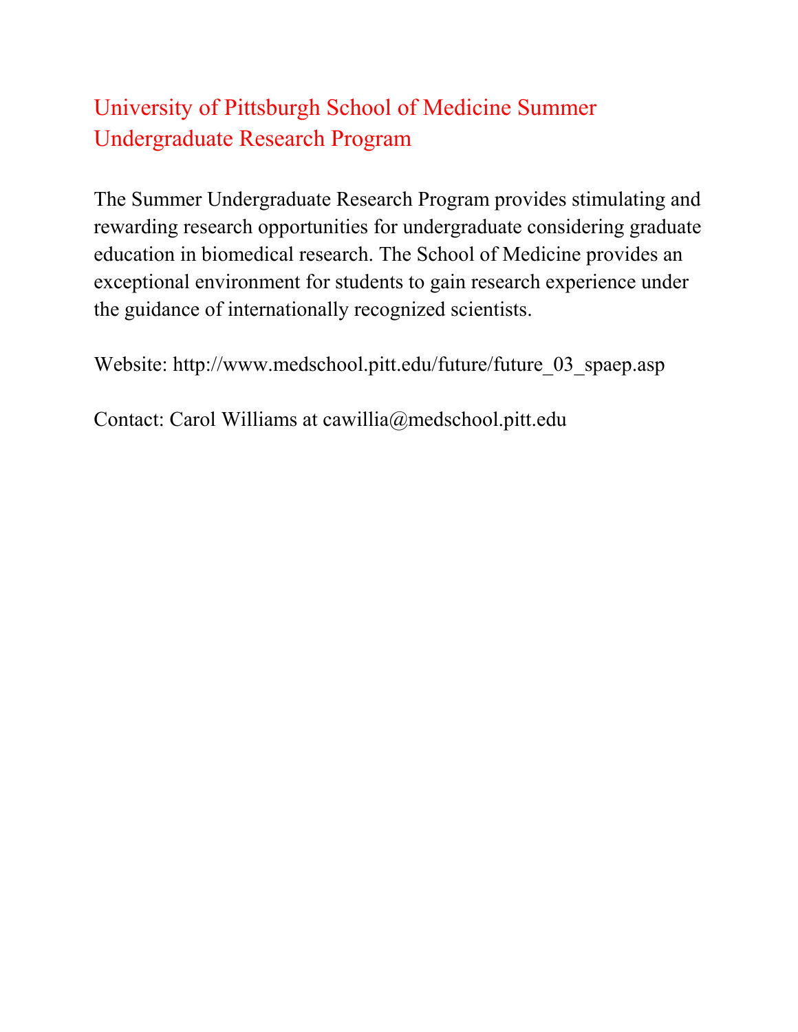## University of Pittsburgh School of Medicine Summer Undergraduate Research Program

The Summer Undergraduate Research Program provides stimulating and rewarding research opportunities for undergraduate considering graduate education in biomedical research. The School of Medicine provides an exceptional environment for students to gain research experience under the guidance of internationally recognized scientists.

Website: http://www.medschool.pitt.edu/future/future_03_spaep.asp

Contact: Carol Williams at cawillia@medschool.pitt.edu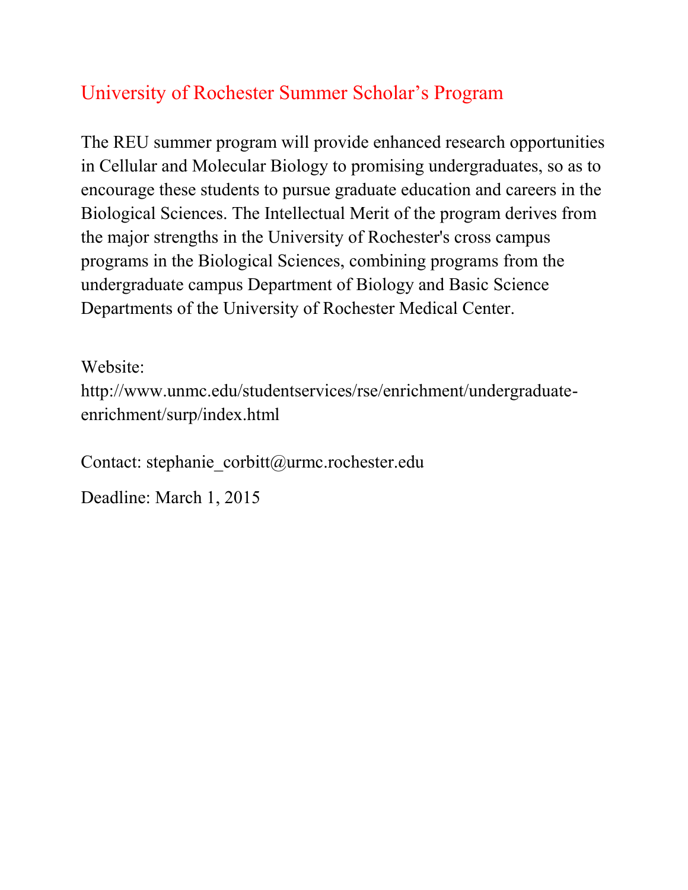## University of Rochester Summer Scholar's Program

The REU summer program will provide enhanced research opportunities in Cellular and Molecular Biology to promising undergraduates, so as to encourage these students to pursue graduate education and careers in the Biological Sciences. The Intellectual Merit of the program derives from the major strengths in the University of Rochester's cross campus programs in the Biological Sciences, combining programs from the undergraduate campus Department of Biology and Basic Science Departments of the University of Rochester Medical Center.

Website:
http://www.unmc.edu/studentservices/rse/enrichment/undergraduate-enrichment/surp/index.html

Contact: stephanie_corbitt@urmc.rochester.edu

Deadline: March 1, 2015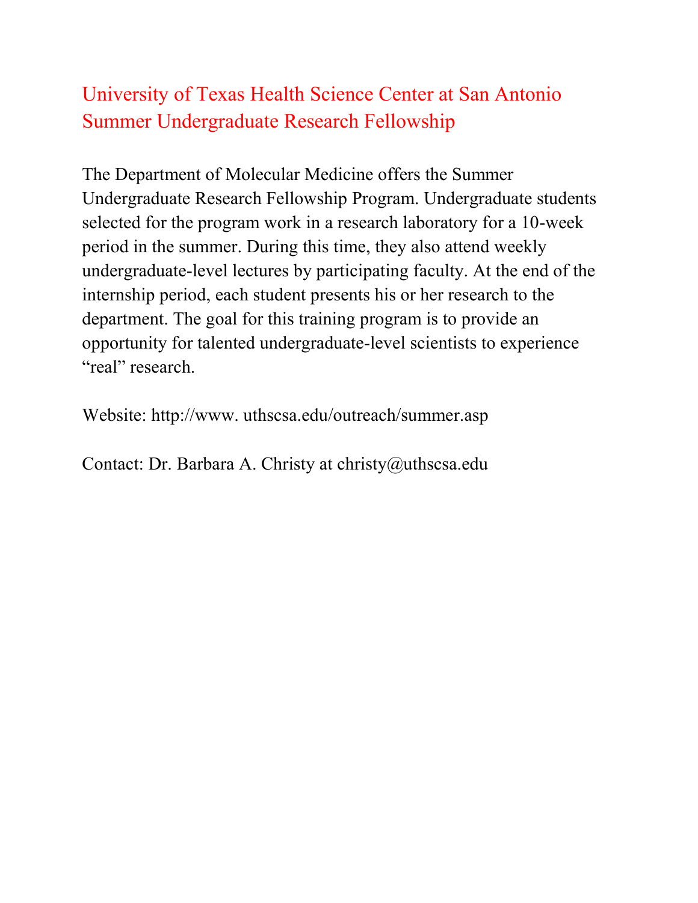# University of Texas Health Science Center at San Antonio Summer Undergraduate Research Fellowship

The Department of Molecular Medicine offers the Summer Undergraduate Research Fellowship Program. Undergraduate students selected for the program work in a research laboratory for a 10-week period in the summer. During this time, they also attend weekly undergraduate-level lectures by participating faculty. At the end of the internship period, each student presents his or her research to the department. The goal for this training program is to provide an opportunity for talented undergraduate-level scientists to experience "real" research.

Website: http://www. uthscsa.edu/outreach/summer.asp

Contact: Dr. Barbara A. Christy at christy@uthscsa.edu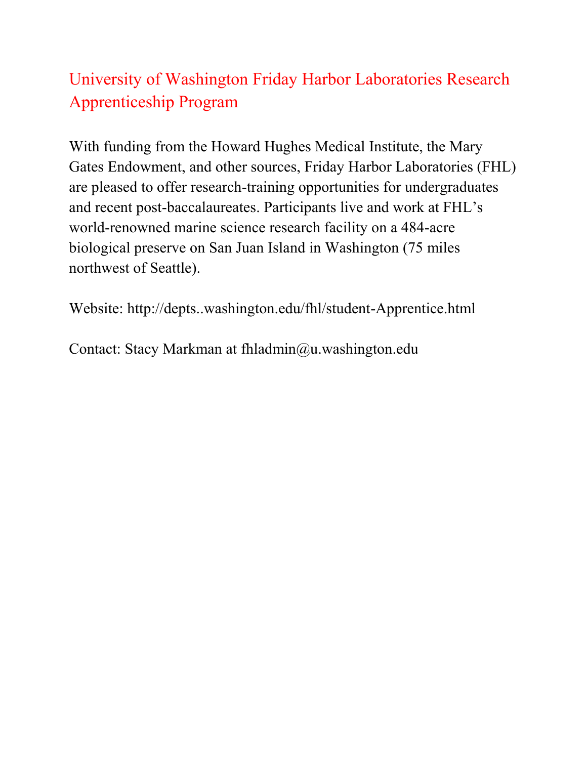# University of Washington Friday Harbor Laboratories Research Apprenticeship Program

With funding from the Howard Hughes Medical Institute, the Mary Gates Endowment, and other sources, Friday Harbor Laboratories (FHL) are pleased to offer research-training opportunities for undergraduates and recent post-baccalaureates. Participants live and work at FHL's world-renowned marine science research facility on a 484-acre biological preserve on San Juan Island in Washington (75 miles northwest of Seattle).

Website: http://depts..washington.edu/fhl/student-Apprentice.html

Contact: Stacy Markman at fhladmin@u.washington.edu